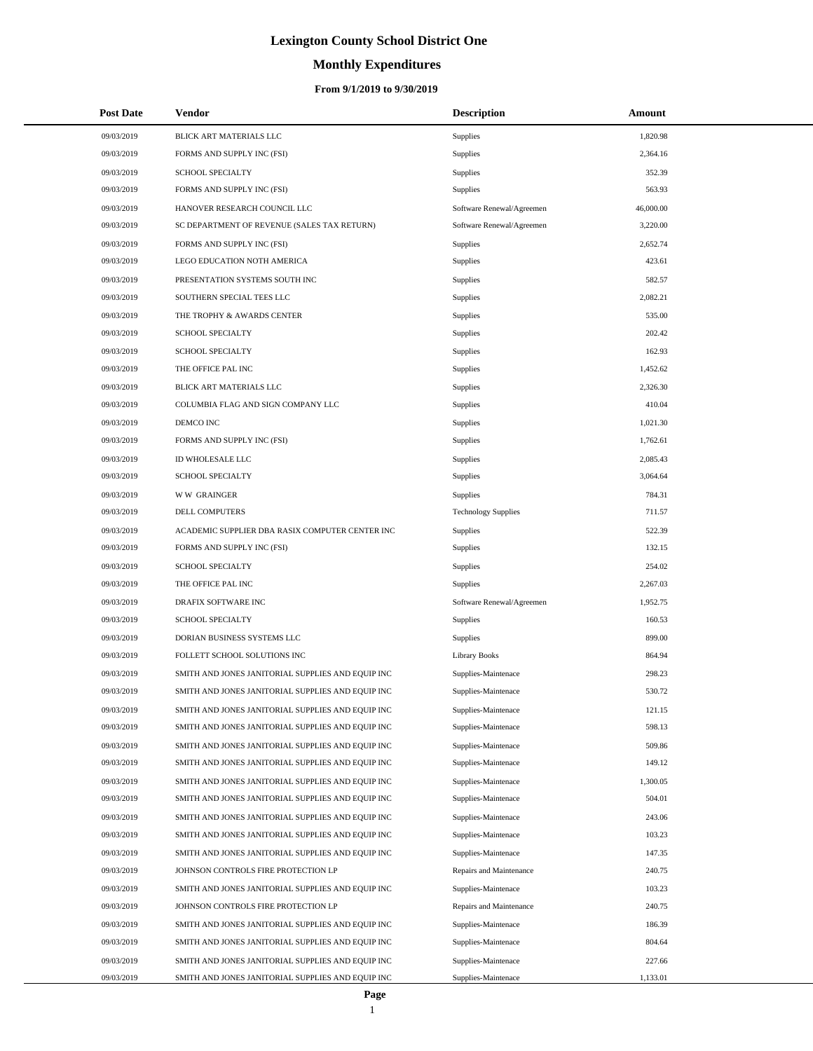# Lexington County School District One

## Monthly Expenditures

### From 9/1/2019 to 9/30/2019

| Post Date | Vendor | Description | Amount |
|---|---|---|---|
| 09/03/2019 | BLICK ART MATERIALS LLC | Supplies | 1,820.98 |
| 09/03/2019 | FORMS AND SUPPLY INC (FSI) | Supplies | 2,364.16 |
| 09/03/2019 | SCHOOL SPECIALTY | Supplies | 352.39 |
| 09/03/2019 | FORMS AND SUPPLY INC (FSI) | Supplies | 563.93 |
| 09/03/2019 | HANOVER RESEARCH COUNCIL LLC | Software Renewal/Agreemen | 46,000.00 |
| 09/03/2019 | SC DEPARTMENT OF REVENUE (SALES TAX RETURN) | Software Renewal/Agreemen | 3,220.00 |
| 09/03/2019 | FORMS AND SUPPLY INC (FSI) | Supplies | 2,652.74 |
| 09/03/2019 | LEGO EDUCATION NOTH AMERICA | Supplies | 423.61 |
| 09/03/2019 | PRESENTATION SYSTEMS SOUTH INC | Supplies | 582.57 |
| 09/03/2019 | SOUTHERN SPECIAL TEES LLC | Supplies | 2,082.21 |
| 09/03/2019 | THE TROPHY & AWARDS CENTER | Supplies | 535.00 |
| 09/03/2019 | SCHOOL SPECIALTY | Supplies | 202.42 |
| 09/03/2019 | SCHOOL SPECIALTY | Supplies | 162.93 |
| 09/03/2019 | THE OFFICE PAL INC | Supplies | 1,452.62 |
| 09/03/2019 | BLICK ART MATERIALS LLC | Supplies | 2,326.30 |
| 09/03/2019 | COLUMBIA FLAG AND SIGN COMPANY LLC | Supplies | 410.04 |
| 09/03/2019 | DEMCO INC | Supplies | 1,021.30 |
| 09/03/2019 | FORMS AND SUPPLY INC (FSI) | Supplies | 1,762.61 |
| 09/03/2019 | ID WHOLESALE LLC | Supplies | 2,085.43 |
| 09/03/2019 | SCHOOL SPECIALTY | Supplies | 3,064.64 |
| 09/03/2019 | W W GRAINGER | Supplies | 784.31 |
| 09/03/2019 | DELL COMPUTERS | Technology Supplies | 711.57 |
| 09/03/2019 | ACADEMIC SUPPLIER DBA RASIX COMPUTER CENTER INC | Supplies | 522.39 |
| 09/03/2019 | FORMS AND SUPPLY INC (FSI) | Supplies | 132.15 |
| 09/03/2019 | SCHOOL SPECIALTY | Supplies | 254.02 |
| 09/03/2019 | THE OFFICE PAL INC | Supplies | 2,267.03 |
| 09/03/2019 | DRAFIX SOFTWARE INC | Software Renewal/Agreemen | 1,952.75 |
| 09/03/2019 | SCHOOL SPECIALTY | Supplies | 160.53 |
| 09/03/2019 | DORIAN BUSINESS SYSTEMS LLC | Supplies | 899.00 |
| 09/03/2019 | FOLLETT SCHOOL SOLUTIONS INC | Library Books | 864.94 |
| 09/03/2019 | SMITH AND JONES JANITORIAL SUPPLIES AND EQUIP INC | Supplies-Maintenace | 298.23 |
| 09/03/2019 | SMITH AND JONES JANITORIAL SUPPLIES AND EQUIP INC | Supplies-Maintenace | 530.72 |
| 09/03/2019 | SMITH AND JONES JANITORIAL SUPPLIES AND EQUIP INC | Supplies-Maintenace | 121.15 |
| 09/03/2019 | SMITH AND JONES JANITORIAL SUPPLIES AND EQUIP INC | Supplies-Maintenace | 598.13 |
| 09/03/2019 | SMITH AND JONES JANITORIAL SUPPLIES AND EQUIP INC | Supplies-Maintenace | 509.86 |
| 09/03/2019 | SMITH AND JONES JANITORIAL SUPPLIES AND EQUIP INC | Supplies-Maintenace | 149.12 |
| 09/03/2019 | SMITH AND JONES JANITORIAL SUPPLIES AND EQUIP INC | Supplies-Maintenace | 1,300.05 |
| 09/03/2019 | SMITH AND JONES JANITORIAL SUPPLIES AND EQUIP INC | Supplies-Maintenace | 504.01 |
| 09/03/2019 | SMITH AND JONES JANITORIAL SUPPLIES AND EQUIP INC | Supplies-Maintenace | 243.06 |
| 09/03/2019 | SMITH AND JONES JANITORIAL SUPPLIES AND EQUIP INC | Supplies-Maintenace | 103.23 |
| 09/03/2019 | SMITH AND JONES JANITORIAL SUPPLIES AND EQUIP INC | Supplies-Maintenace | 147.35 |
| 09/03/2019 | JOHNSON CONTROLS FIRE PROTECTION LP | Repairs and Maintenance | 240.75 |
| 09/03/2019 | SMITH AND JONES JANITORIAL SUPPLIES AND EQUIP INC | Supplies-Maintenace | 103.23 |
| 09/03/2019 | JOHNSON CONTROLS FIRE PROTECTION LP | Repairs and Maintenance | 240.75 |
| 09/03/2019 | SMITH AND JONES JANITORIAL SUPPLIES AND EQUIP INC | Supplies-Maintenace | 186.39 |
| 09/03/2019 | SMITH AND JONES JANITORIAL SUPPLIES AND EQUIP INC | Supplies-Maintenace | 804.64 |
| 09/03/2019 | SMITH AND JONES JANITORIAL SUPPLIES AND EQUIP INC | Supplies-Maintenace | 227.66 |
| 09/03/2019 | SMITH AND JONES JANITORIAL SUPPLIES AND EQUIP INC | Supplies-Maintenace | 1,133.01 |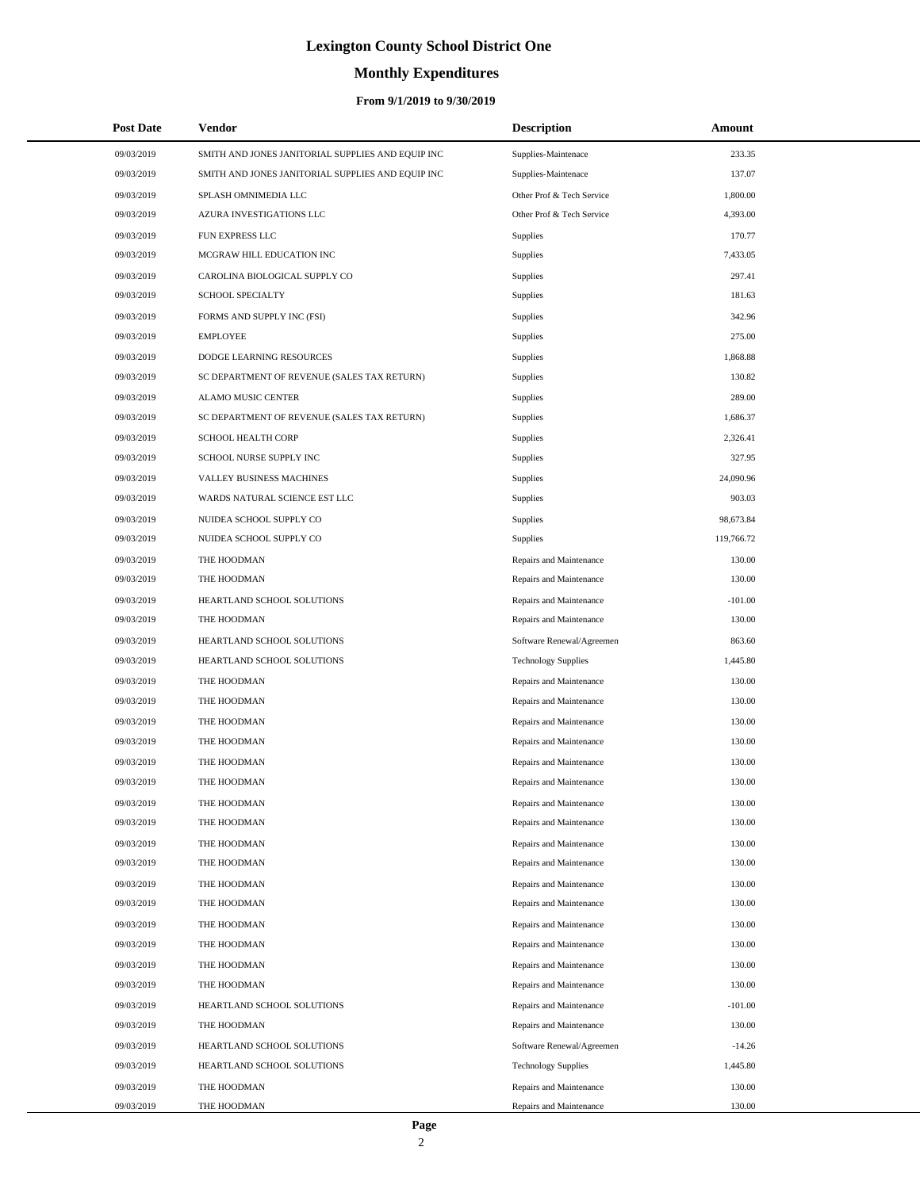# Lexington County School District One

## Monthly Expenditures

### From 9/1/2019 to 9/30/2019

| Post Date | Vendor | Description | Amount |
|---|---|---|---|
| 09/03/2019 | SMITH AND JONES JANITORIAL SUPPLIES AND EQUIP INC | Supplies-Maintenace | 233.35 |
| 09/03/2019 | SMITH AND JONES JANITORIAL SUPPLIES AND EQUIP INC | Supplies-Maintenace | 137.07 |
| 09/03/2019 | SPLASH OMNIMEDIA LLC | Other Prof & Tech Service | 1,800.00 |
| 09/03/2019 | AZURA INVESTIGATIONS LLC | Other Prof & Tech Service | 4,393.00 |
| 09/03/2019 | FUN EXPRESS LLC | Supplies | 170.77 |
| 09/03/2019 | MCGRAW HILL EDUCATION INC | Supplies | 7,433.05 |
| 09/03/2019 | CAROLINA BIOLOGICAL SUPPLY CO | Supplies | 297.41 |
| 09/03/2019 | SCHOOL SPECIALTY | Supplies | 181.63 |
| 09/03/2019 | FORMS AND SUPPLY INC (FSI) | Supplies | 342.96 |
| 09/03/2019 | EMPLOYEE | Supplies | 275.00 |
| 09/03/2019 | DODGE LEARNING RESOURCES | Supplies | 1,868.88 |
| 09/03/2019 | SC DEPARTMENT OF REVENUE (SALES TAX RETURN) | Supplies | 130.82 |
| 09/03/2019 | ALAMO MUSIC CENTER | Supplies | 289.00 |
| 09/03/2019 | SC DEPARTMENT OF REVENUE (SALES TAX RETURN) | Supplies | 1,686.37 |
| 09/03/2019 | SCHOOL HEALTH CORP | Supplies | 2,326.41 |
| 09/03/2019 | SCHOOL NURSE SUPPLY INC | Supplies | 327.95 |
| 09/03/2019 | VALLEY BUSINESS MACHINES | Supplies | 24,090.96 |
| 09/03/2019 | WARDS NATURAL SCIENCE EST LLC | Supplies | 903.03 |
| 09/03/2019 | NUIDEA SCHOOL SUPPLY CO | Supplies | 98,673.84 |
| 09/03/2019 | NUIDEA SCHOOL SUPPLY CO | Supplies | 119,766.72 |
| 09/03/2019 | THE HOODMAN | Repairs and Maintenance | 130.00 |
| 09/03/2019 | THE HOODMAN | Repairs and Maintenance | 130.00 |
| 09/03/2019 | HEARTLAND SCHOOL SOLUTIONS | Repairs and Maintenance | -101.00 |
| 09/03/2019 | THE HOODMAN | Repairs and Maintenance | 130.00 |
| 09/03/2019 | HEARTLAND SCHOOL SOLUTIONS | Software Renewal/Agreemen | 863.60 |
| 09/03/2019 | HEARTLAND SCHOOL SOLUTIONS | Technology Supplies | 1,445.80 |
| 09/03/2019 | THE HOODMAN | Repairs and Maintenance | 130.00 |
| 09/03/2019 | THE HOODMAN | Repairs and Maintenance | 130.00 |
| 09/03/2019 | THE HOODMAN | Repairs and Maintenance | 130.00 |
| 09/03/2019 | THE HOODMAN | Repairs and Maintenance | 130.00 |
| 09/03/2019 | THE HOODMAN | Repairs and Maintenance | 130.00 |
| 09/03/2019 | THE HOODMAN | Repairs and Maintenance | 130.00 |
| 09/03/2019 | THE HOODMAN | Repairs and Maintenance | 130.00 |
| 09/03/2019 | THE HOODMAN | Repairs and Maintenance | 130.00 |
| 09/03/2019 | THE HOODMAN | Repairs and Maintenance | 130.00 |
| 09/03/2019 | THE HOODMAN | Repairs and Maintenance | 130.00 |
| 09/03/2019 | THE HOODMAN | Repairs and Maintenance | 130.00 |
| 09/03/2019 | THE HOODMAN | Repairs and Maintenance | 130.00 |
| 09/03/2019 | THE HOODMAN | Repairs and Maintenance | 130.00 |
| 09/03/2019 | THE HOODMAN | Repairs and Maintenance | 130.00 |
| 09/03/2019 | THE HOODMAN | Repairs and Maintenance | 130.00 |
| 09/03/2019 | THE HOODMAN | Repairs and Maintenance | 130.00 |
| 09/03/2019 | HEARTLAND SCHOOL SOLUTIONS | Repairs and Maintenance | -101.00 |
| 09/03/2019 | THE HOODMAN | Repairs and Maintenance | 130.00 |
| 09/03/2019 | HEARTLAND SCHOOL SOLUTIONS | Software Renewal/Agreemen | -14.26 |
| 09/03/2019 | HEARTLAND SCHOOL SOLUTIONS | Technology Supplies | 1,445.80 |
| 09/03/2019 | THE HOODMAN | Repairs and Maintenance | 130.00 |
| 09/03/2019 | THE HOODMAN | Repairs and Maintenance | 130.00 |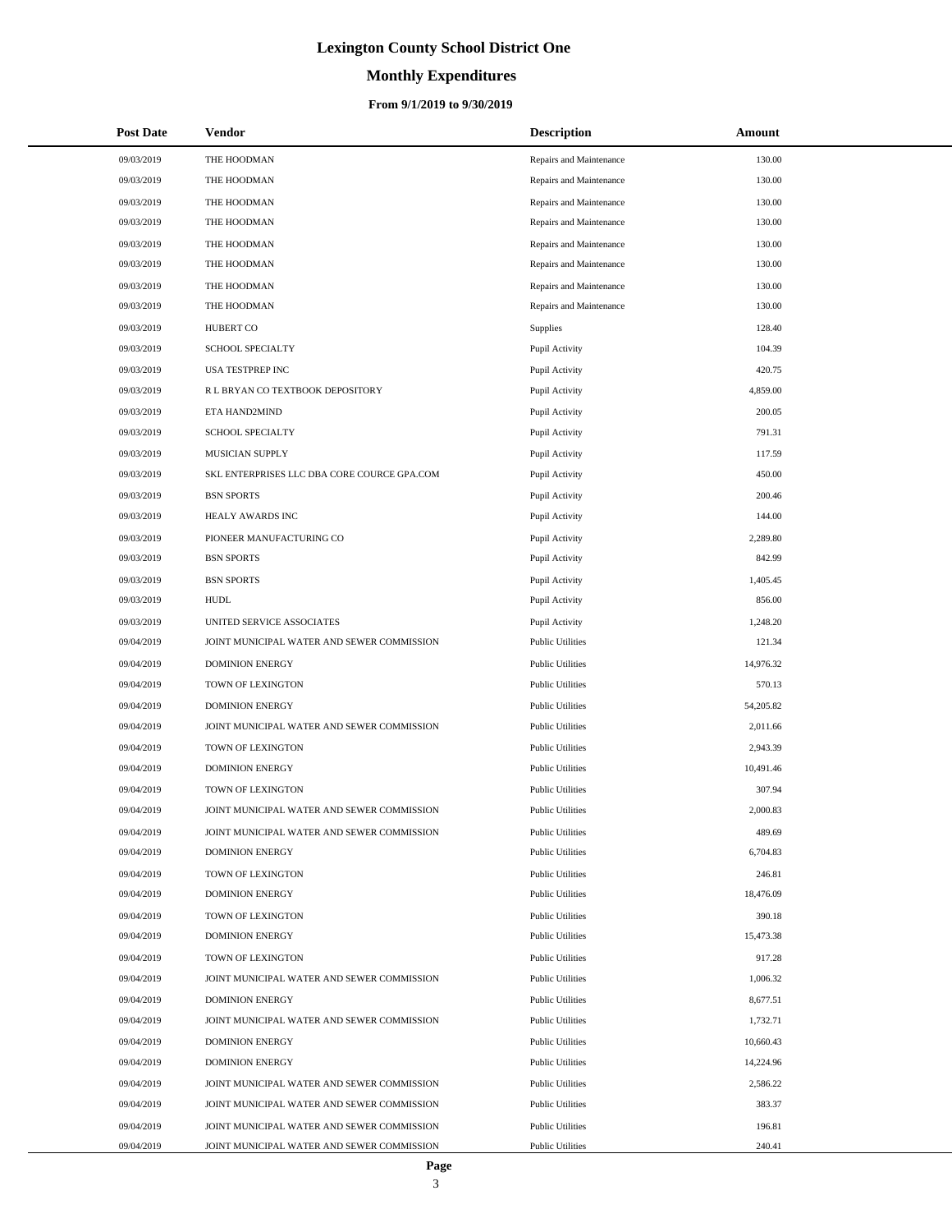# Lexington County School District One

## Monthly Expenditures

### From 9/1/2019 to 9/30/2019

| Post Date | Vendor | Description | Amount |
|---|---|---|---|
| 09/03/2019 | THE HOODMAN | Repairs and Maintenance | 130.00 |
| 09/03/2019 | THE HOODMAN | Repairs and Maintenance | 130.00 |
| 09/03/2019 | THE HOODMAN | Repairs and Maintenance | 130.00 |
| 09/03/2019 | THE HOODMAN | Repairs and Maintenance | 130.00 |
| 09/03/2019 | THE HOODMAN | Repairs and Maintenance | 130.00 |
| 09/03/2019 | THE HOODMAN | Repairs and Maintenance | 130.00 |
| 09/03/2019 | THE HOODMAN | Repairs and Maintenance | 130.00 |
| 09/03/2019 | THE HOODMAN | Repairs and Maintenance | 130.00 |
| 09/03/2019 | HUBERT CO | Supplies | 128.40 |
| 09/03/2019 | SCHOOL SPECIALTY | Pupil Activity | 104.39 |
| 09/03/2019 | USA TESTPREP INC | Pupil Activity | 420.75 |
| 09/03/2019 | R L BRYAN CO TEXTBOOK DEPOSITORY | Pupil Activity | 4,859.00 |
| 09/03/2019 | ETA HAND2MIND | Pupil Activity | 200.05 |
| 09/03/2019 | SCHOOL SPECIALTY | Pupil Activity | 791.31 |
| 09/03/2019 | MUSICIAN SUPPLY | Pupil Activity | 117.59 |
| 09/03/2019 | SKL ENTERPRISES LLC DBA CORE COURCE GPA.COM | Pupil Activity | 450.00 |
| 09/03/2019 | BSN SPORTS | Pupil Activity | 200.46 |
| 09/03/2019 | HEALY AWARDS INC | Pupil Activity | 144.00 |
| 09/03/2019 | PIONEER MANUFACTURING CO | Pupil Activity | 2,289.80 |
| 09/03/2019 | BSN SPORTS | Pupil Activity | 842.99 |
| 09/03/2019 | BSN SPORTS | Pupil Activity | 1,405.45 |
| 09/03/2019 | HUDL | Pupil Activity | 856.00 |
| 09/03/2019 | UNITED SERVICE ASSOCIATES | Pupil Activity | 1,248.20 |
| 09/04/2019 | JOINT MUNICIPAL WATER AND SEWER COMMISSION | Public Utilities | 121.34 |
| 09/04/2019 | DOMINION ENERGY | Public Utilities | 14,976.32 |
| 09/04/2019 | TOWN OF LEXINGTON | Public Utilities | 570.13 |
| 09/04/2019 | DOMINION ENERGY | Public Utilities | 54,205.82 |
| 09/04/2019 | JOINT MUNICIPAL WATER AND SEWER COMMISSION | Public Utilities | 2,011.66 |
| 09/04/2019 | TOWN OF LEXINGTON | Public Utilities | 2,943.39 |
| 09/04/2019 | DOMINION ENERGY | Public Utilities | 10,491.46 |
| 09/04/2019 | TOWN OF LEXINGTON | Public Utilities | 307.94 |
| 09/04/2019 | JOINT MUNICIPAL WATER AND SEWER COMMISSION | Public Utilities | 2,000.83 |
| 09/04/2019 | JOINT MUNICIPAL WATER AND SEWER COMMISSION | Public Utilities | 489.69 |
| 09/04/2019 | DOMINION ENERGY | Public Utilities | 6,704.83 |
| 09/04/2019 | TOWN OF LEXINGTON | Public Utilities | 246.81 |
| 09/04/2019 | DOMINION ENERGY | Public Utilities | 18,476.09 |
| 09/04/2019 | TOWN OF LEXINGTON | Public Utilities | 390.18 |
| 09/04/2019 | DOMINION ENERGY | Public Utilities | 15,473.38 |
| 09/04/2019 | TOWN OF LEXINGTON | Public Utilities | 917.28 |
| 09/04/2019 | JOINT MUNICIPAL WATER AND SEWER COMMISSION | Public Utilities | 1,006.32 |
| 09/04/2019 | DOMINION ENERGY | Public Utilities | 8,677.51 |
| 09/04/2019 | JOINT MUNICIPAL WATER AND SEWER COMMISSION | Public Utilities | 1,732.71 |
| 09/04/2019 | DOMINION ENERGY | Public Utilities | 10,660.43 |
| 09/04/2019 | DOMINION ENERGY | Public Utilities | 14,224.96 |
| 09/04/2019 | JOINT MUNICIPAL WATER AND SEWER COMMISSION | Public Utilities | 2,586.22 |
| 09/04/2019 | JOINT MUNICIPAL WATER AND SEWER COMMISSION | Public Utilities | 383.37 |
| 09/04/2019 | JOINT MUNICIPAL WATER AND SEWER COMMISSION | Public Utilities | 196.81 |
| 09/04/2019 | JOINT MUNICIPAL WATER AND SEWER COMMISSION | Public Utilities | 240.41 |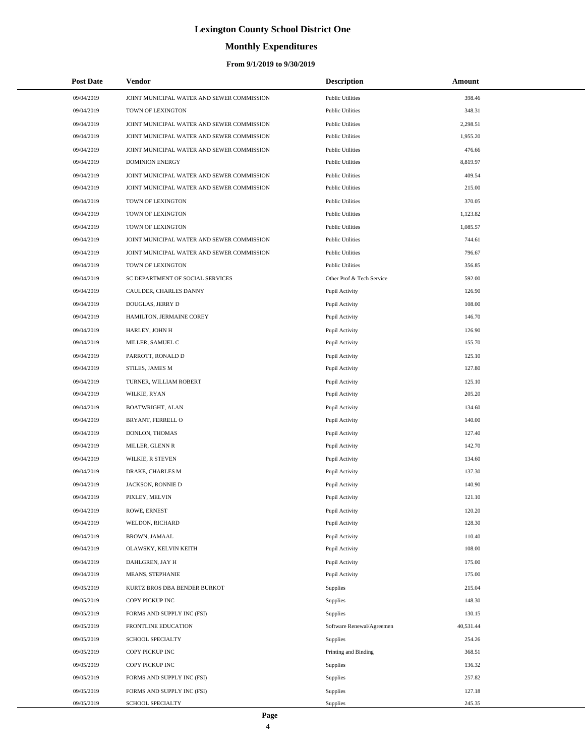# Lexington County School District One

## Monthly Expenditures

### From 9/1/2019 to 9/30/2019

| Post Date | Vendor | Description | Amount |
|---|---|---|---|
| 09/04/2019 | JOINT MUNICIPAL WATER AND SEWER COMMISSION | Public Utilities | 398.46 |
| 09/04/2019 | TOWN OF LEXINGTON | Public Utilities | 348.31 |
| 09/04/2019 | JOINT MUNICIPAL WATER AND SEWER COMMISSION | Public Utilities | 2,298.51 |
| 09/04/2019 | JOINT MUNICIPAL WATER AND SEWER COMMISSION | Public Utilities | 1,955.20 |
| 09/04/2019 | JOINT MUNICIPAL WATER AND SEWER COMMISSION | Public Utilities | 476.66 |
| 09/04/2019 | DOMINION ENERGY | Public Utilities | 8,819.97 |
| 09/04/2019 | JOINT MUNICIPAL WATER AND SEWER COMMISSION | Public Utilities | 409.54 |
| 09/04/2019 | JOINT MUNICIPAL WATER AND SEWER COMMISSION | Public Utilities | 215.00 |
| 09/04/2019 | TOWN OF LEXINGTON | Public Utilities | 370.05 |
| 09/04/2019 | TOWN OF LEXINGTON | Public Utilities | 1,123.82 |
| 09/04/2019 | TOWN OF LEXINGTON | Public Utilities | 1,085.57 |
| 09/04/2019 | JOINT MUNICIPAL WATER AND SEWER COMMISSION | Public Utilities | 744.61 |
| 09/04/2019 | JOINT MUNICIPAL WATER AND SEWER COMMISSION | Public Utilities | 796.67 |
| 09/04/2019 | TOWN OF LEXINGTON | Public Utilities | 356.85 |
| 09/04/2019 | SC DEPARTMENT OF SOCIAL SERVICES | Other Prof & Tech Service | 592.00 |
| 09/04/2019 | CAULDER, CHARLES DANNY | Pupil Activity | 126.90 |
| 09/04/2019 | DOUGLAS, JERRY D | Pupil Activity | 108.00 |
| 09/04/2019 | HAMILTON, JERMAINE COREY | Pupil Activity | 146.70 |
| 09/04/2019 | HARLEY, JOHN H | Pupil Activity | 126.90 |
| 09/04/2019 | MILLER, SAMUEL C | Pupil Activity | 155.70 |
| 09/04/2019 | PARROTT, RONALD D | Pupil Activity | 125.10 |
| 09/04/2019 | STILES, JAMES M | Pupil Activity | 127.80 |
| 09/04/2019 | TURNER, WILLIAM ROBERT | Pupil Activity | 125.10 |
| 09/04/2019 | WILKIE, RYAN | Pupil Activity | 205.20 |
| 09/04/2019 | BOATWRIGHT, ALAN | Pupil Activity | 134.60 |
| 09/04/2019 | BRYANT, FERRELL O | Pupil Activity | 140.00 |
| 09/04/2019 | DONLON, THOMAS | Pupil Activity | 127.40 |
| 09/04/2019 | MILLER, GLENN R | Pupil Activity | 142.70 |
| 09/04/2019 | WILKIE, R STEVEN | Pupil Activity | 134.60 |
| 09/04/2019 | DRAKE, CHARLES M | Pupil Activity | 137.30 |
| 09/04/2019 | JACKSON, RONNIE D | Pupil Activity | 140.90 |
| 09/04/2019 | PIXLEY, MELVIN | Pupil Activity | 121.10 |
| 09/04/2019 | ROWE, ERNEST | Pupil Activity | 120.20 |
| 09/04/2019 | WELDON, RICHARD | Pupil Activity | 128.30 |
| 09/04/2019 | BROWN, JAMAAL | Pupil Activity | 110.40 |
| 09/04/2019 | OLAWSKY, KELVIN KEITH | Pupil Activity | 108.00 |
| 09/04/2019 | DAHLGREN, JAY H | Pupil Activity | 175.00 |
| 09/04/2019 | MEANS, STEPHANIE | Pupil Activity | 175.00 |
| 09/05/2019 | KURTZ BROS DBA BENDER BURKOT | Supplies | 215.04 |
| 09/05/2019 | COPY PICKUP INC | Supplies | 148.30 |
| 09/05/2019 | FORMS AND SUPPLY INC (FSI) | Supplies | 130.15 |
| 09/05/2019 | FRONTLINE EDUCATION | Software Renewal/Agreemen | 40,531.44 |
| 09/05/2019 | SCHOOL SPECIALTY | Supplies | 254.26 |
| 09/05/2019 | COPY PICKUP INC | Printing and Binding | 368.51 |
| 09/05/2019 | COPY PICKUP INC | Supplies | 136.32 |
| 09/05/2019 | FORMS AND SUPPLY INC (FSI) | Supplies | 257.82 |
| 09/05/2019 | FORMS AND SUPPLY INC (FSI) | Supplies | 127.18 |
| 09/05/2019 | SCHOOL SPECIALTY | Supplies | 245.35 |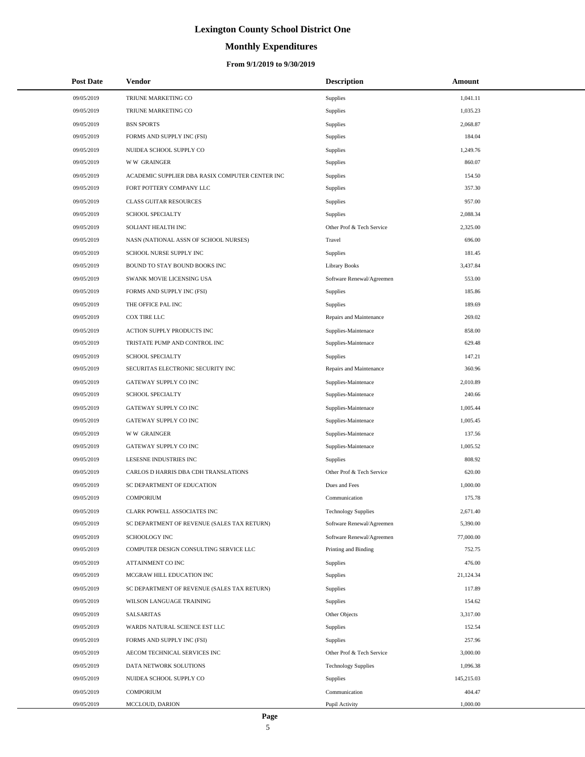# Lexington County School District One

## Monthly Expenditures

### From 9/1/2019 to 9/30/2019

| Post Date | Vendor | Description | Amount |
|---|---|---|---|
| 09/05/2019 | TRIUNE MARKETING CO | Supplies | 1,041.11 |
| 09/05/2019 | TRIUNE MARKETING CO | Supplies | 1,035.23 |
| 09/05/2019 | BSN SPORTS | Supplies | 2,068.87 |
| 09/05/2019 | FORMS AND SUPPLY INC (FSI) | Supplies | 184.04 |
| 09/05/2019 | NUIDEA SCHOOL SUPPLY CO | Supplies | 1,249.76 |
| 09/05/2019 | W W GRAINGER | Supplies | 860.07 |
| 09/05/2019 | ACADEMIC SUPPLIER DBA RASIX COMPUTER CENTER INC | Supplies | 154.50 |
| 09/05/2019 | FORT POTTERY COMPANY LLC | Supplies | 357.30 |
| 09/05/2019 | CLASS GUITAR RESOURCES | Supplies | 957.00 |
| 09/05/2019 | SCHOOL SPECIALTY | Supplies | 2,088.34 |
| 09/05/2019 | SOLIANT HEALTH INC | Other Prof & Tech Service | 2,325.00 |
| 09/05/2019 | NASN (NATIONAL ASSN OF SCHOOL NURSES) | Travel | 696.00 |
| 09/05/2019 | SCHOOL NURSE SUPPLY INC | Supplies | 181.45 |
| 09/05/2019 | BOUND TO STAY BOUND BOOKS INC | Library Books | 3,437.84 |
| 09/05/2019 | SWANK MOVIE LICENSING USA | Software Renewal/Agreemen | 553.00 |
| 09/05/2019 | FORMS AND SUPPLY INC (FSI) | Supplies | 185.86 |
| 09/05/2019 | THE OFFICE PAL INC | Supplies | 189.69 |
| 09/05/2019 | COX TIRE LLC | Repairs and Maintenance | 269.02 |
| 09/05/2019 | ACTION SUPPLY PRODUCTS INC | Supplies-Maintenace | 858.00 |
| 09/05/2019 | TRISTATE PUMP AND CONTROL INC | Supplies-Maintenace | 629.48 |
| 09/05/2019 | SCHOOL SPECIALTY | Supplies | 147.21 |
| 09/05/2019 | SECURITAS ELECTRONIC SECURITY INC | Repairs and Maintenance | 360.96 |
| 09/05/2019 | GATEWAY SUPPLY CO INC | Supplies-Maintenace | 2,010.89 |
| 09/05/2019 | SCHOOL SPECIALTY | Supplies-Maintenace | 240.66 |
| 09/05/2019 | GATEWAY SUPPLY CO INC | Supplies-Maintenace | 1,005.44 |
| 09/05/2019 | GATEWAY SUPPLY CO INC | Supplies-Maintenace | 1,005.45 |
| 09/05/2019 | W W GRAINGER | Supplies-Maintenace | 137.56 |
| 09/05/2019 | GATEWAY SUPPLY CO INC | Supplies-Maintenace | 1,005.52 |
| 09/05/2019 | LESESNE INDUSTRIES INC | Supplies | 808.92 |
| 09/05/2019 | CARLOS D HARRIS DBA CDH TRANSLATIONS | Other Prof & Tech Service | 620.00 |
| 09/05/2019 | SC DEPARTMENT OF EDUCATION | Dues and Fees | 1,000.00 |
| 09/05/2019 | COMPORIUM | Communication | 175.78 |
| 09/05/2019 | CLARK POWELL ASSOCIATES INC | Technology Supplies | 2,671.40 |
| 09/05/2019 | SC DEPARTMENT OF REVENUE (SALES TAX RETURN) | Software Renewal/Agreemen | 5,390.00 |
| 09/05/2019 | SCHOOLOGY INC | Software Renewal/Agreemen | 77,000.00 |
| 09/05/2019 | COMPUTER DESIGN CONSULTING SERVICE LLC | Printing and Binding | 752.75 |
| 09/05/2019 | ATTAINMENT CO INC | Supplies | 476.00 |
| 09/05/2019 | MCGRAW HILL EDUCATION INC | Supplies | 21,124.34 |
| 09/05/2019 | SC DEPARTMENT OF REVENUE (SALES TAX RETURN) | Supplies | 117.89 |
| 09/05/2019 | WILSON LANGUAGE TRAINING | Supplies | 154.62 |
| 09/05/2019 | SALSARITAS | Other Objects | 3,317.00 |
| 09/05/2019 | WARDS NATURAL SCIENCE EST LLC | Supplies | 152.54 |
| 09/05/2019 | FORMS AND SUPPLY INC (FSI) | Supplies | 257.96 |
| 09/05/2019 | AECOM TECHNICAL SERVICES INC | Other Prof & Tech Service | 3,000.00 |
| 09/05/2019 | DATA NETWORK SOLUTIONS | Technology Supplies | 1,096.38 |
| 09/05/2019 | NUIDEA SCHOOL SUPPLY CO | Supplies | 145,215.03 |
| 09/05/2019 | COMPORIUM | Communication | 404.47 |
| 09/05/2019 | MCCLOUD, DARION | Pupil Activity | 1,000.00 |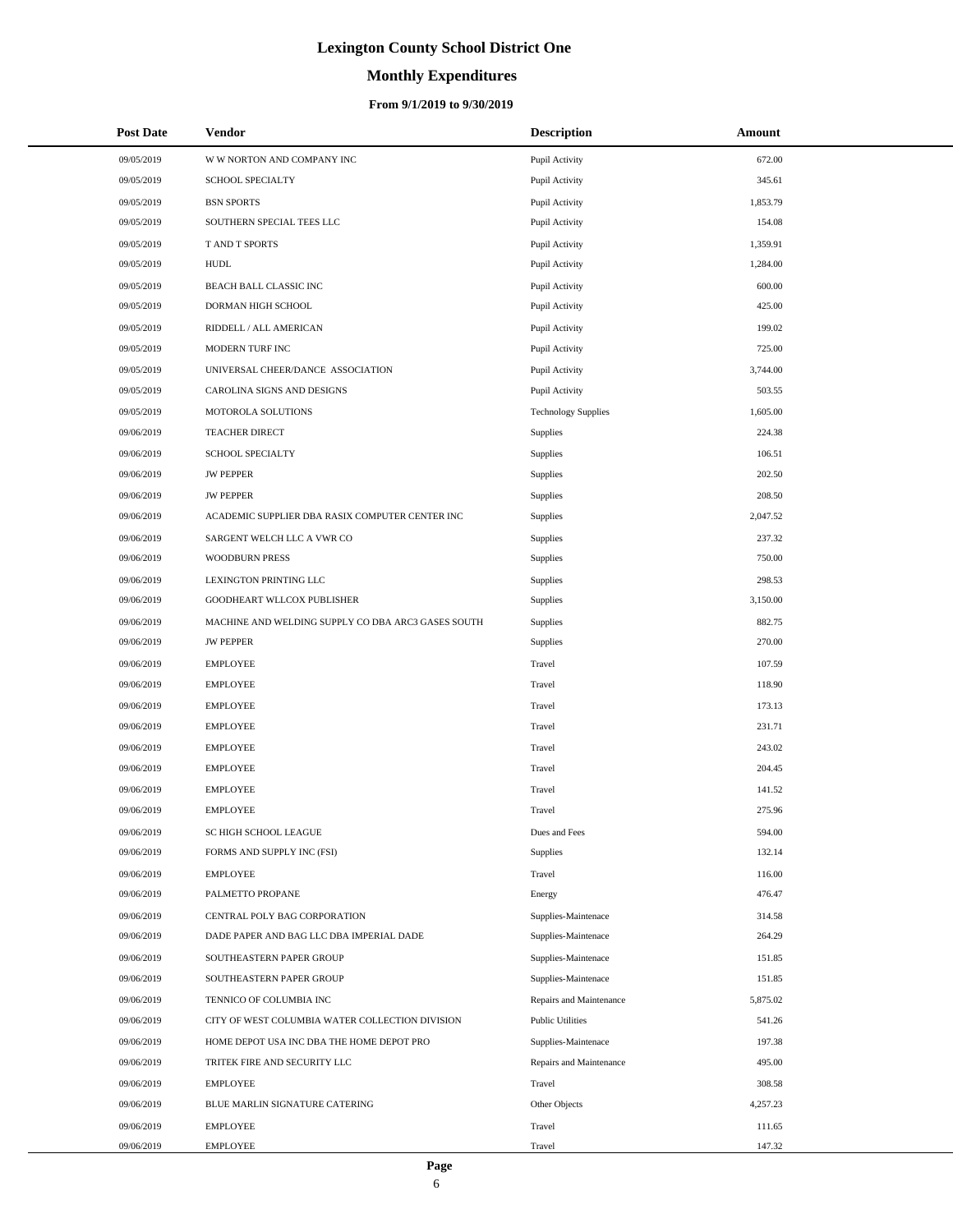# Lexington County School District One

## Monthly Expenditures

### From 9/1/2019 to 9/30/2019

| Post Date | Vendor | Description | Amount |
|---|---|---|---|
| 09/05/2019 | W W NORTON AND COMPANY INC | Pupil Activity | 672.00 |
| 09/05/2019 | SCHOOL SPECIALTY | Pupil Activity | 345.61 |
| 09/05/2019 | BSN SPORTS | Pupil Activity | 1,853.79 |
| 09/05/2019 | SOUTHERN SPECIAL TEES LLC | Pupil Activity | 154.08 |
| 09/05/2019 | T AND T SPORTS | Pupil Activity | 1,359.91 |
| 09/05/2019 | HUDL | Pupil Activity | 1,284.00 |
| 09/05/2019 | BEACH BALL CLASSIC INC | Pupil Activity | 600.00 |
| 09/05/2019 | DORMAN HIGH SCHOOL | Pupil Activity | 425.00 |
| 09/05/2019 | RIDDELL / ALL AMERICAN | Pupil Activity | 199.02 |
| 09/05/2019 | MODERN TURF INC | Pupil Activity | 725.00 |
| 09/05/2019 | UNIVERSAL CHEER/DANCE ASSOCIATION | Pupil Activity | 3,744.00 |
| 09/05/2019 | CAROLINA SIGNS AND DESIGNS | Pupil Activity | 503.55 |
| 09/05/2019 | MOTOROLA SOLUTIONS | Technology Supplies | 1,605.00 |
| 09/06/2019 | TEACHER DIRECT | Supplies | 224.38 |
| 09/06/2019 | SCHOOL SPECIALTY | Supplies | 106.51 |
| 09/06/2019 | JW PEPPER | Supplies | 202.50 |
| 09/06/2019 | JW PEPPER | Supplies | 208.50 |
| 09/06/2019 | ACADEMIC SUPPLIER DBA RASIX COMPUTER CENTER INC | Supplies | 2,047.52 |
| 09/06/2019 | SARGENT WELCH LLC A VWR CO | Supplies | 237.32 |
| 09/06/2019 | WOODBURN PRESS | Supplies | 750.00 |
| 09/06/2019 | LEXINGTON PRINTING LLC | Supplies | 298.53 |
| 09/06/2019 | GOODHEART WLLCOX PUBLISHER | Supplies | 3,150.00 |
| 09/06/2019 | MACHINE AND WELDING SUPPLY CO DBA ARC3 GASES SOUTH | Supplies | 882.75 |
| 09/06/2019 | JW PEPPER | Supplies | 270.00 |
| 09/06/2019 | EMPLOYEE | Travel | 107.59 |
| 09/06/2019 | EMPLOYEE | Travel | 118.90 |
| 09/06/2019 | EMPLOYEE | Travel | 173.13 |
| 09/06/2019 | EMPLOYEE | Travel | 231.71 |
| 09/06/2019 | EMPLOYEE | Travel | 243.02 |
| 09/06/2019 | EMPLOYEE | Travel | 204.45 |
| 09/06/2019 | EMPLOYEE | Travel | 141.52 |
| 09/06/2019 | EMPLOYEE | Travel | 275.96 |
| 09/06/2019 | SC HIGH SCHOOL LEAGUE | Dues and Fees | 594.00 |
| 09/06/2019 | FORMS AND SUPPLY INC (FSI) | Supplies | 132.14 |
| 09/06/2019 | EMPLOYEE | Travel | 116.00 |
| 09/06/2019 | PALMETTO PROPANE | Energy | 476.47 |
| 09/06/2019 | CENTRAL POLY BAG CORPORATION | Supplies-Maintenace | 314.58 |
| 09/06/2019 | DADE PAPER AND BAG LLC DBA IMPERIAL DADE | Supplies-Maintenace | 264.29 |
| 09/06/2019 | SOUTHEASTERN PAPER GROUP | Supplies-Maintenace | 151.85 |
| 09/06/2019 | SOUTHEASTERN PAPER GROUP | Supplies-Maintenace | 151.85 |
| 09/06/2019 | TENNICO OF COLUMBIA INC | Repairs and Maintenance | 5,875.02 |
| 09/06/2019 | CITY OF WEST COLUMBIA WATER COLLECTION DIVISION | Public Utilities | 541.26 |
| 09/06/2019 | HOME DEPOT USA INC DBA THE HOME DEPOT PRO | Supplies-Maintenace | 197.38 |
| 09/06/2019 | TRITEK FIRE AND SECURITY LLC | Repairs and Maintenance | 495.00 |
| 09/06/2019 | EMPLOYEE | Travel | 308.58 |
| 09/06/2019 | BLUE MARLIN SIGNATURE CATERING | Other Objects | 4,257.23 |
| 09/06/2019 | EMPLOYEE | Travel | 111.65 |
| 09/06/2019 | EMPLOYEE | Travel | 147.32 |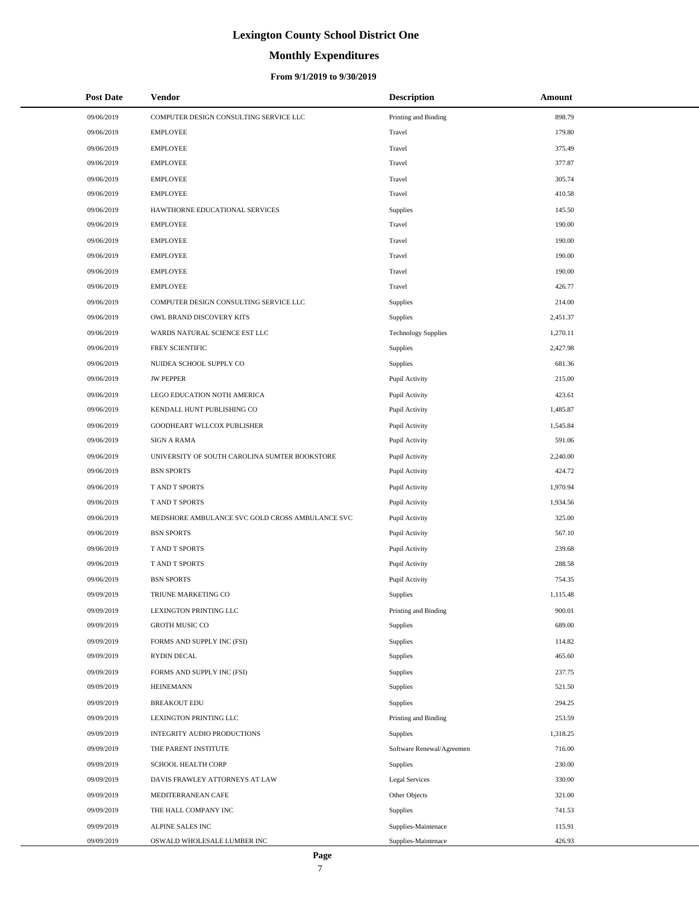# Lexington County School District One

## Monthly Expenditures

### From 9/1/2019 to 9/30/2019

| Post Date | Vendor | Description | Amount |
|---|---|---|---|
| 09/06/2019 | COMPUTER DESIGN CONSULTING SERVICE LLC | Printing and Binding | 898.79 |
| 09/06/2019 | EMPLOYEE | Travel | 179.80 |
| 09/06/2019 | EMPLOYEE | Travel | 375.49 |
| 09/06/2019 | EMPLOYEE | Travel | 377.87 |
| 09/06/2019 | EMPLOYEE | Travel | 305.74 |
| 09/06/2019 | EMPLOYEE | Travel | 410.58 |
| 09/06/2019 | HAWTHORNE EDUCATIONAL SERVICES | Supplies | 145.50 |
| 09/06/2019 | EMPLOYEE | Travel | 190.00 |
| 09/06/2019 | EMPLOYEE | Travel | 190.00 |
| 09/06/2019 | EMPLOYEE | Travel | 190.00 |
| 09/06/2019 | EMPLOYEE | Travel | 190.00 |
| 09/06/2019 | EMPLOYEE | Travel | 426.77 |
| 09/06/2019 | COMPUTER DESIGN CONSULTING SERVICE LLC | Supplies | 214.00 |
| 09/06/2019 | OWL BRAND DISCOVERY KITS | Supplies | 2,451.37 |
| 09/06/2019 | WARDS NATURAL SCIENCE EST LLC | Technology Supplies | 1,270.11 |
| 09/06/2019 | FREY SCIENTIFIC | Supplies | 2,427.98 |
| 09/06/2019 | NUIDEA SCHOOL SUPPLY CO | Supplies | 681.36 |
| 09/06/2019 | JW PEPPER | Pupil Activity | 215.00 |
| 09/06/2019 | LEGO EDUCATION NOTH AMERICA | Pupil Activity | 423.61 |
| 09/06/2019 | KENDALL HUNT PUBLISHING CO | Pupil Activity | 1,485.87 |
| 09/06/2019 | GOODHEART WLLCOX PUBLISHER | Pupil Activity | 1,545.84 |
| 09/06/2019 | SIGN A RAMA | Pupil Activity | 591.06 |
| 09/06/2019 | UNIVERSITY OF SOUTH CAROLINA SUMTER BOOKSTORE | Pupil Activity | 2,240.00 |
| 09/06/2019 | BSN SPORTS | Pupil Activity | 424.72 |
| 09/06/2019 | T AND T SPORTS | Pupil Activity | 1,970.94 |
| 09/06/2019 | T AND T SPORTS | Pupil Activity | 1,934.56 |
| 09/06/2019 | MEDSHORE AMBULANCE SVC GOLD CROSS AMBULANCE SVC | Pupil Activity | 325.00 |
| 09/06/2019 | BSN SPORTS | Pupil Activity | 567.10 |
| 09/06/2019 | T AND T SPORTS | Pupil Activity | 239.68 |
| 09/06/2019 | T AND T SPORTS | Pupil Activity | 288.58 |
| 09/06/2019 | BSN SPORTS | Pupil Activity | 754.35 |
| 09/09/2019 | TRIUNE MARKETING CO | Supplies | 1,115.48 |
| 09/09/2019 | LEXINGTON PRINTING LLC | Printing and Binding | 900.01 |
| 09/09/2019 | GROTH MUSIC CO | Supplies | 689.00 |
| 09/09/2019 | FORMS AND SUPPLY INC (FSI) | Supplies | 114.82 |
| 09/09/2019 | RYDIN DECAL | Supplies | 465.60 |
| 09/09/2019 | FORMS AND SUPPLY INC (FSI) | Supplies | 237.75 |
| 09/09/2019 | HEINEMANN | Supplies | 521.50 |
| 09/09/2019 | BREAKOUT EDU | Supplies | 294.25 |
| 09/09/2019 | LEXINGTON PRINTING LLC | Printing and Binding | 253.59 |
| 09/09/2019 | INTEGRITY AUDIO PRODUCTIONS | Supplies | 1,318.25 |
| 09/09/2019 | THE PARENT INSTITUTE | Software Renewal/Agreemen | 716.00 |
| 09/09/2019 | SCHOOL HEALTH CORP | Supplies | 230.00 |
| 09/09/2019 | DAVIS FRAWLEY ATTORNEYS AT LAW | Legal Services | 330.00 |
| 09/09/2019 | MEDITERRANEAN CAFE | Other Objects | 321.00 |
| 09/09/2019 | THE HALL COMPANY INC | Supplies | 741.53 |
| 09/09/2019 | ALPINE SALES INC | Supplies-Maintenace | 115.91 |
| 09/09/2019 | OSWALD WHOLESALE LUMBER INC | Supplies-Maintenace | 426.93 |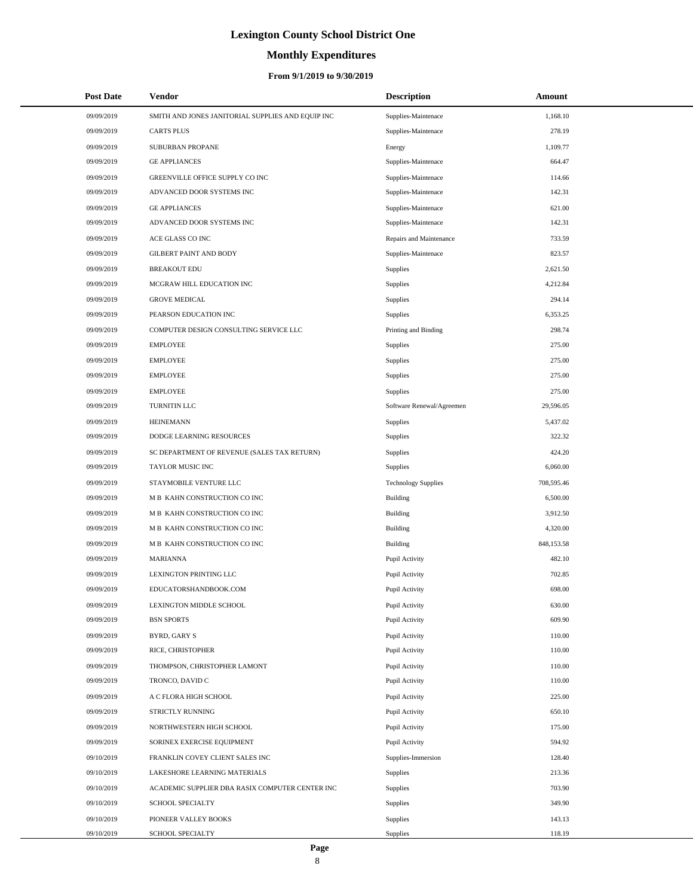# Lexington County School District One

## Monthly Expenditures

### From 9/1/2019 to 9/30/2019

| Post Date | Vendor | Description | Amount |
|---|---|---|---|
| 09/09/2019 | SMITH AND JONES JANITORIAL SUPPLIES AND EQUIP INC | Supplies-Maintenace | 1,168.10 |
| 09/09/2019 | CARTS PLUS | Supplies-Maintenace | 278.19 |
| 09/09/2019 | SUBURBAN PROPANE | Energy | 1,109.77 |
| 09/09/2019 | GE APPLIANCES | Supplies-Maintenace | 664.47 |
| 09/09/2019 | GREENVILLE OFFICE SUPPLY CO INC | Supplies-Maintenace | 114.66 |
| 09/09/2019 | ADVANCED DOOR SYSTEMS INC | Supplies-Maintenace | 142.31 |
| 09/09/2019 | GE APPLIANCES | Supplies-Maintenace | 621.00 |
| 09/09/2019 | ADVANCED DOOR SYSTEMS INC | Supplies-Maintenace | 142.31 |
| 09/09/2019 | ACE GLASS CO INC | Repairs and Maintenance | 733.59 |
| 09/09/2019 | GILBERT PAINT AND BODY | Supplies-Maintenace | 823.57 |
| 09/09/2019 | BREAKOUT EDU | Supplies | 2,621.50 |
| 09/09/2019 | MCGRAW HILL EDUCATION INC | Supplies | 4,212.84 |
| 09/09/2019 | GROVE MEDICAL | Supplies | 294.14 |
| 09/09/2019 | PEARSON EDUCATION INC | Supplies | 6,353.25 |
| 09/09/2019 | COMPUTER DESIGN CONSULTING SERVICE LLC | Printing and Binding | 298.74 |
| 09/09/2019 | EMPLOYEE | Supplies | 275.00 |
| 09/09/2019 | EMPLOYEE | Supplies | 275.00 |
| 09/09/2019 | EMPLOYEE | Supplies | 275.00 |
| 09/09/2019 | EMPLOYEE | Supplies | 275.00 |
| 09/09/2019 | TURNITIN LLC | Software Renewal/Agreemen | 29,596.05 |
| 09/09/2019 | HEINEMANN | Supplies | 5,437.02 |
| 09/09/2019 | DODGE LEARNING RESOURCES | Supplies | 322.32 |
| 09/09/2019 | SC DEPARTMENT OF REVENUE (SALES TAX RETURN) | Supplies | 424.20 |
| 09/09/2019 | TAYLOR MUSIC INC | Supplies | 6,060.00 |
| 09/09/2019 | STAYMOBILE VENTURE LLC | Technology Supplies | 708,595.46 |
| 09/09/2019 | M B KAHN CONSTRUCTION CO INC | Building | 6,500.00 |
| 09/09/2019 | M B KAHN CONSTRUCTION CO INC | Building | 3,912.50 |
| 09/09/2019 | M B KAHN CONSTRUCTION CO INC | Building | 4,320.00 |
| 09/09/2019 | M B KAHN CONSTRUCTION CO INC | Building | 848,153.58 |
| 09/09/2019 | MARIANNA | Pupil Activity | 482.10 |
| 09/09/2019 | LEXINGTON PRINTING LLC | Pupil Activity | 702.85 |
| 09/09/2019 | EDUCATORSHANDBOOK.COM | Pupil Activity | 698.00 |
| 09/09/2019 | LEXINGTON MIDDLE SCHOOL | Pupil Activity | 630.00 |
| 09/09/2019 | BSN SPORTS | Pupil Activity | 609.90 |
| 09/09/2019 | BYRD, GARY S | Pupil Activity | 110.00 |
| 09/09/2019 | RICE, CHRISTOPHER | Pupil Activity | 110.00 |
| 09/09/2019 | THOMPSON, CHRISTOPHER LAMONT | Pupil Activity | 110.00 |
| 09/09/2019 | TRONCO, DAVID C | Pupil Activity | 110.00 |
| 09/09/2019 | A C FLORA HIGH SCHOOL | Pupil Activity | 225.00 |
| 09/09/2019 | STRICTLY RUNNING | Pupil Activity | 650.10 |
| 09/09/2019 | NORTHWESTERN HIGH SCHOOL | Pupil Activity | 175.00 |
| 09/09/2019 | SORINEX EXERCISE EQUIPMENT | Pupil Activity | 594.92 |
| 09/10/2019 | FRANKLIN COVEY CLIENT SALES INC | Supplies-Immersion | 128.40 |
| 09/10/2019 | LAKESHORE LEARNING MATERIALS | Supplies | 213.36 |
| 09/10/2019 | ACADEMIC SUPPLIER DBA RASIX COMPUTER CENTER INC | Supplies | 703.90 |
| 09/10/2019 | SCHOOL SPECIALTY | Supplies | 349.90 |
| 09/10/2019 | PIONEER VALLEY BOOKS | Supplies | 143.13 |
| 09/10/2019 | SCHOOL SPECIALTY | Supplies | 118.19 |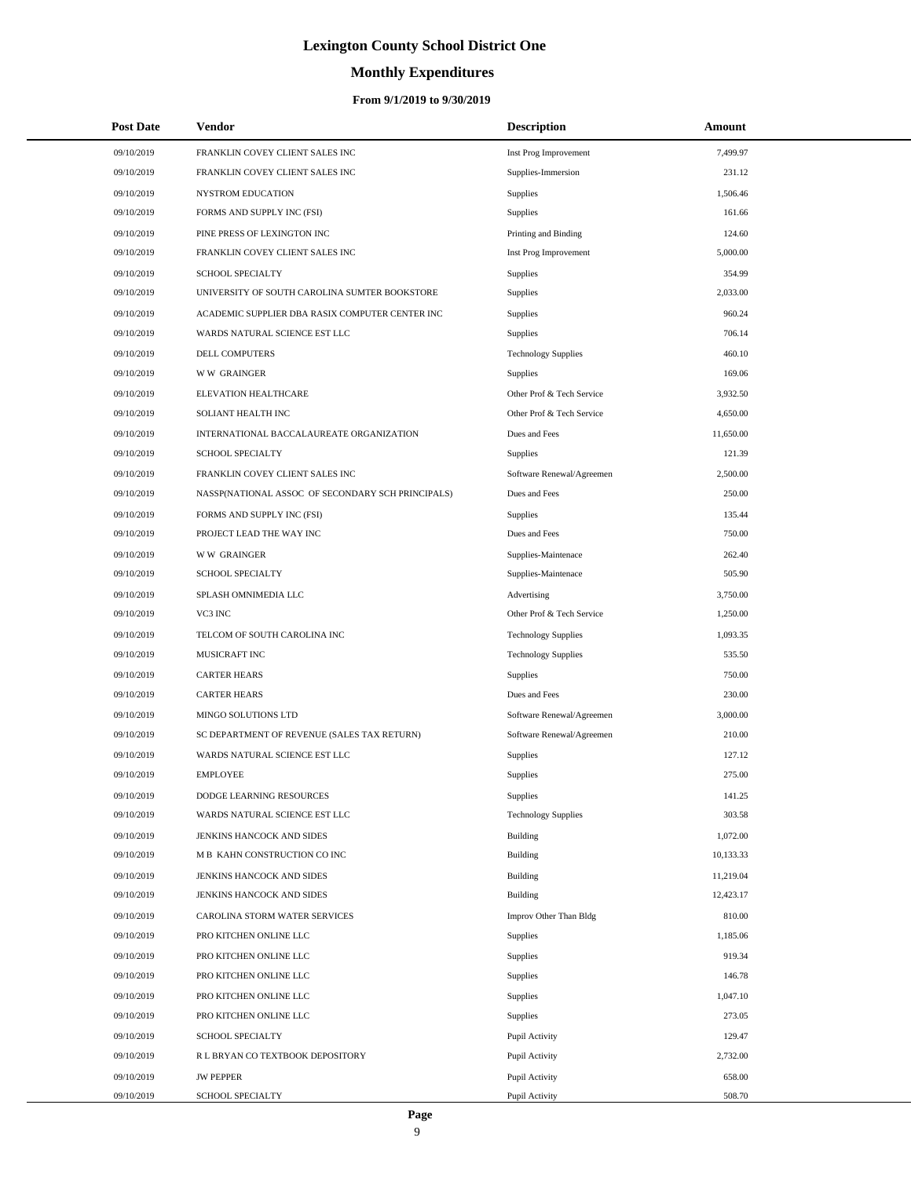# Lexington County School District One

## Monthly Expenditures

### From 9/1/2019 to 9/30/2019

| Post Date | Vendor | Description | Amount |
|---|---|---|---|
| 09/10/2019 | FRANKLIN COVEY CLIENT SALES INC | Inst Prog Improvement | 7,499.97 |
| 09/10/2019 | FRANKLIN COVEY CLIENT SALES INC | Supplies-Immersion | 231.12 |
| 09/10/2019 | NYSTROM EDUCATION | Supplies | 1,506.46 |
| 09/10/2019 | FORMS AND SUPPLY INC (FSI) | Supplies | 161.66 |
| 09/10/2019 | PINE PRESS OF LEXINGTON INC | Printing and Binding | 124.60 |
| 09/10/2019 | FRANKLIN COVEY CLIENT SALES INC | Inst Prog Improvement | 5,000.00 |
| 09/10/2019 | SCHOOL SPECIALTY | Supplies | 354.99 |
| 09/10/2019 | UNIVERSITY OF SOUTH CAROLINA SUMTER BOOKSTORE | Supplies | 2,033.00 |
| 09/10/2019 | ACADEMIC SUPPLIER DBA RASIX COMPUTER CENTER INC | Supplies | 960.24 |
| 09/10/2019 | WARDS NATURAL SCIENCE EST LLC | Supplies | 706.14 |
| 09/10/2019 | DELL COMPUTERS | Technology Supplies | 460.10 |
| 09/10/2019 | W W GRAINGER | Supplies | 169.06 |
| 09/10/2019 | ELEVATION HEALTHCARE | Other Prof & Tech Service | 3,932.50 |
| 09/10/2019 | SOLIANT HEALTH INC | Other Prof & Tech Service | 4,650.00 |
| 09/10/2019 | INTERNATIONAL BACCALAUREATE ORGANIZATION | Dues and Fees | 11,650.00 |
| 09/10/2019 | SCHOOL SPECIALTY | Supplies | 121.39 |
| 09/10/2019 | FRANKLIN COVEY CLIENT SALES INC | Software Renewal/Agreemen | 2,500.00 |
| 09/10/2019 | NASSP(NATIONAL ASSOC OF SECONDARY SCH PRINCIPALS) | Dues and Fees | 250.00 |
| 09/10/2019 | FORMS AND SUPPLY INC (FSI) | Supplies | 135.44 |
| 09/10/2019 | PROJECT LEAD THE WAY INC | Dues and Fees | 750.00 |
| 09/10/2019 | W W GRAINGER | Supplies-Maintenace | 262.40 |
| 09/10/2019 | SCHOOL SPECIALTY | Supplies-Maintenace | 505.90 |
| 09/10/2019 | SPLASH OMNIMEDIA LLC | Advertising | 3,750.00 |
| 09/10/2019 | VC3 INC | Other Prof & Tech Service | 1,250.00 |
| 09/10/2019 | TELCOM OF SOUTH CAROLINA INC | Technology Supplies | 1,093.35 |
| 09/10/2019 | MUSICRAFT INC | Technology Supplies | 535.50 |
| 09/10/2019 | CARTER HEARS | Supplies | 750.00 |
| 09/10/2019 | CARTER HEARS | Dues and Fees | 230.00 |
| 09/10/2019 | MINGO SOLUTIONS LTD | Software Renewal/Agreemen | 3,000.00 |
| 09/10/2019 | SC DEPARTMENT OF REVENUE (SALES TAX RETURN) | Software Renewal/Agreemen | 210.00 |
| 09/10/2019 | WARDS NATURAL SCIENCE EST LLC | Supplies | 127.12 |
| 09/10/2019 | EMPLOYEE | Supplies | 275.00 |
| 09/10/2019 | DODGE LEARNING RESOURCES | Supplies | 141.25 |
| 09/10/2019 | WARDS NATURAL SCIENCE EST LLC | Technology Supplies | 303.58 |
| 09/10/2019 | JENKINS HANCOCK AND SIDES | Building | 1,072.00 |
| 09/10/2019 | M B KAHN CONSTRUCTION CO INC | Building | 10,133.33 |
| 09/10/2019 | JENKINS HANCOCK AND SIDES | Building | 11,219.04 |
| 09/10/2019 | JENKINS HANCOCK AND SIDES | Building | 12,423.17 |
| 09/10/2019 | CAROLINA STORM WATER SERVICES | Improv Other Than Bldg | 810.00 |
| 09/10/2019 | PRO KITCHEN ONLINE LLC | Supplies | 1,185.06 |
| 09/10/2019 | PRO KITCHEN ONLINE LLC | Supplies | 919.34 |
| 09/10/2019 | PRO KITCHEN ONLINE LLC | Supplies | 146.78 |
| 09/10/2019 | PRO KITCHEN ONLINE LLC | Supplies | 1,047.10 |
| 09/10/2019 | PRO KITCHEN ONLINE LLC | Supplies | 273.05 |
| 09/10/2019 | SCHOOL SPECIALTY | Pupil Activity | 129.47 |
| 09/10/2019 | R L BRYAN CO TEXTBOOK DEPOSITORY | Pupil Activity | 2,732.00 |
| 09/10/2019 | JW PEPPER | Pupil Activity | 658.00 |
| 09/10/2019 | SCHOOL SPECIALTY | Pupil Activity | 508.70 |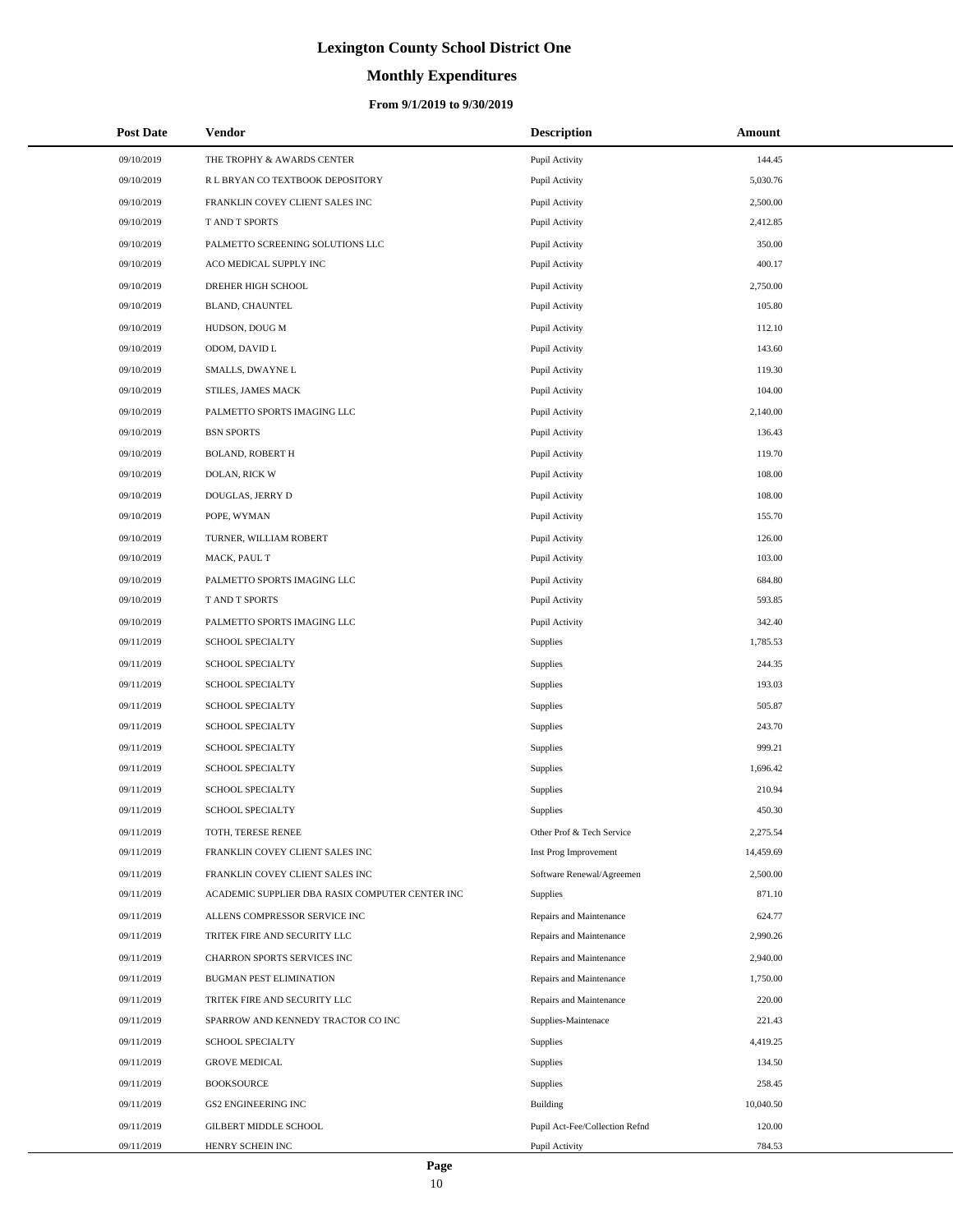# Lexington County School District One

## Monthly Expenditures

### From 9/1/2019 to 9/30/2019

| Post Date | Vendor | Description | Amount |
|---|---|---|---|
| 09/10/2019 | THE TROPHY & AWARDS CENTER | Pupil Activity | 144.45 |
| 09/10/2019 | R L BRYAN CO TEXTBOOK DEPOSITORY | Pupil Activity | 5,030.76 |
| 09/10/2019 | FRANKLIN COVEY CLIENT SALES INC | Pupil Activity | 2,500.00 |
| 09/10/2019 | T AND T SPORTS | Pupil Activity | 2,412.85 |
| 09/10/2019 | PALMETTO SCREENING SOLUTIONS LLC | Pupil Activity | 350.00 |
| 09/10/2019 | ACO MEDICAL SUPPLY INC | Pupil Activity | 400.17 |
| 09/10/2019 | DREHER HIGH SCHOOL | Pupil Activity | 2,750.00 |
| 09/10/2019 | BLAND, CHAUNTEL | Pupil Activity | 105.80 |
| 09/10/2019 | HUDSON, DOUG M | Pupil Activity | 112.10 |
| 09/10/2019 | ODOM, DAVID L | Pupil Activity | 143.60 |
| 09/10/2019 | SMALLS, DWAYNE L | Pupil Activity | 119.30 |
| 09/10/2019 | STILES, JAMES MACK | Pupil Activity | 104.00 |
| 09/10/2019 | PALMETTO SPORTS IMAGING LLC | Pupil Activity | 2,140.00 |
| 09/10/2019 | BSN SPORTS | Pupil Activity | 136.43 |
| 09/10/2019 | BOLAND, ROBERT H | Pupil Activity | 119.70 |
| 09/10/2019 | DOLAN, RICK W | Pupil Activity | 108.00 |
| 09/10/2019 | DOUGLAS, JERRY D | Pupil Activity | 108.00 |
| 09/10/2019 | POPE, WYMAN | Pupil Activity | 155.70 |
| 09/10/2019 | TURNER, WILLIAM ROBERT | Pupil Activity | 126.00 |
| 09/10/2019 | MACK, PAUL T | Pupil Activity | 103.00 |
| 09/10/2019 | PALMETTO SPORTS IMAGING LLC | Pupil Activity | 684.80 |
| 09/10/2019 | T AND T SPORTS | Pupil Activity | 593.85 |
| 09/10/2019 | PALMETTO SPORTS IMAGING LLC | Pupil Activity | 342.40 |
| 09/11/2019 | SCHOOL SPECIALTY | Supplies | 1,785.53 |
| 09/11/2019 | SCHOOL SPECIALTY | Supplies | 244.35 |
| 09/11/2019 | SCHOOL SPECIALTY | Supplies | 193.03 |
| 09/11/2019 | SCHOOL SPECIALTY | Supplies | 505.87 |
| 09/11/2019 | SCHOOL SPECIALTY | Supplies | 243.70 |
| 09/11/2019 | SCHOOL SPECIALTY | Supplies | 999.21 |
| 09/11/2019 | SCHOOL SPECIALTY | Supplies | 1,696.42 |
| 09/11/2019 | SCHOOL SPECIALTY | Supplies | 210.94 |
| 09/11/2019 | SCHOOL SPECIALTY | Supplies | 450.30 |
| 09/11/2019 | TOTH, TERESE RENEE | Other Prof & Tech Service | 2,275.54 |
| 09/11/2019 | FRANKLIN COVEY CLIENT SALES INC | Inst Prog Improvement | 14,459.69 |
| 09/11/2019 | FRANKLIN COVEY CLIENT SALES INC | Software Renewal/Agreemen | 2,500.00 |
| 09/11/2019 | ACADEMIC SUPPLIER DBA RASIX COMPUTER CENTER INC | Supplies | 871.10 |
| 09/11/2019 | ALLENS COMPRESSOR SERVICE INC | Repairs and Maintenance | 624.77 |
| 09/11/2019 | TRITEK FIRE AND SECURITY LLC | Repairs and Maintenance | 2,990.26 |
| 09/11/2019 | CHARRON SPORTS SERVICES INC | Repairs and Maintenance | 2,940.00 |
| 09/11/2019 | BUGMAN PEST ELIMINATION | Repairs and Maintenance | 1,750.00 |
| 09/11/2019 | TRITEK FIRE AND SECURITY LLC | Repairs and Maintenance | 220.00 |
| 09/11/2019 | SPARROW AND KENNEDY TRACTOR CO INC | Supplies-Maintenace | 221.43 |
| 09/11/2019 | SCHOOL SPECIALTY | Supplies | 4,419.25 |
| 09/11/2019 | GROVE MEDICAL | Supplies | 134.50 |
| 09/11/2019 | BOOKSOURCE | Supplies | 258.45 |
| 09/11/2019 | GS2 ENGINEERING INC | Building | 10,040.50 |
| 09/11/2019 | GILBERT MIDDLE SCHOOL | Pupil Act-Fee/Collection Refnd | 120.00 |
| 09/11/2019 | HENRY SCHEIN INC | Pupil Activity | 784.53 |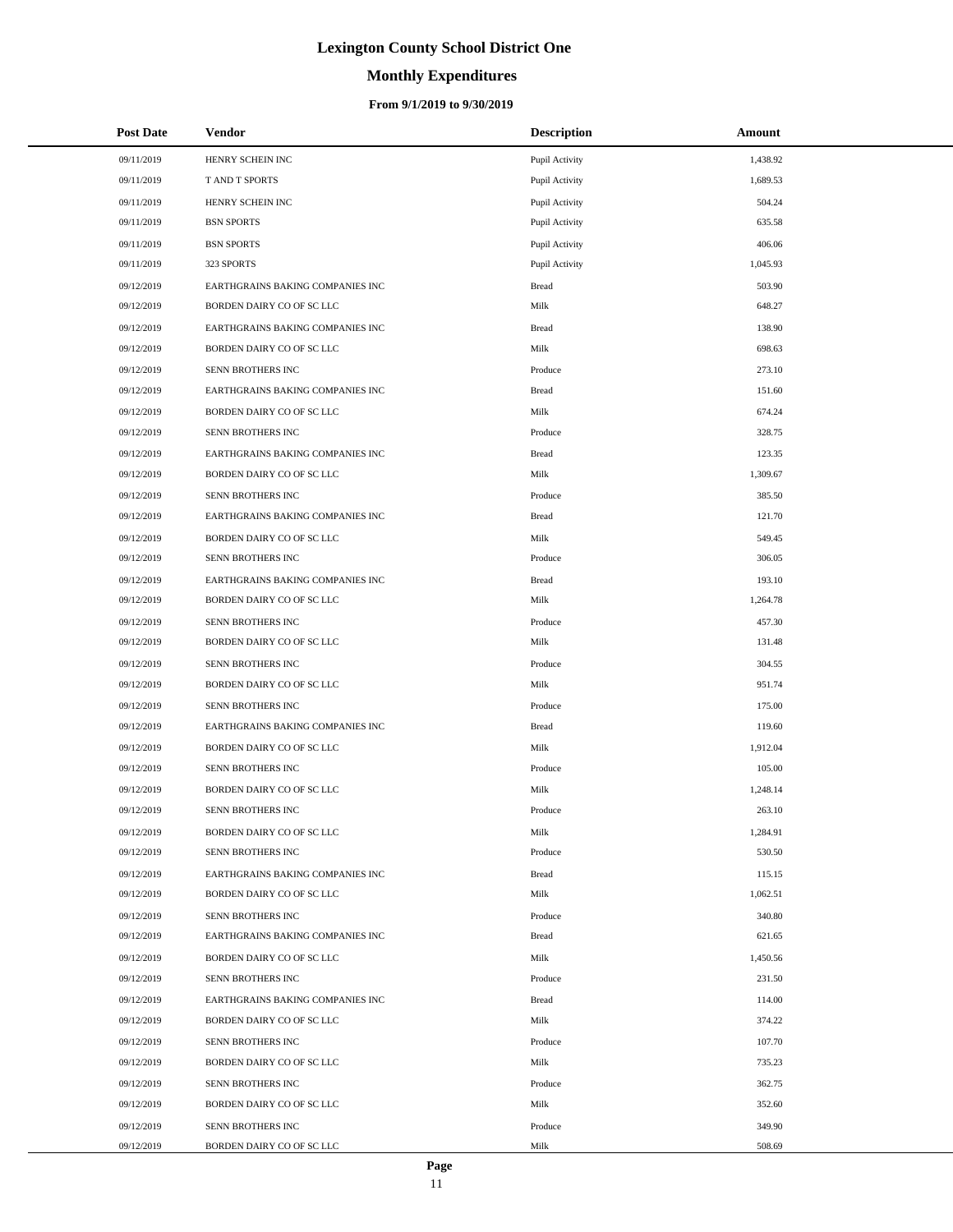# Lexington County School District One

## Monthly Expenditures

### From 9/1/2019 to 9/30/2019

| Post Date | Vendor | Description | Amount |
|---|---|---|---|
| 09/11/2019 | HENRY SCHEIN INC | Pupil Activity | 1,438.92 |
| 09/11/2019 | T AND T SPORTS | Pupil Activity | 1,689.53 |
| 09/11/2019 | HENRY SCHEIN INC | Pupil Activity | 504.24 |
| 09/11/2019 | BSN SPORTS | Pupil Activity | 635.58 |
| 09/11/2019 | BSN SPORTS | Pupil Activity | 406.06 |
| 09/11/2019 | 323 SPORTS | Pupil Activity | 1,045.93 |
| 09/12/2019 | EARTHGRAINS BAKING COMPANIES INC | Bread | 503.90 |
| 09/12/2019 | BORDEN DAIRY CO OF SC LLC | Milk | 648.27 |
| 09/12/2019 | EARTHGRAINS BAKING COMPANIES INC | Bread | 138.90 |
| 09/12/2019 | BORDEN DAIRY CO OF SC LLC | Milk | 698.63 |
| 09/12/2019 | SENN BROTHERS INC | Produce | 273.10 |
| 09/12/2019 | EARTHGRAINS BAKING COMPANIES INC | Bread | 151.60 |
| 09/12/2019 | BORDEN DAIRY CO OF SC LLC | Milk | 674.24 |
| 09/12/2019 | SENN BROTHERS INC | Produce | 328.75 |
| 09/12/2019 | EARTHGRAINS BAKING COMPANIES INC | Bread | 123.35 |
| 09/12/2019 | BORDEN DAIRY CO OF SC LLC | Milk | 1,309.67 |
| 09/12/2019 | SENN BROTHERS INC | Produce | 385.50 |
| 09/12/2019 | EARTHGRAINS BAKING COMPANIES INC | Bread | 121.70 |
| 09/12/2019 | BORDEN DAIRY CO OF SC LLC | Milk | 549.45 |
| 09/12/2019 | SENN BROTHERS INC | Produce | 306.05 |
| 09/12/2019 | EARTHGRAINS BAKING COMPANIES INC | Bread | 193.10 |
| 09/12/2019 | BORDEN DAIRY CO OF SC LLC | Milk | 1,264.78 |
| 09/12/2019 | SENN BROTHERS INC | Produce | 457.30 |
| 09/12/2019 | BORDEN DAIRY CO OF SC LLC | Milk | 131.48 |
| 09/12/2019 | SENN BROTHERS INC | Produce | 304.55 |
| 09/12/2019 | BORDEN DAIRY CO OF SC LLC | Milk | 951.74 |
| 09/12/2019 | SENN BROTHERS INC | Produce | 175.00 |
| 09/12/2019 | EARTHGRAINS BAKING COMPANIES INC | Bread | 119.60 |
| 09/12/2019 | BORDEN DAIRY CO OF SC LLC | Milk | 1,912.04 |
| 09/12/2019 | SENN BROTHERS INC | Produce | 105.00 |
| 09/12/2019 | BORDEN DAIRY CO OF SC LLC | Milk | 1,248.14 |
| 09/12/2019 | SENN BROTHERS INC | Produce | 263.10 |
| 09/12/2019 | BORDEN DAIRY CO OF SC LLC | Milk | 1,284.91 |
| 09/12/2019 | SENN BROTHERS INC | Produce | 530.50 |
| 09/12/2019 | EARTHGRAINS BAKING COMPANIES INC | Bread | 115.15 |
| 09/12/2019 | BORDEN DAIRY CO OF SC LLC | Milk | 1,062.51 |
| 09/12/2019 | SENN BROTHERS INC | Produce | 340.80 |
| 09/12/2019 | EARTHGRAINS BAKING COMPANIES INC | Bread | 621.65 |
| 09/12/2019 | BORDEN DAIRY CO OF SC LLC | Milk | 1,450.56 |
| 09/12/2019 | SENN BROTHERS INC | Produce | 231.50 |
| 09/12/2019 | EARTHGRAINS BAKING COMPANIES INC | Bread | 114.00 |
| 09/12/2019 | BORDEN DAIRY CO OF SC LLC | Milk | 374.22 |
| 09/12/2019 | SENN BROTHERS INC | Produce | 107.70 |
| 09/12/2019 | BORDEN DAIRY CO OF SC LLC | Milk | 735.23 |
| 09/12/2019 | SENN BROTHERS INC | Produce | 362.75 |
| 09/12/2019 | BORDEN DAIRY CO OF SC LLC | Milk | 352.60 |
| 09/12/2019 | SENN BROTHERS INC | Produce | 349.90 |
| 09/12/2019 | BORDEN DAIRY CO OF SC LLC | Milk | 508.69 |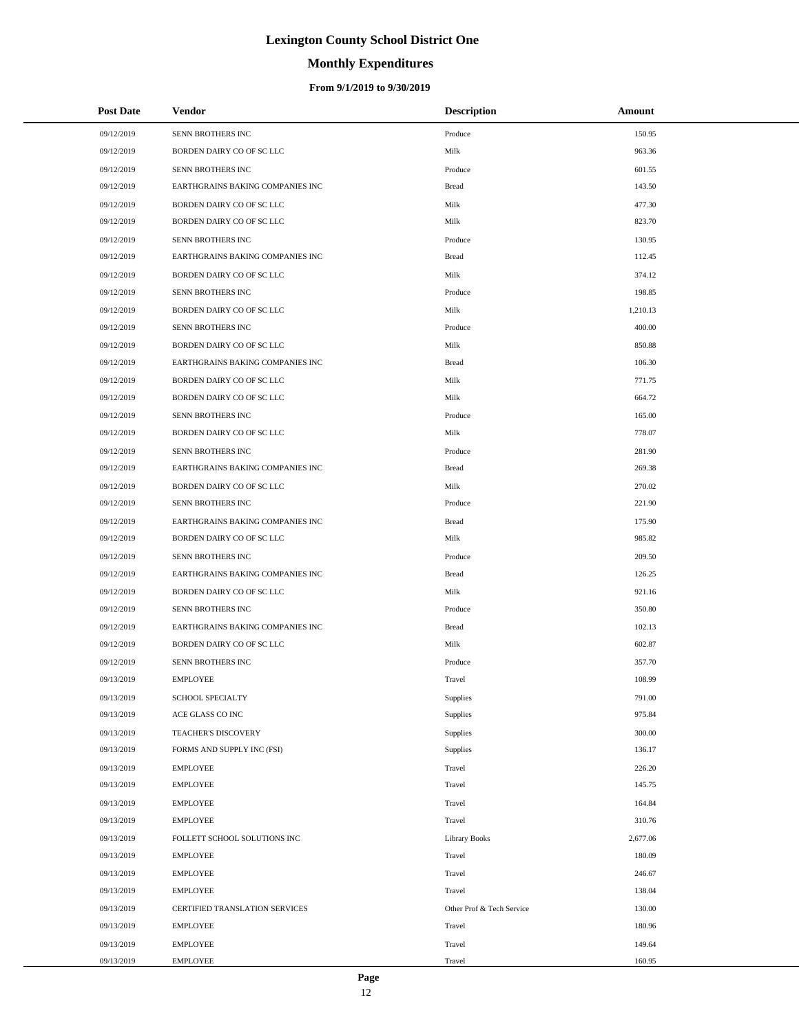# Lexington County School District One

## Monthly Expenditures

### From 9/1/2019 to 9/30/2019

| Post Date | Vendor | Description | Amount |
|---|---|---|---|
| 09/12/2019 | SENN BROTHERS INC | Produce | 150.95 |
| 09/12/2019 | BORDEN DAIRY CO OF SC LLC | Milk | 963.36 |
| 09/12/2019 | SENN BROTHERS INC | Produce | 601.55 |
| 09/12/2019 | EARTHGRAINS BAKING COMPANIES INC | Bread | 143.50 |
| 09/12/2019 | BORDEN DAIRY CO OF SC LLC | Milk | 477.30 |
| 09/12/2019 | BORDEN DAIRY CO OF SC LLC | Milk | 823.70 |
| 09/12/2019 | SENN BROTHERS INC | Produce | 130.95 |
| 09/12/2019 | EARTHGRAINS BAKING COMPANIES INC | Bread | 112.45 |
| 09/12/2019 | BORDEN DAIRY CO OF SC LLC | Milk | 374.12 |
| 09/12/2019 | SENN BROTHERS INC | Produce | 198.85 |
| 09/12/2019 | BORDEN DAIRY CO OF SC LLC | Milk | 1,210.13 |
| 09/12/2019 | SENN BROTHERS INC | Produce | 400.00 |
| 09/12/2019 | BORDEN DAIRY CO OF SC LLC | Milk | 850.88 |
| 09/12/2019 | EARTHGRAINS BAKING COMPANIES INC | Bread | 106.30 |
| 09/12/2019 | BORDEN DAIRY CO OF SC LLC | Milk | 771.75 |
| 09/12/2019 | BORDEN DAIRY CO OF SC LLC | Milk | 664.72 |
| 09/12/2019 | SENN BROTHERS INC | Produce | 165.00 |
| 09/12/2019 | BORDEN DAIRY CO OF SC LLC | Milk | 778.07 |
| 09/12/2019 | SENN BROTHERS INC | Produce | 281.90 |
| 09/12/2019 | EARTHGRAINS BAKING COMPANIES INC | Bread | 269.38 |
| 09/12/2019 | BORDEN DAIRY CO OF SC LLC | Milk | 270.02 |
| 09/12/2019 | SENN BROTHERS INC | Produce | 221.90 |
| 09/12/2019 | EARTHGRAINS BAKING COMPANIES INC | Bread | 175.90 |
| 09/12/2019 | BORDEN DAIRY CO OF SC LLC | Milk | 985.82 |
| 09/12/2019 | SENN BROTHERS INC | Produce | 209.50 |
| 09/12/2019 | EARTHGRAINS BAKING COMPANIES INC | Bread | 126.25 |
| 09/12/2019 | BORDEN DAIRY CO OF SC LLC | Milk | 921.16 |
| 09/12/2019 | SENN BROTHERS INC | Produce | 350.80 |
| 09/12/2019 | EARTHGRAINS BAKING COMPANIES INC | Bread | 102.13 |
| 09/12/2019 | BORDEN DAIRY CO OF SC LLC | Milk | 602.87 |
| 09/12/2019 | SENN BROTHERS INC | Produce | 357.70 |
| 09/13/2019 | EMPLOYEE | Travel | 108.99 |
| 09/13/2019 | SCHOOL SPECIALTY | Supplies | 791.00 |
| 09/13/2019 | ACE GLASS CO INC | Supplies | 975.84 |
| 09/13/2019 | TEACHER'S DISCOVERY | Supplies | 300.00 |
| 09/13/2019 | FORMS AND SUPPLY INC (FSI) | Supplies | 136.17 |
| 09/13/2019 | EMPLOYEE | Travel | 226.20 |
| 09/13/2019 | EMPLOYEE | Travel | 145.75 |
| 09/13/2019 | EMPLOYEE | Travel | 164.84 |
| 09/13/2019 | EMPLOYEE | Travel | 310.76 |
| 09/13/2019 | FOLLETT SCHOOL SOLUTIONS INC | Library Books | 2,677.06 |
| 09/13/2019 | EMPLOYEE | Travel | 180.09 |
| 09/13/2019 | EMPLOYEE | Travel | 246.67 |
| 09/13/2019 | EMPLOYEE | Travel | 138.04 |
| 09/13/2019 | CERTIFIED TRANSLATION SERVICES | Other Prof & Tech Service | 130.00 |
| 09/13/2019 | EMPLOYEE | Travel | 180.96 |
| 09/13/2019 | EMPLOYEE | Travel | 149.64 |
| 09/13/2019 | EMPLOYEE | Travel | 160.95 |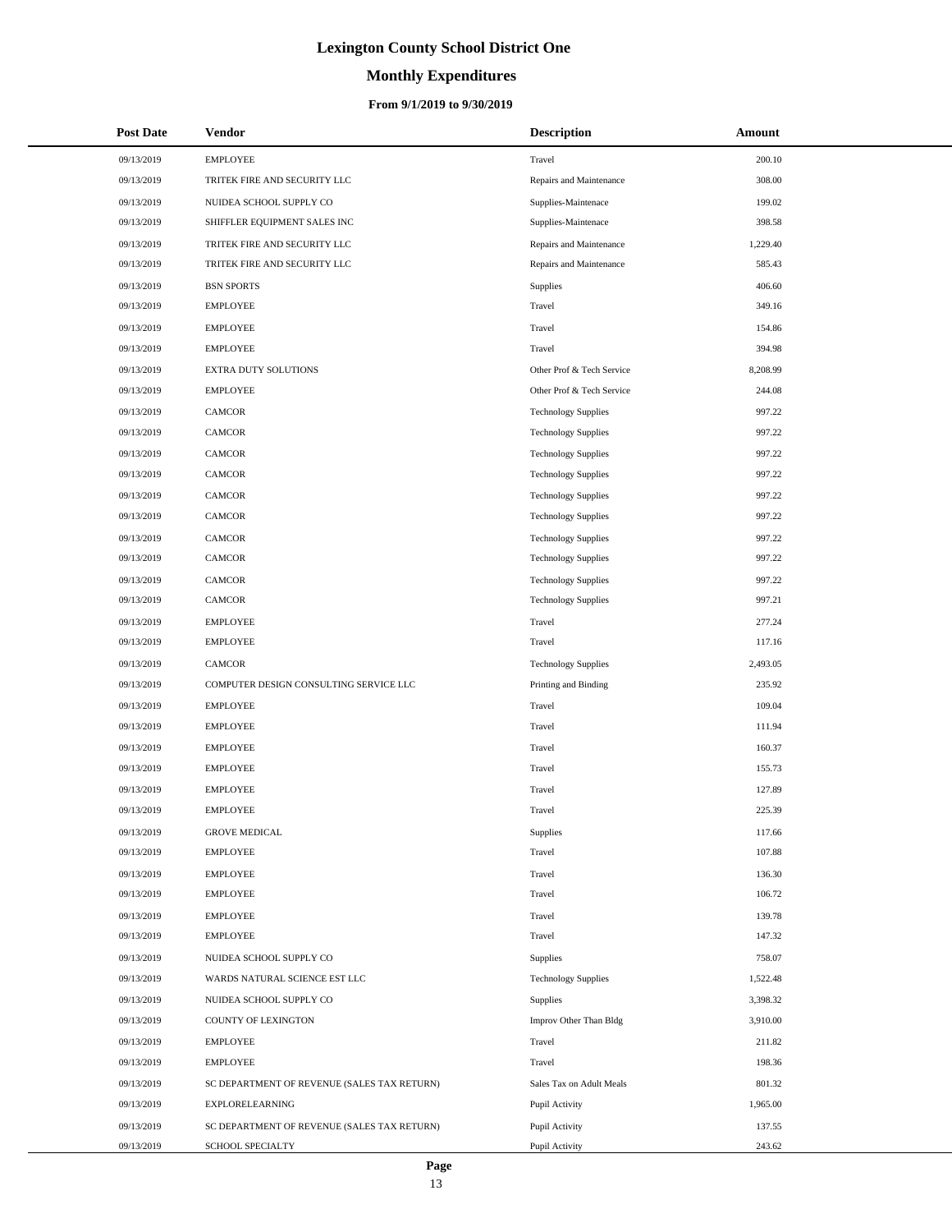# Lexington County School District One

## Monthly Expenditures

### From 9/1/2019 to 9/30/2019

| Post Date | Vendor | Description | Amount |
|---|---|---|---|
| 09/13/2019 | EMPLOYEE | Travel | 200.10 |
| 09/13/2019 | TRITEK FIRE AND SECURITY LLC | Repairs and Maintenance | 308.00 |
| 09/13/2019 | NUIDEA SCHOOL SUPPLY CO | Supplies-Maintenace | 199.02 |
| 09/13/2019 | SHIFFLER EQUIPMENT SALES INC | Supplies-Maintenace | 398.58 |
| 09/13/2019 | TRITEK FIRE AND SECURITY LLC | Repairs and Maintenance | 1,229.40 |
| 09/13/2019 | TRITEK FIRE AND SECURITY LLC | Repairs and Maintenance | 585.43 |
| 09/13/2019 | BSN SPORTS | Supplies | 406.60 |
| 09/13/2019 | EMPLOYEE | Travel | 349.16 |
| 09/13/2019 | EMPLOYEE | Travel | 154.86 |
| 09/13/2019 | EMPLOYEE | Travel | 394.98 |
| 09/13/2019 | EXTRA DUTY SOLUTIONS | Other Prof & Tech Service | 8,208.99 |
| 09/13/2019 | EMPLOYEE | Other Prof & Tech Service | 244.08 |
| 09/13/2019 | CAMCOR | Technology Supplies | 997.22 |
| 09/13/2019 | CAMCOR | Technology Supplies | 997.22 |
| 09/13/2019 | CAMCOR | Technology Supplies | 997.22 |
| 09/13/2019 | CAMCOR | Technology Supplies | 997.22 |
| 09/13/2019 | CAMCOR | Technology Supplies | 997.22 |
| 09/13/2019 | CAMCOR | Technology Supplies | 997.22 |
| 09/13/2019 | CAMCOR | Technology Supplies | 997.22 |
| 09/13/2019 | CAMCOR | Technology Supplies | 997.22 |
| 09/13/2019 | CAMCOR | Technology Supplies | 997.22 |
| 09/13/2019 | CAMCOR | Technology Supplies | 997.21 |
| 09/13/2019 | EMPLOYEE | Travel | 277.24 |
| 09/13/2019 | EMPLOYEE | Travel | 117.16 |
| 09/13/2019 | CAMCOR | Technology Supplies | 2,493.05 |
| 09/13/2019 | COMPUTER DESIGN CONSULTING SERVICE LLC | Printing and Binding | 235.92 |
| 09/13/2019 | EMPLOYEE | Travel | 109.04 |
| 09/13/2019 | EMPLOYEE | Travel | 111.94 |
| 09/13/2019 | EMPLOYEE | Travel | 160.37 |
| 09/13/2019 | EMPLOYEE | Travel | 155.73 |
| 09/13/2019 | EMPLOYEE | Travel | 127.89 |
| 09/13/2019 | EMPLOYEE | Travel | 225.39 |
| 09/13/2019 | GROVE MEDICAL | Supplies | 117.66 |
| 09/13/2019 | EMPLOYEE | Travel | 107.88 |
| 09/13/2019 | EMPLOYEE | Travel | 136.30 |
| 09/13/2019 | EMPLOYEE | Travel | 106.72 |
| 09/13/2019 | EMPLOYEE | Travel | 139.78 |
| 09/13/2019 | EMPLOYEE | Travel | 147.32 |
| 09/13/2019 | NUIDEA SCHOOL SUPPLY CO | Supplies | 758.07 |
| 09/13/2019 | WARDS NATURAL SCIENCE EST LLC | Technology Supplies | 1,522.48 |
| 09/13/2019 | NUIDEA SCHOOL SUPPLY CO | Supplies | 3,398.32 |
| 09/13/2019 | COUNTY OF LEXINGTON | Improv Other Than Bldg | 3,910.00 |
| 09/13/2019 | EMPLOYEE | Travel | 211.82 |
| 09/13/2019 | EMPLOYEE | Travel | 198.36 |
| 09/13/2019 | SC DEPARTMENT OF REVENUE (SALES TAX RETURN) | Sales Tax on Adult Meals | 801.32 |
| 09/13/2019 | EXPLORELEARNING | Pupil Activity | 1,965.00 |
| 09/13/2019 | SC DEPARTMENT OF REVENUE (SALES TAX RETURN) | Pupil Activity | 137.55 |
| 09/13/2019 | SCHOOL SPECIALTY | Pupil Activity | 243.62 |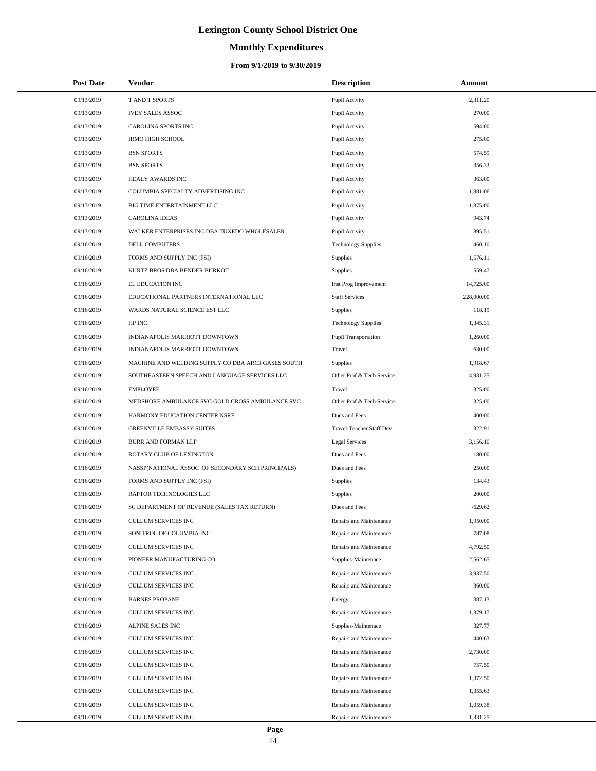# Lexington County School District One

## Monthly Expenditures

### From 9/1/2019 to 9/30/2019

| Post Date | Vendor | Description | Amount |
|---|---|---|---|
| 09/13/2019 | T AND T SPORTS | Pupil Activity | 2,311.20 |
| 09/13/2019 | IVEY SALES ASSOC | Pupil Activity | 270.00 |
| 09/13/2019 | CAROLINA SPORTS INC | Pupil Activity | 594.00 |
| 09/13/2019 | IRMO HIGH SCHOOL | Pupil Activity | 275.00 |
| 09/13/2019 | BSN SPORTS | Pupil Activity | 574.59 |
| 09/13/2019 | BSN SPORTS | Pupil Activity | 356.33 |
| 09/13/2019 | HEALY AWARDS INC | Pupil Activity | 363.00 |
| 09/13/2019 | COLUMBIA SPECIALTY ADVERTISING INC | Pupil Activity | 1,881.06 |
| 09/13/2019 | BIG TIME ENTERTAINMENT LLC | Pupil Activity | 1,875.00 |
| 09/13/2019 | CAROLINA IDEAS | Pupil Activity | 943.74 |
| 09/13/2019 | WALKER ENTERPRISES INC DBA TUXEDO WHOLESALER | Pupil Activity | 895.51 |
| 09/16/2019 | DELL COMPUTERS | Technology Supplies | 460.10 |
| 09/16/2019 | FORMS AND SUPPLY INC (FSI) | Supplies | 1,576.11 |
| 09/16/2019 | KURTZ BROS DBA BENDER BURKOT | Supplies | 559.47 |
| 09/16/2019 | EL EDUCATION INC | Inst Prog Improvement | 14,725.00 |
| 09/16/2019 | EDUCATIONAL PARTNERS INTERNATIONAL LLC | Staff Services | 228,000.00 |
| 09/16/2019 | WARDS NATURAL SCIENCE EST LLC | Supplies | 118.19 |
| 09/16/2019 | HP INC | Technology Supplies | 1,345.31 |
| 09/16/2019 | INDIANAPOLIS MARRIOTT DOWNTOWN | Pupil Transportation | 1,260.00 |
| 09/16/2019 | INDIANAPOLIS MARRIOTT DOWNTOWN | Travel | 630.00 |
| 09/16/2019 | MACHINE AND WELDING SUPPLY CO DBA ARC3 GASES SOUTH | Supplies | 1,918.67 |
| 09/16/2019 | SOUTHEASTERN SPEECH AND LANGUAGE SERVICES LLC | Other Prof & Tech Service | 4,931.25 |
| 09/16/2019 | EMPLOYEE | Travel | 325.00 |
| 09/16/2019 | MEDSHORE AMBULANCE SVC GOLD CROSS AMBULANCE SVC | Other Prof & Tech Service | 325.00 |
| 09/16/2019 | HARMONY EDUCATION CENTER NSRF | Dues and Fees | 400.00 |
| 09/16/2019 | GREENVILLE EMBASSY SUITES | Travel-Teacher Staff Dev | 322.91 |
| 09/16/2019 | BURR AND FORMAN LLP | Legal Services | 3,156.10 |
| 09/16/2019 | ROTARY CLUB OF LEXINGTON | Dues and Fees | 180.00 |
| 09/16/2019 | NASSP(NATIONAL ASSOC OF SECONDARY SCH PRINCIPALS) | Dues and Fees | 250.00 |
| 09/16/2019 | FORMS AND SUPPLY INC (FSI) | Supplies | 134.43 |
| 09/16/2019 | RAPTOR TECHNOLOGIES LLC | Supplies | 200.00 |
| 09/16/2019 | SC DEPARTMENT OF REVENUE (SALES TAX RETURN) | Dues and Fees | -629.62 |
| 09/16/2019 | CULLUM SERVICES INC | Repairs and Maintenance | 1,950.00 |
| 09/16/2019 | SONITROL OF COLUMBIA INC | Repairs and Maintenance | 787.08 |
| 09/16/2019 | CULLUM SERVICES INC | Repairs and Maintenance | 4,792.50 |
| 09/16/2019 | PIONEER MANUFACTURING CO | Supplies-Maintenace | 2,562.65 |
| 09/16/2019 | CULLUM SERVICES INC | Repairs and Maintenance | 3,937.50 |
| 09/16/2019 | CULLUM SERVICES INC | Repairs and Maintenance | 360.00 |
| 09/16/2019 | BARNES PROPANE | Energy | 387.13 |
| 09/16/2019 | CULLUM SERVICES INC | Repairs and Maintenance | 1,379.17 |
| 09/16/2019 | ALPINE SALES INC | Supplies-Maintenace | 327.77 |
| 09/16/2019 | CULLUM SERVICES INC | Repairs and Maintenance | 440.63 |
| 09/16/2019 | CULLUM SERVICES INC | Repairs and Maintenance | 2,730.00 |
| 09/16/2019 | CULLUM SERVICES INC | Repairs and Maintenance | 757.50 |
| 09/16/2019 | CULLUM SERVICES INC | Repairs and Maintenance | 1,372.50 |
| 09/16/2019 | CULLUM SERVICES INC | Repairs and Maintenance | 1,355.63 |
| 09/16/2019 | CULLUM SERVICES INC | Repairs and Maintenance | 1,059.38 |
| 09/16/2019 | CULLUM SERVICES INC | Repairs and Maintenance | 1,331.25 |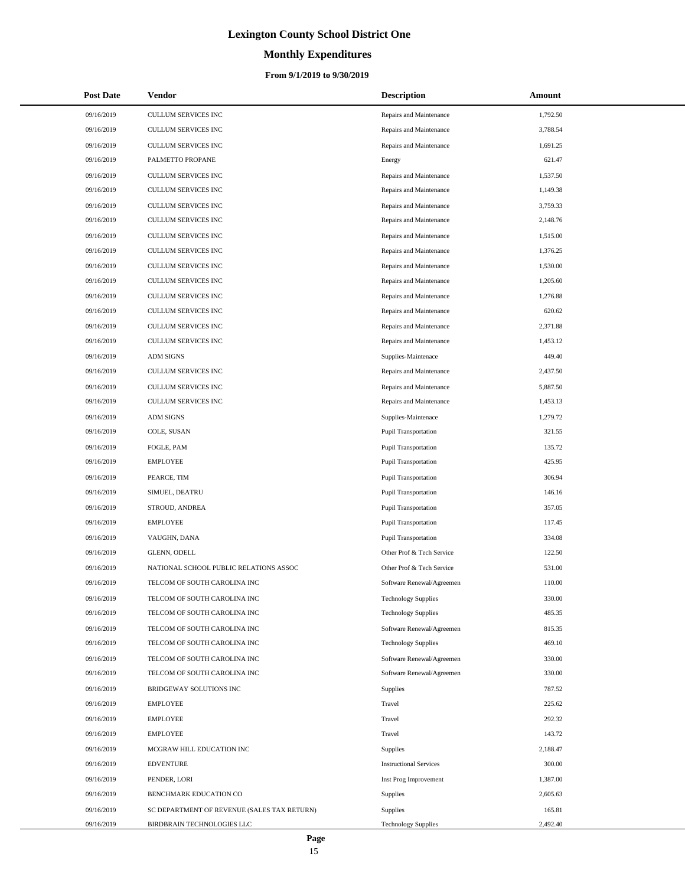# Lexington County School District One

## Monthly Expenditures

### From 9/1/2019 to 9/30/2019

| Post Date | Vendor | Description | Amount |
| --- | --- | --- | --- |
| 09/16/2019 | CULLUM SERVICES INC | Repairs and Maintenance | 1,792.50 |
| 09/16/2019 | CULLUM SERVICES INC | Repairs and Maintenance | 3,788.54 |
| 09/16/2019 | CULLUM SERVICES INC | Repairs and Maintenance | 1,691.25 |
| 09/16/2019 | PALMETTO PROPANE | Energy | 621.47 |
| 09/16/2019 | CULLUM SERVICES INC | Repairs and Maintenance | 1,537.50 |
| 09/16/2019 | CULLUM SERVICES INC | Repairs and Maintenance | 1,149.38 |
| 09/16/2019 | CULLUM SERVICES INC | Repairs and Maintenance | 3,759.33 |
| 09/16/2019 | CULLUM SERVICES INC | Repairs and Maintenance | 2,148.76 |
| 09/16/2019 | CULLUM SERVICES INC | Repairs and Maintenance | 1,515.00 |
| 09/16/2019 | CULLUM SERVICES INC | Repairs and Maintenance | 1,376.25 |
| 09/16/2019 | CULLUM SERVICES INC | Repairs and Maintenance | 1,530.00 |
| 09/16/2019 | CULLUM SERVICES INC | Repairs and Maintenance | 1,205.60 |
| 09/16/2019 | CULLUM SERVICES INC | Repairs and Maintenance | 1,276.88 |
| 09/16/2019 | CULLUM SERVICES INC | Repairs and Maintenance | 620.62 |
| 09/16/2019 | CULLUM SERVICES INC | Repairs and Maintenance | 2,371.88 |
| 09/16/2019 | CULLUM SERVICES INC | Repairs and Maintenance | 1,453.12 |
| 09/16/2019 | ADM SIGNS | Supplies-Maintenace | 449.40 |
| 09/16/2019 | CULLUM SERVICES INC | Repairs and Maintenance | 2,437.50 |
| 09/16/2019 | CULLUM SERVICES INC | Repairs and Maintenance | 5,887.50 |
| 09/16/2019 | CULLUM SERVICES INC | Repairs and Maintenance | 1,453.13 |
| 09/16/2019 | ADM SIGNS | Supplies-Maintenace | 1,279.72 |
| 09/16/2019 | COLE, SUSAN | Pupil Transportation | 321.55 |
| 09/16/2019 | FOGLE, PAM | Pupil Transportation | 135.72 |
| 09/16/2019 | EMPLOYEE | Pupil Transportation | 425.95 |
| 09/16/2019 | PEARCE, TIM | Pupil Transportation | 306.94 |
| 09/16/2019 | SIMUEL, DEATRU | Pupil Transportation | 146.16 |
| 09/16/2019 | STROUD, ANDREA | Pupil Transportation | 357.05 |
| 09/16/2019 | EMPLOYEE | Pupil Transportation | 117.45 |
| 09/16/2019 | VAUGHN, DANA | Pupil Transportation | 334.08 |
| 09/16/2019 | GLENN, ODELL | Other Prof & Tech Service | 122.50 |
| 09/16/2019 | NATIONAL SCHOOL PUBLIC RELATIONS ASSOC | Other Prof & Tech Service | 531.00 |
| 09/16/2019 | TELCOM OF SOUTH CAROLINA INC | Software Renewal/Agreemen | 110.00 |
| 09/16/2019 | TELCOM OF SOUTH CAROLINA INC | Technology Supplies | 330.00 |
| 09/16/2019 | TELCOM OF SOUTH CAROLINA INC | Technology Supplies | 485.35 |
| 09/16/2019 | TELCOM OF SOUTH CAROLINA INC | Software Renewal/Agreemen | 815.35 |
| 09/16/2019 | TELCOM OF SOUTH CAROLINA INC | Technology Supplies | 469.10 |
| 09/16/2019 | TELCOM OF SOUTH CAROLINA INC | Software Renewal/Agreemen | 330.00 |
| 09/16/2019 | TELCOM OF SOUTH CAROLINA INC | Software Renewal/Agreemen | 330.00 |
| 09/16/2019 | BRIDGEWAY SOLUTIONS INC | Supplies | 787.52 |
| 09/16/2019 | EMPLOYEE | Travel | 225.62 |
| 09/16/2019 | EMPLOYEE | Travel | 292.32 |
| 09/16/2019 | EMPLOYEE | Travel | 143.72 |
| 09/16/2019 | MCGRAW HILL EDUCATION INC | Supplies | 2,188.47 |
| 09/16/2019 | EDVENTURE | Instructional Services | 300.00 |
| 09/16/2019 | PENDER, LORI | Inst Prog Improvement | 1,387.00 |
| 09/16/2019 | BENCHMARK EDUCATION CO | Supplies | 2,605.63 |
| 09/16/2019 | SC DEPARTMENT OF REVENUE (SALES TAX RETURN) | Supplies | 165.81 |
| 09/16/2019 | BIRDBRAIN TECHNOLOGIES LLC | Technology Supplies | 2,492.40 |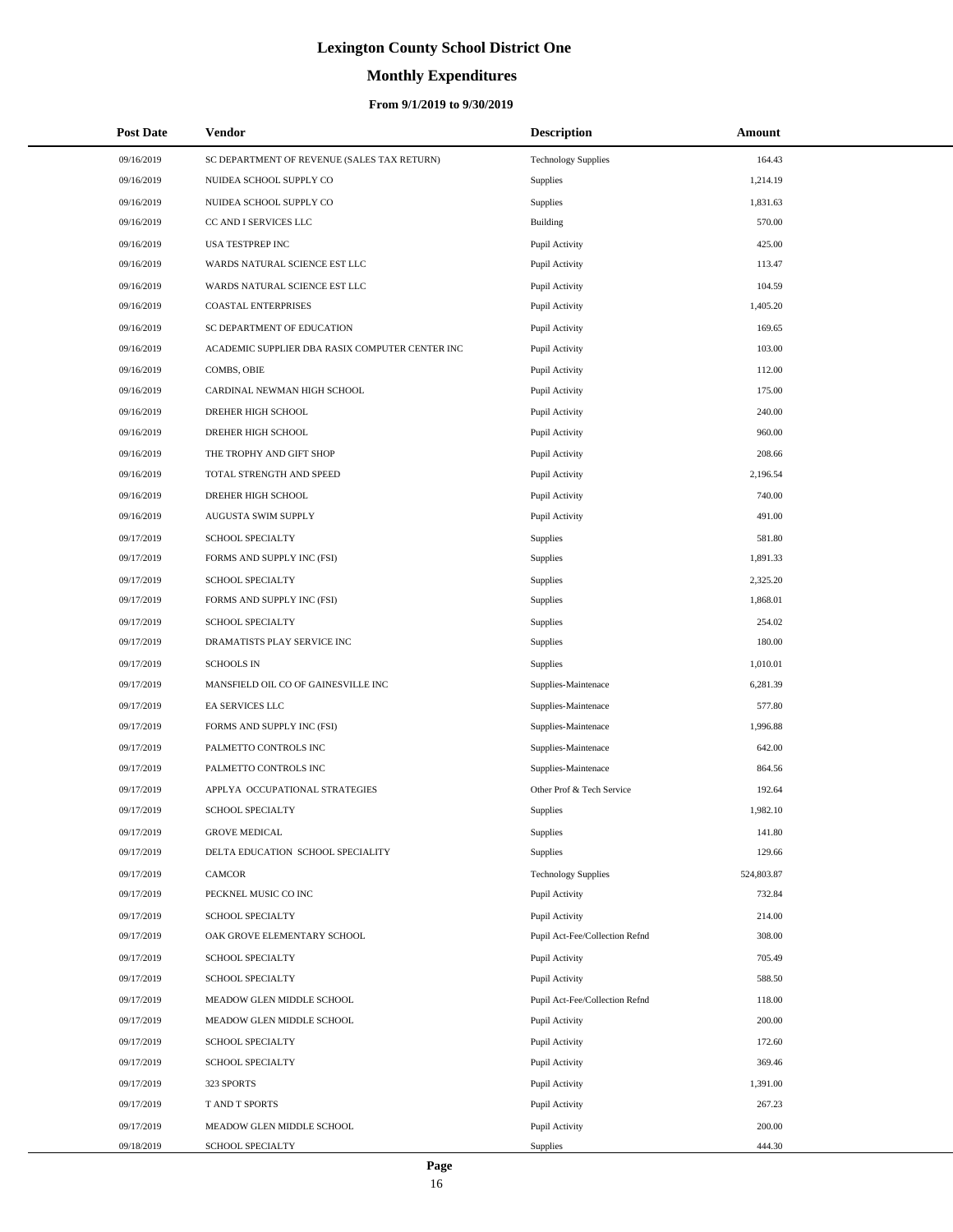# Lexington County School District One

## Monthly Expenditures

### From 9/1/2019 to 9/30/2019

| Post Date | Vendor | Description | Amount |
|---|---|---|---|
| 09/16/2019 | SC DEPARTMENT OF REVENUE (SALES TAX RETURN) | Technology Supplies | 164.43 |
| 09/16/2019 | NUIDEA SCHOOL SUPPLY CO | Supplies | 1,214.19 |
| 09/16/2019 | NUIDEA SCHOOL SUPPLY CO | Supplies | 1,831.63 |
| 09/16/2019 | CC AND I SERVICES LLC | Building | 570.00 |
| 09/16/2019 | USA TESTPREP INC | Pupil Activity | 425.00 |
| 09/16/2019 | WARDS NATURAL SCIENCE EST LLC | Pupil Activity | 113.47 |
| 09/16/2019 | WARDS NATURAL SCIENCE EST LLC | Pupil Activity | 104.59 |
| 09/16/2019 | COASTAL ENTERPRISES | Pupil Activity | 1,405.20 |
| 09/16/2019 | SC DEPARTMENT OF EDUCATION | Pupil Activity | 169.65 |
| 09/16/2019 | ACADEMIC SUPPLIER DBA RASIX COMPUTER CENTER INC | Pupil Activity | 103.00 |
| 09/16/2019 | COMBS, OBIE | Pupil Activity | 112.00 |
| 09/16/2019 | CARDINAL NEWMAN HIGH SCHOOL | Pupil Activity | 175.00 |
| 09/16/2019 | DREHER HIGH SCHOOL | Pupil Activity | 240.00 |
| 09/16/2019 | DREHER HIGH SCHOOL | Pupil Activity | 960.00 |
| 09/16/2019 | THE TROPHY AND GIFT SHOP | Pupil Activity | 208.66 |
| 09/16/2019 | TOTAL STRENGTH AND SPEED | Pupil Activity | 2,196.54 |
| 09/16/2019 | DREHER HIGH SCHOOL | Pupil Activity | 740.00 |
| 09/16/2019 | AUGUSTA SWIM SUPPLY | Pupil Activity | 491.00 |
| 09/17/2019 | SCHOOL SPECIALTY | Supplies | 581.80 |
| 09/17/2019 | FORMS AND SUPPLY INC (FSI) | Supplies | 1,891.33 |
| 09/17/2019 | SCHOOL SPECIALTY | Supplies | 2,325.20 |
| 09/17/2019 | FORMS AND SUPPLY INC (FSI) | Supplies | 1,868.01 |
| 09/17/2019 | SCHOOL SPECIALTY | Supplies | 254.02 |
| 09/17/2019 | DRAMATISTS PLAY SERVICE INC | Supplies | 180.00 |
| 09/17/2019 | SCHOOLS IN | Supplies | 1,010.01 |
| 09/17/2019 | MANSFIELD OIL CO OF GAINESVILLE INC | Supplies-Maintenace | 6,281.39 |
| 09/17/2019 | EA SERVICES LLC | Supplies-Maintenace | 577.80 |
| 09/17/2019 | FORMS AND SUPPLY INC (FSI) | Supplies-Maintenace | 1,996.88 |
| 09/17/2019 | PALMETTO CONTROLS INC | Supplies-Maintenace | 642.00 |
| 09/17/2019 | PALMETTO CONTROLS INC | Supplies-Maintenace | 864.56 |
| 09/17/2019 | APPLYA OCCUPATIONAL STRATEGIES | Other Prof & Tech Service | 192.64 |
| 09/17/2019 | SCHOOL SPECIALTY | Supplies | 1,982.10 |
| 09/17/2019 | GROVE MEDICAL | Supplies | 141.80 |
| 09/17/2019 | DELTA EDUCATION SCHOOL SPECIALITY | Supplies | 129.66 |
| 09/17/2019 | CAMCOR | Technology Supplies | 524,803.87 |
| 09/17/2019 | PECKNEL MUSIC CO INC | Pupil Activity | 732.84 |
| 09/17/2019 | SCHOOL SPECIALTY | Pupil Activity | 214.00 |
| 09/17/2019 | OAK GROVE ELEMENTARY SCHOOL | Pupil Act-Fee/Collection Refnd | 308.00 |
| 09/17/2019 | SCHOOL SPECIALTY | Pupil Activity | 705.49 |
| 09/17/2019 | SCHOOL SPECIALTY | Pupil Activity | 588.50 |
| 09/17/2019 | MEADOW GLEN MIDDLE SCHOOL | Pupil Act-Fee/Collection Refnd | 118.00 |
| 09/17/2019 | MEADOW GLEN MIDDLE SCHOOL | Pupil Activity | 200.00 |
| 09/17/2019 | SCHOOL SPECIALTY | Pupil Activity | 172.60 |
| 09/17/2019 | SCHOOL SPECIALTY | Pupil Activity | 369.46 |
| 09/17/2019 | 323 SPORTS | Pupil Activity | 1,391.00 |
| 09/17/2019 | T AND T SPORTS | Pupil Activity | 267.23 |
| 09/17/2019 | MEADOW GLEN MIDDLE SCHOOL | Pupil Activity | 200.00 |
| 09/18/2019 | SCHOOL SPECIALTY | Supplies | 444.30 |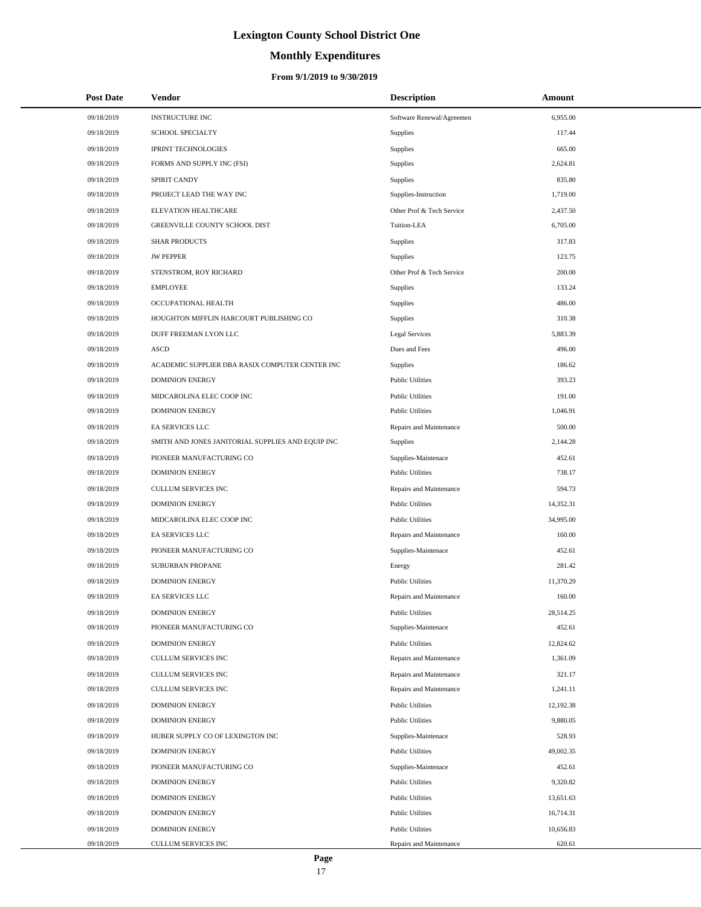# Lexington County School District One

## Monthly Expenditures

### From 9/1/2019 to 9/30/2019

| Post Date | Vendor | Description | Amount |
|---|---|---|---|
| 09/18/2019 | INSTRUCTURE INC | Software Renewal/Agreemen | 6,955.00 |
| 09/18/2019 | SCHOOL SPECIALTY | Supplies | 117.44 |
| 09/18/2019 | IPRINT TECHNOLOGIES | Supplies | 665.00 |
| 09/18/2019 | FORMS AND SUPPLY INC (FSI) | Supplies | 2,624.81 |
| 09/18/2019 | SPIRIT CANDY | Supplies | 835.80 |
| 09/18/2019 | PROJECT LEAD THE WAY INC | Supplies-Instruction | 1,719.00 |
| 09/18/2019 | ELEVATION HEALTHCARE | Other Prof & Tech Service | 2,437.50 |
| 09/18/2019 | GREENVILLE COUNTY SCHOOL DIST | Tuition-LEA | 6,705.00 |
| 09/18/2019 | SHAR PRODUCTS | Supplies | 317.83 |
| 09/18/2019 | JW PEPPER | Supplies | 123.75 |
| 09/18/2019 | STENSTROM, ROY RICHARD | Other Prof & Tech Service | 200.00 |
| 09/18/2019 | EMPLOYEE | Supplies | 133.24 |
| 09/18/2019 | OCCUPATIONAL HEALTH | Supplies | 486.00 |
| 09/18/2019 | HOUGHTON MIFFLIN HARCOURT PUBLISHING CO | Supplies | 310.38 |
| 09/18/2019 | DUFF FREEMAN LYON LLC | Legal Services | 5,883.39 |
| 09/18/2019 | ASCD | Dues and Fees | 496.00 |
| 09/18/2019 | ACADEMIC SUPPLIER DBA RASIX COMPUTER CENTER INC | Supplies | 186.62 |
| 09/18/2019 | DOMINION ENERGY | Public Utilities | 393.23 |
| 09/18/2019 | MIDCAROLINA ELEC COOP INC | Public Utilities | 191.00 |
| 09/18/2019 | DOMINION ENERGY | Public Utilities | 1,046.91 |
| 09/18/2019 | EA SERVICES LLC | Repairs and Maintenance | 500.00 |
| 09/18/2019 | SMITH AND JONES JANITORIAL SUPPLIES AND EQUIP INC | Supplies | 2,144.28 |
| 09/18/2019 | PIONEER MANUFACTURING CO | Supplies-Maintenace | 452.61 |
| 09/18/2019 | DOMINION ENERGY | Public Utilities | 738.17 |
| 09/18/2019 | CULLUM SERVICES INC | Repairs and Maintenance | 594.73 |
| 09/18/2019 | DOMINION ENERGY | Public Utilities | 14,352.31 |
| 09/18/2019 | MIDCAROLINA ELEC COOP INC | Public Utilities | 34,995.00 |
| 09/18/2019 | EA SERVICES LLC | Repairs and Maintenance | 160.00 |
| 09/18/2019 | PIONEER MANUFACTURING CO | Supplies-Maintenace | 452.61 |
| 09/18/2019 | SUBURBAN PROPANE | Energy | 281.42 |
| 09/18/2019 | DOMINION ENERGY | Public Utilities | 11,370.29 |
| 09/18/2019 | EA SERVICES LLC | Repairs and Maintenance | 160.00 |
| 09/18/2019 | DOMINION ENERGY | Public Utilities | 28,514.25 |
| 09/18/2019 | PIONEER MANUFACTURING CO | Supplies-Maintenace | 452.61 |
| 09/18/2019 | DOMINION ENERGY | Public Utilities | 12,824.62 |
| 09/18/2019 | CULLUM SERVICES INC | Repairs and Maintenance | 1,361.09 |
| 09/18/2019 | CULLUM SERVICES INC | Repairs and Maintenance | 321.17 |
| 09/18/2019 | CULLUM SERVICES INC | Repairs and Maintenance | 1,241.11 |
| 09/18/2019 | DOMINION ENERGY | Public Utilities | 12,192.38 |
| 09/18/2019 | DOMINION ENERGY | Public Utilities | 9,880.05 |
| 09/18/2019 | HUBER SUPPLY CO OF LEXINGTON INC | Supplies-Maintenace | 528.93 |
| 09/18/2019 | DOMINION ENERGY | Public Utilities | 49,002.35 |
| 09/18/2019 | PIONEER MANUFACTURING CO | Supplies-Maintenace | 452.61 |
| 09/18/2019 | DOMINION ENERGY | Public Utilities | 9,320.82 |
| 09/18/2019 | DOMINION ENERGY | Public Utilities | 13,651.63 |
| 09/18/2019 | DOMINION ENERGY | Public Utilities | 16,714.31 |
| 09/18/2019 | DOMINION ENERGY | Public Utilities | 10,656.83 |
| 09/18/2019 | CULLUM SERVICES INC | Repairs and Maintenance | 620.61 |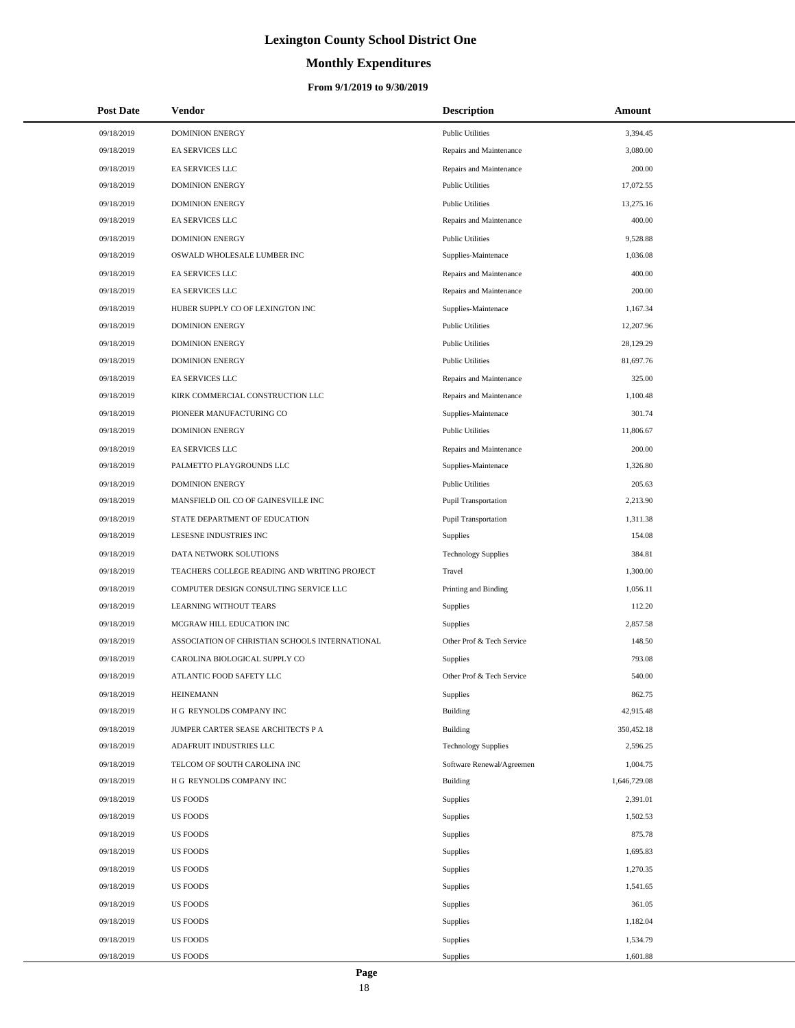# Lexington County School District One

## Monthly Expenditures

### From 9/1/2019 to 9/30/2019

| Post Date | Vendor | Description | Amount |
|---|---|---|---|
| 09/18/2019 | DOMINION ENERGY | Public Utilities | 3,394.45 |
| 09/18/2019 | EA SERVICES LLC | Repairs and Maintenance | 3,080.00 |
| 09/18/2019 | EA SERVICES LLC | Repairs and Maintenance | 200.00 |
| 09/18/2019 | DOMINION ENERGY | Public Utilities | 17,072.55 |
| 09/18/2019 | DOMINION ENERGY | Public Utilities | 13,275.16 |
| 09/18/2019 | EA SERVICES LLC | Repairs and Maintenance | 400.00 |
| 09/18/2019 | DOMINION ENERGY | Public Utilities | 9,528.88 |
| 09/18/2019 | OSWALD WHOLESALE LUMBER INC | Supplies-Maintenace | 1,036.08 |
| 09/18/2019 | EA SERVICES LLC | Repairs and Maintenance | 400.00 |
| 09/18/2019 | EA SERVICES LLC | Repairs and Maintenance | 200.00 |
| 09/18/2019 | HUBER SUPPLY CO OF LEXINGTON INC | Supplies-Maintenace | 1,167.34 |
| 09/18/2019 | DOMINION ENERGY | Public Utilities | 12,207.96 |
| 09/18/2019 | DOMINION ENERGY | Public Utilities | 28,129.29 |
| 09/18/2019 | DOMINION ENERGY | Public Utilities | 81,697.76 |
| 09/18/2019 | EA SERVICES LLC | Repairs and Maintenance | 325.00 |
| 09/18/2019 | KIRK COMMERCIAL CONSTRUCTION LLC | Repairs and Maintenance | 1,100.48 |
| 09/18/2019 | PIONEER MANUFACTURING CO | Supplies-Maintenace | 301.74 |
| 09/18/2019 | DOMINION ENERGY | Public Utilities | 11,806.67 |
| 09/18/2019 | EA SERVICES LLC | Repairs and Maintenance | 200.00 |
| 09/18/2019 | PALMETTO PLAYGROUNDS LLC | Supplies-Maintenace | 1,326.80 |
| 09/18/2019 | DOMINION ENERGY | Public Utilities | 205.63 |
| 09/18/2019 | MANSFIELD OIL CO OF GAINESVILLE INC | Pupil Transportation | 2,213.90 |
| 09/18/2019 | STATE DEPARTMENT OF EDUCATION | Pupil Transportation | 1,311.38 |
| 09/18/2019 | LESESNE INDUSTRIES INC | Supplies | 154.08 |
| 09/18/2019 | DATA NETWORK SOLUTIONS | Technology Supplies | 384.81 |
| 09/18/2019 | TEACHERS COLLEGE READING AND WRITING PROJECT | Travel | 1,300.00 |
| 09/18/2019 | COMPUTER DESIGN CONSULTING SERVICE LLC | Printing and Binding | 1,056.11 |
| 09/18/2019 | LEARNING WITHOUT TEARS | Supplies | 112.20 |
| 09/18/2019 | MCGRAW HILL EDUCATION INC | Supplies | 2,857.58 |
| 09/18/2019 | ASSOCIATION OF CHRISTIAN SCHOOLS INTERNATIONAL | Other Prof & Tech Service | 148.50 |
| 09/18/2019 | CAROLINA BIOLOGICAL SUPPLY CO | Supplies | 793.08 |
| 09/18/2019 | ATLANTIC FOOD SAFETY LLC | Other Prof & Tech Service | 540.00 |
| 09/18/2019 | HEINEMANN | Supplies | 862.75 |
| 09/18/2019 | H G REYNOLDS COMPANY INC | Building | 42,915.48 |
| 09/18/2019 | JUMPER CARTER SEASE ARCHITECTS P A | Building | 350,452.18 |
| 09/18/2019 | ADAFRUIT INDUSTRIES LLC | Technology Supplies | 2,596.25 |
| 09/18/2019 | TELCOM OF SOUTH CAROLINA INC | Software Renewal/Agreemen | 1,004.75 |
| 09/18/2019 | H G REYNOLDS COMPANY INC | Building | 1,646,729.08 |
| 09/18/2019 | US FOODS | Supplies | 2,391.01 |
| 09/18/2019 | US FOODS | Supplies | 1,502.53 |
| 09/18/2019 | US FOODS | Supplies | 875.78 |
| 09/18/2019 | US FOODS | Supplies | 1,695.83 |
| 09/18/2019 | US FOODS | Supplies | 1,270.35 |
| 09/18/2019 | US FOODS | Supplies | 1,541.65 |
| 09/18/2019 | US FOODS | Supplies | 361.05 |
| 09/18/2019 | US FOODS | Supplies | 1,182.04 |
| 09/18/2019 | US FOODS | Supplies | 1,534.79 |
| 09/18/2019 | US FOODS | Supplies | 1,601.88 |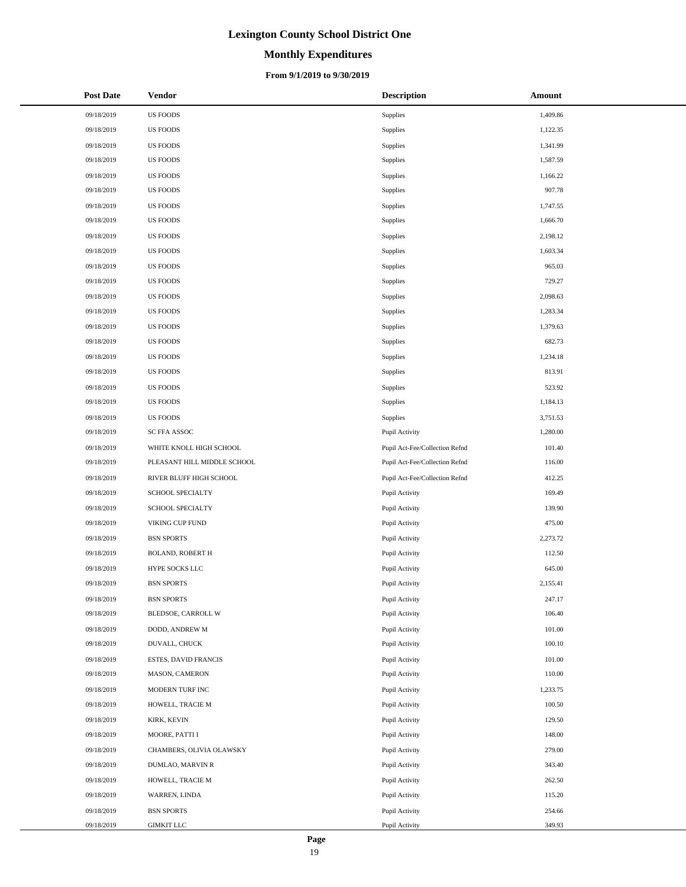# Lexington County School District One

## Monthly Expenditures

### From 9/1/2019 to 9/30/2019

| Post Date | Vendor | Description | Amount |
|---|---|---|---|
| 09/18/2019 | US FOODS | Supplies | 1,409.86 |
| 09/18/2019 | US FOODS | Supplies | 1,122.35 |
| 09/18/2019 | US FOODS | Supplies | 1,341.99 |
| 09/18/2019 | US FOODS | Supplies | 1,587.59 |
| 09/18/2019 | US FOODS | Supplies | 1,166.22 |
| 09/18/2019 | US FOODS | Supplies | 907.78 |
| 09/18/2019 | US FOODS | Supplies | 1,747.55 |
| 09/18/2019 | US FOODS | Supplies | 1,666.70 |
| 09/18/2019 | US FOODS | Supplies | 2,198.12 |
| 09/18/2019 | US FOODS | Supplies | 1,603.34 |
| 09/18/2019 | US FOODS | Supplies | 965.03 |
| 09/18/2019 | US FOODS | Supplies | 729.27 |
| 09/18/2019 | US FOODS | Supplies | 2,098.63 |
| 09/18/2019 | US FOODS | Supplies | 1,283.34 |
| 09/18/2019 | US FOODS | Supplies | 1,379.63 |
| 09/18/2019 | US FOODS | Supplies | 682.73 |
| 09/18/2019 | US FOODS | Supplies | 1,234.18 |
| 09/18/2019 | US FOODS | Supplies | 813.91 |
| 09/18/2019 | US FOODS | Supplies | 523.92 |
| 09/18/2019 | US FOODS | Supplies | 1,184.13 |
| 09/18/2019 | US FOODS | Supplies | 3,751.53 |
| 09/18/2019 | SC FFA ASSOC | Pupil Activity | 1,280.00 |
| 09/18/2019 | WHITE KNOLL HIGH SCHOOL | Pupil Act-Fee/Collection Refnd | 101.40 |
| 09/18/2019 | PLEASANT HILL MIDDLE SCHOOL | Pupil Act-Fee/Collection Refnd | 116.00 |
| 09/18/2019 | RIVER BLUFF HIGH SCHOOL | Pupil Act-Fee/Collection Refnd | 412.25 |
| 09/18/2019 | SCHOOL SPECIALTY | Pupil Activity | 169.49 |
| 09/18/2019 | SCHOOL SPECIALTY | Pupil Activity | 139.90 |
| 09/18/2019 | VIKING CUP FUND | Pupil Activity | 475.00 |
| 09/18/2019 | BSN SPORTS | Pupil Activity | 2,273.72 |
| 09/18/2019 | BOLAND, ROBERT H | Pupil Activity | 112.50 |
| 09/18/2019 | HYPE SOCKS LLC | Pupil Activity | 645.00 |
| 09/18/2019 | BSN SPORTS | Pupil Activity | 2,155.41 |
| 09/18/2019 | BSN SPORTS | Pupil Activity | 247.17 |
| 09/18/2019 | BLEDSOE, CARROLL W | Pupil Activity | 106.40 |
| 09/18/2019 | DODD, ANDREW M | Pupil Activity | 101.00 |
| 09/18/2019 | DUVALL, CHUCK | Pupil Activity | 100.10 |
| 09/18/2019 | ESTES, DAVID FRANCIS | Pupil Activity | 101.00 |
| 09/18/2019 | MASON, CAMERON | Pupil Activity | 110.00 |
| 09/18/2019 | MODERN TURF INC | Pupil Activity | 1,233.75 |
| 09/18/2019 | HOWELL, TRACIE M | Pupil Activity | 100.50 |
| 09/18/2019 | KIRK, KEVIN | Pupil Activity | 129.50 |
| 09/18/2019 | MOORE, PATTI I | Pupil Activity | 148.00 |
| 09/18/2019 | CHAMBERS, OLIVIA OLAWSKY | Pupil Activity | 279.00 |
| 09/18/2019 | DUMLAO, MARVIN R | Pupil Activity | 343.40 |
| 09/18/2019 | HOWELL, TRACIE M | Pupil Activity | 262.50 |
| 09/18/2019 | WARREN, LINDA | Pupil Activity | 115.20 |
| 09/18/2019 | BSN SPORTS | Pupil Activity | 254.66 |
| 09/18/2019 | GIMKIT LLC | Pupil Activity | 349.93 |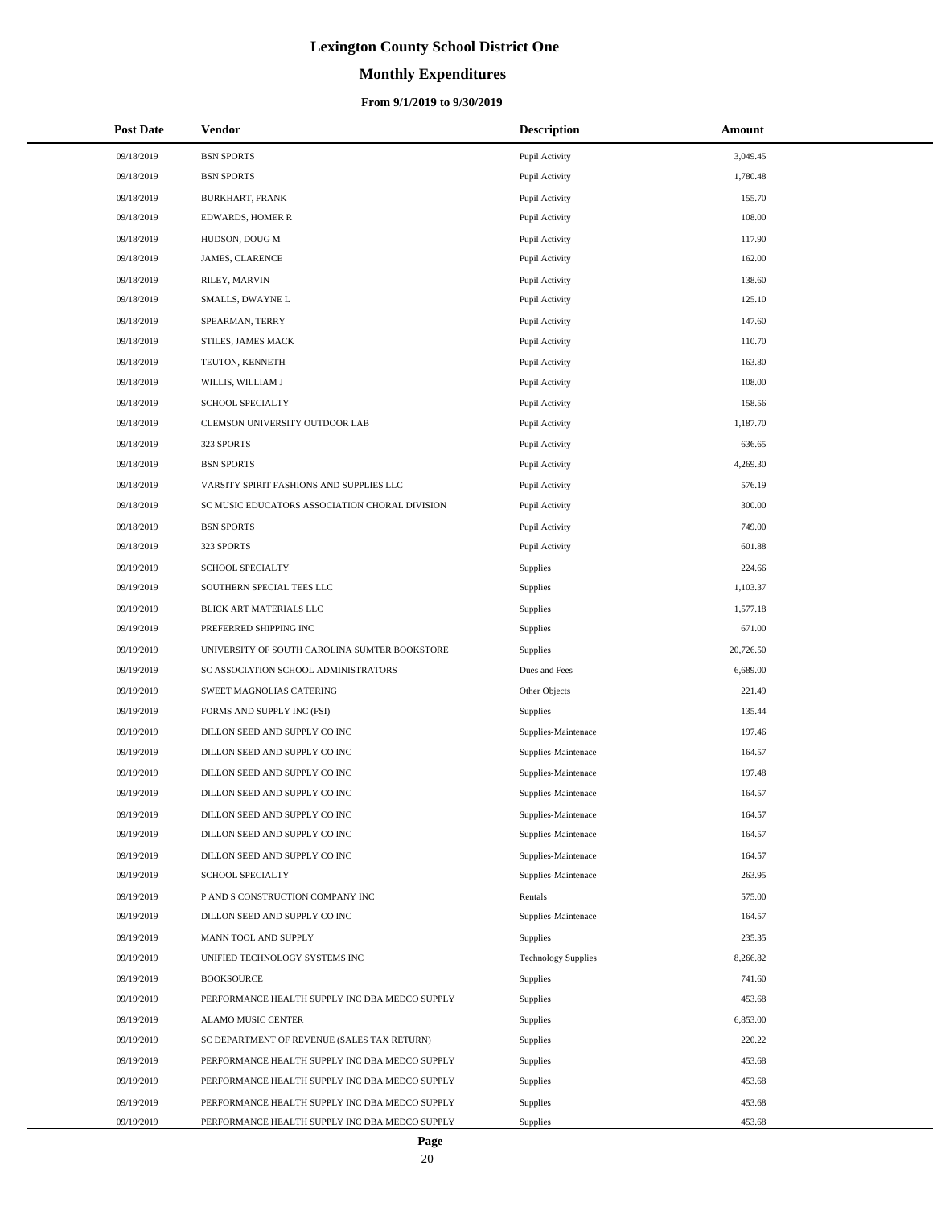# Lexington County School District One

## Monthly Expenditures

### From 9/1/2019 to 9/30/2019

| Post Date | Vendor | Description | Amount |
|---|---|---|---|
| 09/18/2019 | BSN SPORTS | Pupil Activity | 3,049.45 |
| 09/18/2019 | BSN SPORTS | Pupil Activity | 1,780.48 |
| 09/18/2019 | BURKHART, FRANK | Pupil Activity | 155.70 |
| 09/18/2019 | EDWARDS, HOMER R | Pupil Activity | 108.00 |
| 09/18/2019 | HUDSON, DOUG M | Pupil Activity | 117.90 |
| 09/18/2019 | JAMES, CLARENCE | Pupil Activity | 162.00 |
| 09/18/2019 | RILEY, MARVIN | Pupil Activity | 138.60 |
| 09/18/2019 | SMALLS, DWAYNE L | Pupil Activity | 125.10 |
| 09/18/2019 | SPEARMAN, TERRY | Pupil Activity | 147.60 |
| 09/18/2019 | STILES, JAMES MACK | Pupil Activity | 110.70 |
| 09/18/2019 | TEUTON, KENNETH | Pupil Activity | 163.80 |
| 09/18/2019 | WILLIS, WILLIAM J | Pupil Activity | 108.00 |
| 09/18/2019 | SCHOOL SPECIALTY | Pupil Activity | 158.56 |
| 09/18/2019 | CLEMSON UNIVERSITY OUTDOOR LAB | Pupil Activity | 1,187.70 |
| 09/18/2019 | 323 SPORTS | Pupil Activity | 636.65 |
| 09/18/2019 | BSN SPORTS | Pupil Activity | 4,269.30 |
| 09/18/2019 | VARSITY SPIRIT FASHIONS AND SUPPLIES LLC | Pupil Activity | 576.19 |
| 09/18/2019 | SC MUSIC EDUCATORS ASSOCIATION CHORAL DIVISION | Pupil Activity | 300.00 |
| 09/18/2019 | BSN SPORTS | Pupil Activity | 749.00 |
| 09/18/2019 | 323 SPORTS | Pupil Activity | 601.88 |
| 09/19/2019 | SCHOOL SPECIALTY | Supplies | 224.66 |
| 09/19/2019 | SOUTHERN SPECIAL TEES LLC | Supplies | 1,103.37 |
| 09/19/2019 | BLICK ART MATERIALS LLC | Supplies | 1,577.18 |
| 09/19/2019 | PREFERRED SHIPPING INC | Supplies | 671.00 |
| 09/19/2019 | UNIVERSITY OF SOUTH CAROLINA SUMTER BOOKSTORE | Supplies | 20,726.50 |
| 09/19/2019 | SC ASSOCIATION SCHOOL ADMINISTRATORS | Dues and Fees | 6,689.00 |
| 09/19/2019 | SWEET MAGNOLIAS CATERING | Other Objects | 221.49 |
| 09/19/2019 | FORMS AND SUPPLY INC (FSI) | Supplies | 135.44 |
| 09/19/2019 | DILLON SEED AND SUPPLY CO INC | Supplies-Maintenace | 197.46 |
| 09/19/2019 | DILLON SEED AND SUPPLY CO INC | Supplies-Maintenace | 164.57 |
| 09/19/2019 | DILLON SEED AND SUPPLY CO INC | Supplies-Maintenace | 197.48 |
| 09/19/2019 | DILLON SEED AND SUPPLY CO INC | Supplies-Maintenace | 164.57 |
| 09/19/2019 | DILLON SEED AND SUPPLY CO INC | Supplies-Maintenace | 164.57 |
| 09/19/2019 | DILLON SEED AND SUPPLY CO INC | Supplies-Maintenace | 164.57 |
| 09/19/2019 | DILLON SEED AND SUPPLY CO INC | Supplies-Maintenace | 164.57 |
| 09/19/2019 | SCHOOL SPECIALTY | Supplies-Maintenace | 263.95 |
| 09/19/2019 | P AND S CONSTRUCTION COMPANY INC | Rentals | 575.00 |
| 09/19/2019 | DILLON SEED AND SUPPLY CO INC | Supplies-Maintenace | 164.57 |
| 09/19/2019 | MANN TOOL AND SUPPLY | Supplies | 235.35 |
| 09/19/2019 | UNIFIED TECHNOLOGY SYSTEMS INC | Technology Supplies | 8,266.82 |
| 09/19/2019 | BOOKSOURCE | Supplies | 741.60 |
| 09/19/2019 | PERFORMANCE HEALTH SUPPLY INC DBA MEDCO SUPPLY | Supplies | 453.68 |
| 09/19/2019 | ALAMO MUSIC CENTER | Supplies | 6,853.00 |
| 09/19/2019 | SC DEPARTMENT OF REVENUE (SALES TAX RETURN) | Supplies | 220.22 |
| 09/19/2019 | PERFORMANCE HEALTH SUPPLY INC DBA MEDCO SUPPLY | Supplies | 453.68 |
| 09/19/2019 | PERFORMANCE HEALTH SUPPLY INC DBA MEDCO SUPPLY | Supplies | 453.68 |
| 09/19/2019 | PERFORMANCE HEALTH SUPPLY INC DBA MEDCO SUPPLY | Supplies | 453.68 |
| 09/19/2019 | PERFORMANCE HEALTH SUPPLY INC DBA MEDCO SUPPLY | Supplies | 453.68 |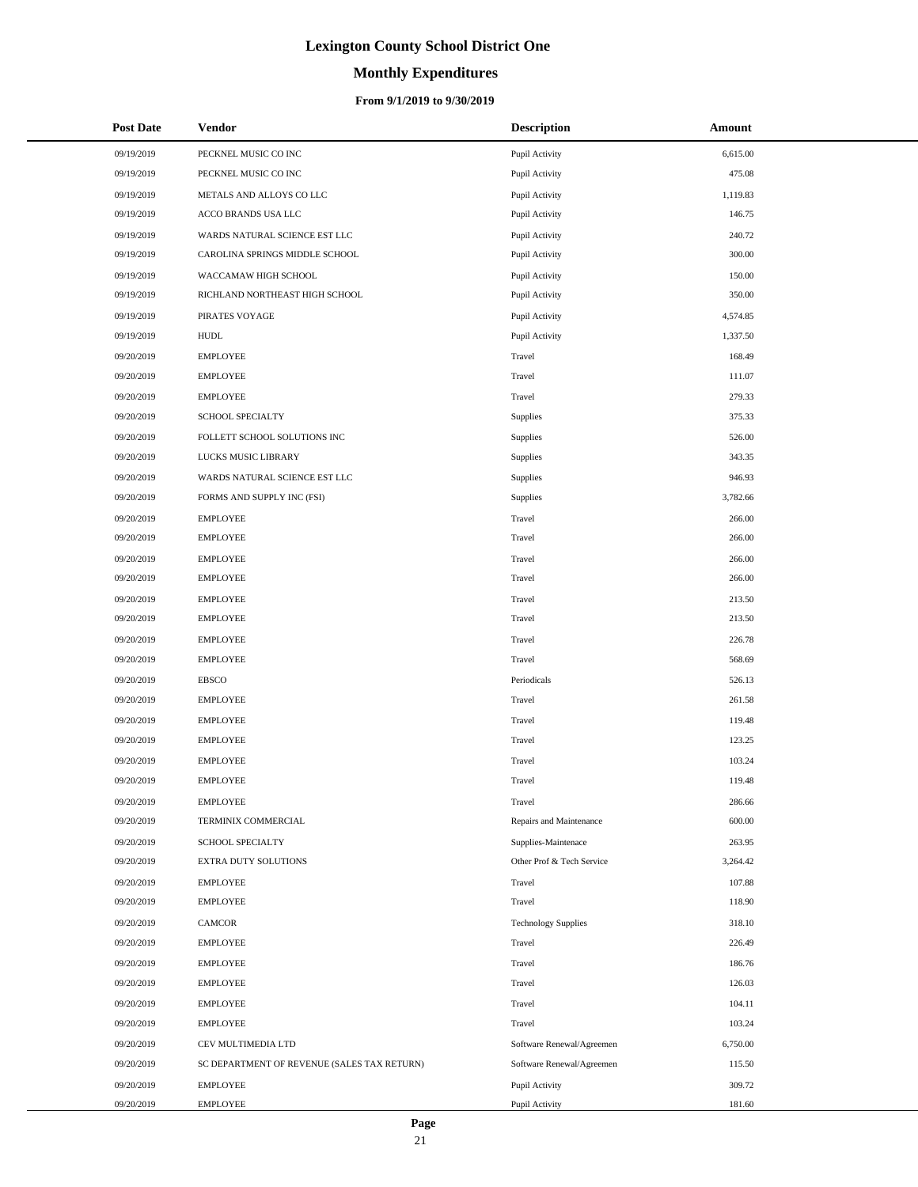# Lexington County School District One

## Monthly Expenditures

### From 9/1/2019 to 9/30/2019

| Post Date | Vendor | Description | Amount |
|---|---|---|---|
| 09/19/2019 | PECKNEL MUSIC CO INC | Pupil Activity | 6,615.00 |
| 09/19/2019 | PECKNEL MUSIC CO INC | Pupil Activity | 475.08 |
| 09/19/2019 | METALS AND ALLOYS CO LLC | Pupil Activity | 1,119.83 |
| 09/19/2019 | ACCO BRANDS USA LLC | Pupil Activity | 146.75 |
| 09/19/2019 | WARDS NATURAL SCIENCE EST LLC | Pupil Activity | 240.72 |
| 09/19/2019 | CAROLINA SPRINGS MIDDLE SCHOOL | Pupil Activity | 300.00 |
| 09/19/2019 | WACCAMAW HIGH SCHOOL | Pupil Activity | 150.00 |
| 09/19/2019 | RICHLAND NORTHEAST HIGH SCHOOL | Pupil Activity | 350.00 |
| 09/19/2019 | PIRATES VOYAGE | Pupil Activity | 4,574.85 |
| 09/19/2019 | HUDL | Pupil Activity | 1,337.50 |
| 09/20/2019 | EMPLOYEE | Travel | 168.49 |
| 09/20/2019 | EMPLOYEE | Travel | 111.07 |
| 09/20/2019 | EMPLOYEE | Travel | 279.33 |
| 09/20/2019 | SCHOOL SPECIALTY | Supplies | 375.33 |
| 09/20/2019 | FOLLETT SCHOOL SOLUTIONS INC | Supplies | 526.00 |
| 09/20/2019 | LUCKS MUSIC LIBRARY | Supplies | 343.35 |
| 09/20/2019 | WARDS NATURAL SCIENCE EST LLC | Supplies | 946.93 |
| 09/20/2019 | FORMS AND SUPPLY INC (FSI) | Supplies | 3,782.66 |
| 09/20/2019 | EMPLOYEE | Travel | 266.00 |
| 09/20/2019 | EMPLOYEE | Travel | 266.00 |
| 09/20/2019 | EMPLOYEE | Travel | 266.00 |
| 09/20/2019 | EMPLOYEE | Travel | 266.00 |
| 09/20/2019 | EMPLOYEE | Travel | 213.50 |
| 09/20/2019 | EMPLOYEE | Travel | 213.50 |
| 09/20/2019 | EMPLOYEE | Travel | 226.78 |
| 09/20/2019 | EMPLOYEE | Travel | 568.69 |
| 09/20/2019 | EBSCO | Periodicals | 526.13 |
| 09/20/2019 | EMPLOYEE | Travel | 261.58 |
| 09/20/2019 | EMPLOYEE | Travel | 119.48 |
| 09/20/2019 | EMPLOYEE | Travel | 123.25 |
| 09/20/2019 | EMPLOYEE | Travel | 103.24 |
| 09/20/2019 | EMPLOYEE | Travel | 119.48 |
| 09/20/2019 | EMPLOYEE | Travel | 286.66 |
| 09/20/2019 | TERMINIX COMMERCIAL | Repairs and Maintenance | 600.00 |
| 09/20/2019 | SCHOOL SPECIALTY | Supplies-Maintenace | 263.95 |
| 09/20/2019 | EXTRA DUTY SOLUTIONS | Other Prof & Tech Service | 3,264.42 |
| 09/20/2019 | EMPLOYEE | Travel | 107.88 |
| 09/20/2019 | EMPLOYEE | Travel | 118.90 |
| 09/20/2019 | CAMCOR | Technology Supplies | 318.10 |
| 09/20/2019 | EMPLOYEE | Travel | 226.49 |
| 09/20/2019 | EMPLOYEE | Travel | 186.76 |
| 09/20/2019 | EMPLOYEE | Travel | 126.03 |
| 09/20/2019 | EMPLOYEE | Travel | 104.11 |
| 09/20/2019 | EMPLOYEE | Travel | 103.24 |
| 09/20/2019 | CEV MULTIMEDIA LTD | Software Renewal/Agreemen | 6,750.00 |
| 09/20/2019 | SC DEPARTMENT OF REVENUE (SALES TAX RETURN) | Software Renewal/Agreemen | 115.50 |
| 09/20/2019 | EMPLOYEE | Pupil Activity | 309.72 |
| 09/20/2019 | EMPLOYEE | Pupil Activity | 181.60 |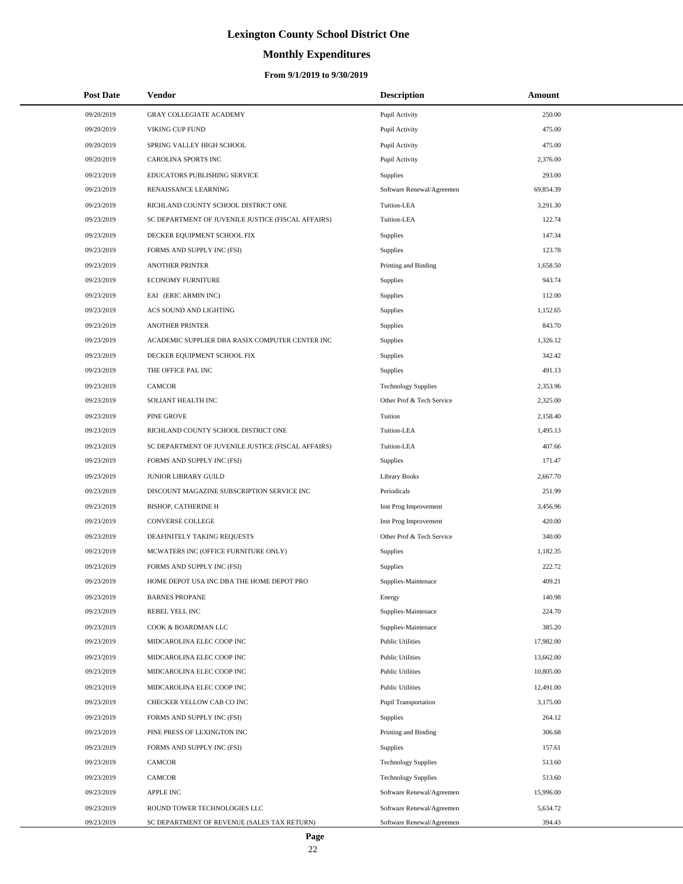# Lexington County School District One

## Monthly Expenditures

### From 9/1/2019 to 9/30/2019

| Post Date | Vendor | Description | Amount |
|---|---|---|---|
| 09/20/2019 | GRAY COLLEGIATE ACADEMY | Pupil Activity | 250.00 |
| 09/20/2019 | VIKING CUP FUND | Pupil Activity | 475.00 |
| 09/20/2019 | SPRING VALLEY HIGH SCHOOL | Pupil Activity | 475.00 |
| 09/20/2019 | CAROLINA SPORTS INC | Pupil Activity | 2,376.00 |
| 09/23/2019 | EDUCATORS PUBLISHING SERVICE | Supplies | 293.00 |
| 09/23/2019 | RENAISSANCE LEARNING | Software Renewal/Agreemen | 69,854.39 |
| 09/23/2019 | RICHLAND COUNTY SCHOOL DISTRICT ONE | Tuition-LEA | 3,291.30 |
| 09/23/2019 | SC DEPARTMENT OF JUVENILE JUSTICE (FISCAL AFFAIRS) | Tuition-LEA | 122.74 |
| 09/23/2019 | DECKER EQUIPMENT SCHOOL FIX | Supplies | 147.34 |
| 09/23/2019 | FORMS AND SUPPLY INC (FSI) | Supplies | 123.78 |
| 09/23/2019 | ANOTHER PRINTER | Printing and Binding | 1,658.50 |
| 09/23/2019 | ECONOMY FURNITURE | Supplies | 943.74 |
| 09/23/2019 | EAI (ERIC ARMIN INC) | Supplies | 112.00 |
| 09/23/2019 | ACS SOUND AND LIGHTING | Supplies | 1,152.65 |
| 09/23/2019 | ANOTHER PRINTER | Supplies | 843.70 |
| 09/23/2019 | ACADEMIC SUPPLIER DBA RASIX COMPUTER CENTER INC | Supplies | 1,326.12 |
| 09/23/2019 | DECKER EQUIPMENT SCHOOL FIX | Supplies | 342.42 |
| 09/23/2019 | THE OFFICE PAL INC | Supplies | 491.13 |
| 09/23/2019 | CAMCOR | Technology Supplies | 2,353.96 |
| 09/23/2019 | SOLIANT HEALTH INC | Other Prof & Tech Service | 2,325.00 |
| 09/23/2019 | PINE GROVE | Tuition | 2,158.40 |
| 09/23/2019 | RICHLAND COUNTY SCHOOL DISTRICT ONE | Tuition-LEA | 1,495.13 |
| 09/23/2019 | SC DEPARTMENT OF JUVENILE JUSTICE (FISCAL AFFAIRS) | Tuition-LEA | 407.66 |
| 09/23/2019 | FORMS AND SUPPLY INC (FSI) | Supplies | 171.47 |
| 09/23/2019 | JUNIOR LIBRARY GUILD | Library Books | 2,667.70 |
| 09/23/2019 | DISCOUNT MAGAZINE SUBSCRIPTION SERVICE INC | Periodicals | 251.99 |
| 09/23/2019 | BISHOP, CATHERINE H | Inst Prog Improvement | 3,456.96 |
| 09/23/2019 | CONVERSE COLLEGE | Inst Prog Improvement | 420.00 |
| 09/23/2019 | DEAFINITELY TAKING REQUESTS | Other Prof & Tech Service | 340.00 |
| 09/23/2019 | MCWATERS INC (OFFICE FURNITURE ONLY) | Supplies | 1,182.35 |
| 09/23/2019 | FORMS AND SUPPLY INC (FSI) | Supplies | 222.72 |
| 09/23/2019 | HOME DEPOT USA INC DBA THE HOME DEPOT PRO | Supplies-Maintenace | 409.21 |
| 09/23/2019 | BARNES PROPANE | Energy | 140.98 |
| 09/23/2019 | REBEL YELL INC | Supplies-Maintenace | 224.70 |
| 09/23/2019 | COOK & BOARDMAN LLC | Supplies-Maintenace | 385.20 |
| 09/23/2019 | MIDCAROLINA ELEC COOP INC | Public Utilities | 17,982.00 |
| 09/23/2019 | MIDCAROLINA ELEC COOP INC | Public Utilities | 13,662.00 |
| 09/23/2019 | MIDCAROLINA ELEC COOP INC | Public Utilities | 10,805.00 |
| 09/23/2019 | MIDCAROLINA ELEC COOP INC | Public Utilities | 12,491.00 |
| 09/23/2019 | CHECKER YELLOW CAB CO INC | Pupil Transportation | 3,175.00 |
| 09/23/2019 | FORMS AND SUPPLY INC (FSI) | Supplies | 264.12 |
| 09/23/2019 | PINE PRESS OF LEXINGTON INC | Printing and Binding | 306.68 |
| 09/23/2019 | FORMS AND SUPPLY INC (FSI) | Supplies | 157.61 |
| 09/23/2019 | CAMCOR | Technology Supplies | 513.60 |
| 09/23/2019 | CAMCOR | Technology Supplies | 513.60 |
| 09/23/2019 | APPLE INC | Software Renewal/Agreemen | 15,996.00 |
| 09/23/2019 | ROUND TOWER TECHNOLOGIES LLC | Software Renewal/Agreemen | 5,634.72 |
| 09/23/2019 | SC DEPARTMENT OF REVENUE (SALES TAX RETURN) | Software Renewal/Agreemen | 394.43 |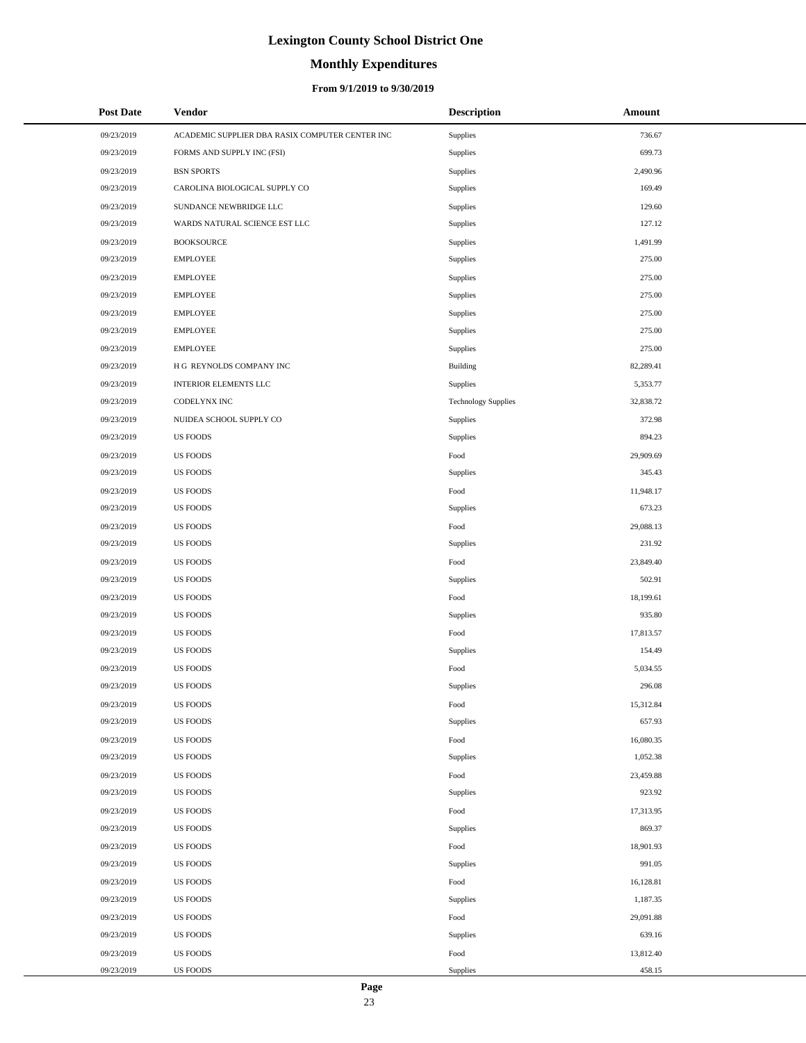# Lexington County School District One

## Monthly Expenditures

### From 9/1/2019 to 9/30/2019

| Post Date | Vendor | Description | Amount |
|---|---|---|---|
| 09/23/2019 | ACADEMIC SUPPLIER DBA RASIX COMPUTER CENTER INC | Supplies | 736.67 |
| 09/23/2019 | FORMS AND SUPPLY INC (FSI) | Supplies | 699.73 |
| 09/23/2019 | BSN SPORTS | Supplies | 2,490.96 |
| 09/23/2019 | CAROLINA BIOLOGICAL SUPPLY CO | Supplies | 169.49 |
| 09/23/2019 | SUNDANCE NEWBRIDGE LLC | Supplies | 129.60 |
| 09/23/2019 | WARDS NATURAL SCIENCE EST LLC | Supplies | 127.12 |
| 09/23/2019 | BOOKSOURCE | Supplies | 1,491.99 |
| 09/23/2019 | EMPLOYEE | Supplies | 275.00 |
| 09/23/2019 | EMPLOYEE | Supplies | 275.00 |
| 09/23/2019 | EMPLOYEE | Supplies | 275.00 |
| 09/23/2019 | EMPLOYEE | Supplies | 275.00 |
| 09/23/2019 | EMPLOYEE | Supplies | 275.00 |
| 09/23/2019 | EMPLOYEE | Supplies | 275.00 |
| 09/23/2019 | H G REYNOLDS COMPANY INC | Building | 82,289.41 |
| 09/23/2019 | INTERIOR ELEMENTS LLC | Supplies | 5,353.77 |
| 09/23/2019 | CODELYNX INC | Technology Supplies | 32,838.72 |
| 09/23/2019 | NUIDEA SCHOOL SUPPLY CO | Supplies | 372.98 |
| 09/23/2019 | US FOODS | Supplies | 894.23 |
| 09/23/2019 | US FOODS | Food | 29,909.69 |
| 09/23/2019 | US FOODS | Supplies | 345.43 |
| 09/23/2019 | US FOODS | Food | 11,948.17 |
| 09/23/2019 | US FOODS | Supplies | 673.23 |
| 09/23/2019 | US FOODS | Food | 29,088.13 |
| 09/23/2019 | US FOODS | Supplies | 231.92 |
| 09/23/2019 | US FOODS | Food | 23,849.40 |
| 09/23/2019 | US FOODS | Supplies | 502.91 |
| 09/23/2019 | US FOODS | Food | 18,199.61 |
| 09/23/2019 | US FOODS | Supplies | 935.80 |
| 09/23/2019 | US FOODS | Food | 17,813.57 |
| 09/23/2019 | US FOODS | Supplies | 154.49 |
| 09/23/2019 | US FOODS | Food | 5,034.55 |
| 09/23/2019 | US FOODS | Supplies | 296.08 |
| 09/23/2019 | US FOODS | Food | 15,312.84 |
| 09/23/2019 | US FOODS | Supplies | 657.93 |
| 09/23/2019 | US FOODS | Food | 16,080.35 |
| 09/23/2019 | US FOODS | Supplies | 1,052.38 |
| 09/23/2019 | US FOODS | Food | 23,459.88 |
| 09/23/2019 | US FOODS | Supplies | 923.92 |
| 09/23/2019 | US FOODS | Food | 17,313.95 |
| 09/23/2019 | US FOODS | Supplies | 869.37 |
| 09/23/2019 | US FOODS | Food | 18,901.93 |
| 09/23/2019 | US FOODS | Supplies | 991.05 |
| 09/23/2019 | US FOODS | Food | 16,128.81 |
| 09/23/2019 | US FOODS | Supplies | 1,187.35 |
| 09/23/2019 | US FOODS | Food | 29,091.88 |
| 09/23/2019 | US FOODS | Supplies | 639.16 |
| 09/23/2019 | US FOODS | Food | 13,812.40 |
| 09/23/2019 | US FOODS | Supplies | 458.15 |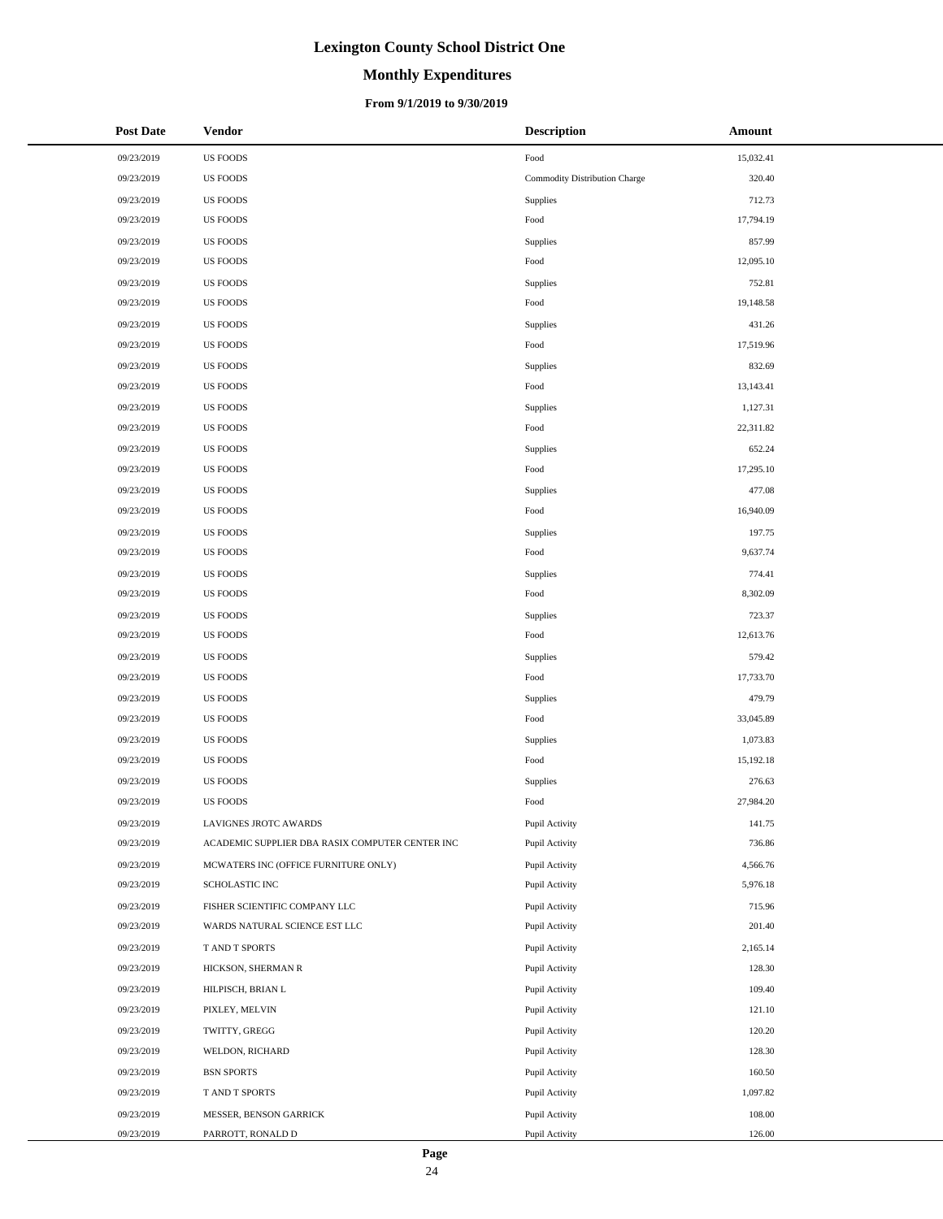# Lexington County School District One

## Monthly Expenditures

### From 9/1/2019 to 9/30/2019

| Post Date | Vendor | Description | Amount |
|---|---|---|---|
| 09/23/2019 | US FOODS | Food | 15,032.41 |
| 09/23/2019 | US FOODS | Commodity Distribution Charge | 320.40 |
| 09/23/2019 | US FOODS | Supplies | 712.73 |
| 09/23/2019 | US FOODS | Food | 17,794.19 |
| 09/23/2019 | US FOODS | Supplies | 857.99 |
| 09/23/2019 | US FOODS | Food | 12,095.10 |
| 09/23/2019 | US FOODS | Supplies | 752.81 |
| 09/23/2019 | US FOODS | Food | 19,148.58 |
| 09/23/2019 | US FOODS | Supplies | 431.26 |
| 09/23/2019 | US FOODS | Food | 17,519.96 |
| 09/23/2019 | US FOODS | Supplies | 832.69 |
| 09/23/2019 | US FOODS | Food | 13,143.41 |
| 09/23/2019 | US FOODS | Supplies | 1,127.31 |
| 09/23/2019 | US FOODS | Food | 22,311.82 |
| 09/23/2019 | US FOODS | Supplies | 652.24 |
| 09/23/2019 | US FOODS | Food | 17,295.10 |
| 09/23/2019 | US FOODS | Supplies | 477.08 |
| 09/23/2019 | US FOODS | Food | 16,940.09 |
| 09/23/2019 | US FOODS | Supplies | 197.75 |
| 09/23/2019 | US FOODS | Food | 9,637.74 |
| 09/23/2019 | US FOODS | Supplies | 774.41 |
| 09/23/2019 | US FOODS | Food | 8,302.09 |
| 09/23/2019 | US FOODS | Supplies | 723.37 |
| 09/23/2019 | US FOODS | Food | 12,613.76 |
| 09/23/2019 | US FOODS | Supplies | 579.42 |
| 09/23/2019 | US FOODS | Food | 17,733.70 |
| 09/23/2019 | US FOODS | Supplies | 479.79 |
| 09/23/2019 | US FOODS | Food | 33,045.89 |
| 09/23/2019 | US FOODS | Supplies | 1,073.83 |
| 09/23/2019 | US FOODS | Food | 15,192.18 |
| 09/23/2019 | US FOODS | Supplies | 276.63 |
| 09/23/2019 | US FOODS | Food | 27,984.20 |
| 09/23/2019 | LAVIGNES JROTC AWARDS | Pupil Activity | 141.75 |
| 09/23/2019 | ACADEMIC SUPPLIER DBA RASIX COMPUTER CENTER INC | Pupil Activity | 736.86 |
| 09/23/2019 | MCWATERS INC (OFFICE FURNITURE ONLY) | Pupil Activity | 4,566.76 |
| 09/23/2019 | SCHOLASTIC INC | Pupil Activity | 5,976.18 |
| 09/23/2019 | FISHER SCIENTIFIC COMPANY LLC | Pupil Activity | 715.96 |
| 09/23/2019 | WARDS NATURAL SCIENCE EST LLC | Pupil Activity | 201.40 |
| 09/23/2019 | T AND T SPORTS | Pupil Activity | 2,165.14 |
| 09/23/2019 | HICKSON, SHERMAN R | Pupil Activity | 128.30 |
| 09/23/2019 | HILPISCH, BRIAN L | Pupil Activity | 109.40 |
| 09/23/2019 | PIXLEY, MELVIN | Pupil Activity | 121.10 |
| 09/23/2019 | TWITTY, GREGG | Pupil Activity | 120.20 |
| 09/23/2019 | WELDON, RICHARD | Pupil Activity | 128.30 |
| 09/23/2019 | BSN SPORTS | Pupil Activity | 160.50 |
| 09/23/2019 | T AND T SPORTS | Pupil Activity | 1,097.82 |
| 09/23/2019 | MESSER, BENSON GARRICK | Pupil Activity | 108.00 |
| 09/23/2019 | PARROTT, RONALD D | Pupil Activity | 126.00 |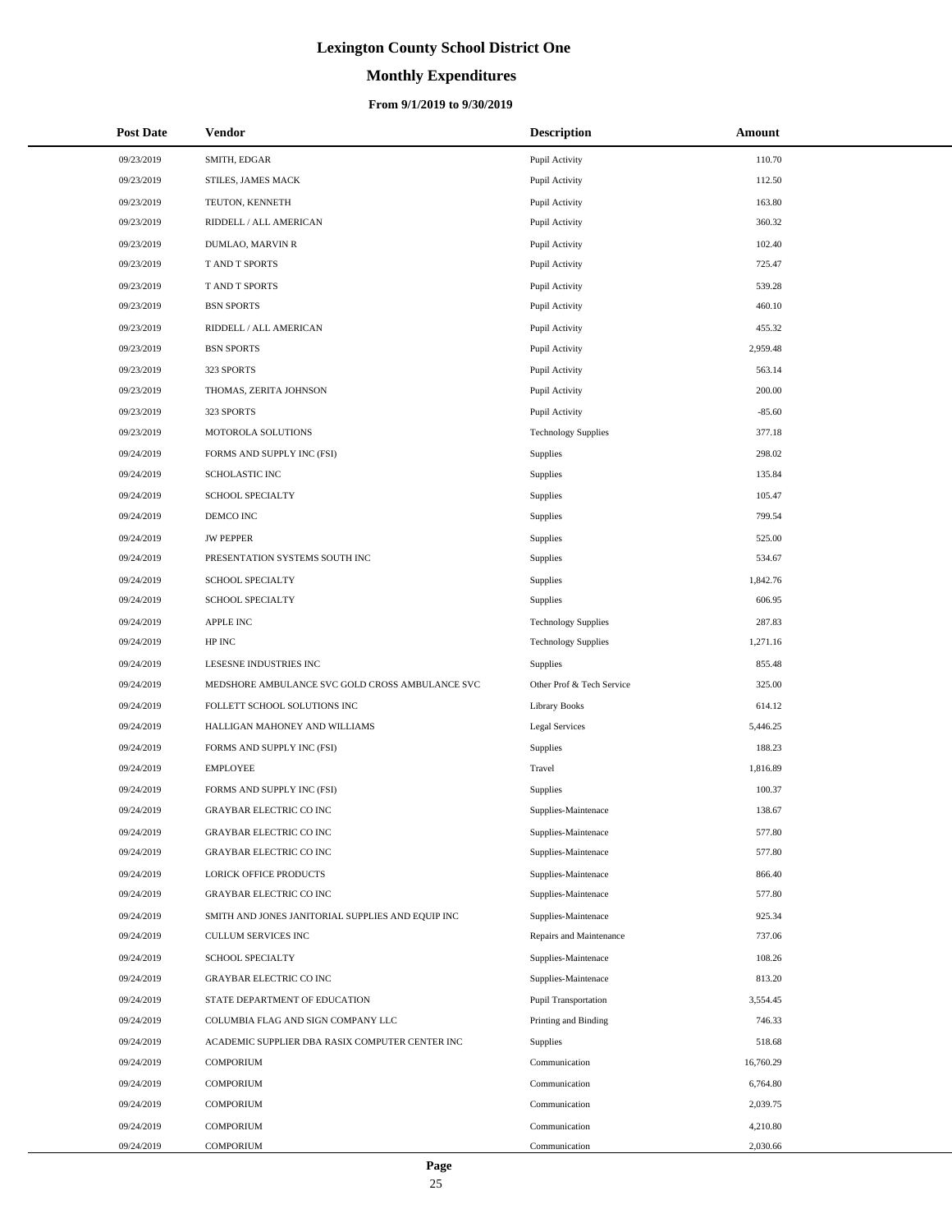# Lexington County School District One

## Monthly Expenditures

### From 9/1/2019 to 9/30/2019

| Post Date | Vendor | Description | Amount |
|---|---|---|---|
| 09/23/2019 | SMITH, EDGAR | Pupil Activity | 110.70 |
| 09/23/2019 | STILES, JAMES MACK | Pupil Activity | 112.50 |
| 09/23/2019 | TEUTON, KENNETH | Pupil Activity | 163.80 |
| 09/23/2019 | RIDDELL / ALL AMERICAN | Pupil Activity | 360.32 |
| 09/23/2019 | DUMLAO, MARVIN R | Pupil Activity | 102.40 |
| 09/23/2019 | T AND T SPORTS | Pupil Activity | 725.47 |
| 09/23/2019 | T AND T SPORTS | Pupil Activity | 539.28 |
| 09/23/2019 | BSN SPORTS | Pupil Activity | 460.10 |
| 09/23/2019 | RIDDELL / ALL AMERICAN | Pupil Activity | 455.32 |
| 09/23/2019 | BSN SPORTS | Pupil Activity | 2,959.48 |
| 09/23/2019 | 323 SPORTS | Pupil Activity | 563.14 |
| 09/23/2019 | THOMAS, ZERITA JOHNSON | Pupil Activity | 200.00 |
| 09/23/2019 | 323 SPORTS | Pupil Activity | -85.60 |
| 09/23/2019 | MOTOROLA SOLUTIONS | Technology Supplies | 377.18 |
| 09/24/2019 | FORMS AND SUPPLY INC (FSI) | Supplies | 298.02 |
| 09/24/2019 | SCHOLASTIC INC | Supplies | 135.84 |
| 09/24/2019 | SCHOOL SPECIALTY | Supplies | 105.47 |
| 09/24/2019 | DEMCO INC | Supplies | 799.54 |
| 09/24/2019 | JW PEPPER | Supplies | 525.00 |
| 09/24/2019 | PRESENTATION SYSTEMS SOUTH INC | Supplies | 534.67 |
| 09/24/2019 | SCHOOL SPECIALTY | Supplies | 1,842.76 |
| 09/24/2019 | SCHOOL SPECIALTY | Supplies | 606.95 |
| 09/24/2019 | APPLE INC | Technology Supplies | 287.83 |
| 09/24/2019 | HP INC | Technology Supplies | 1,271.16 |
| 09/24/2019 | LESESNE INDUSTRIES INC | Supplies | 855.48 |
| 09/24/2019 | MEDSHORE AMBULANCE SVC GOLD CROSS AMBULANCE SVC | Other Prof & Tech Service | 325.00 |
| 09/24/2019 | FOLLETT SCHOOL SOLUTIONS INC | Library Books | 614.12 |
| 09/24/2019 | HALLIGAN MAHONEY AND WILLIAMS | Legal Services | 5,446.25 |
| 09/24/2019 | FORMS AND SUPPLY INC (FSI) | Supplies | 188.23 |
| 09/24/2019 | EMPLOYEE | Travel | 1,816.89 |
| 09/24/2019 | FORMS AND SUPPLY INC (FSI) | Supplies | 100.37 |
| 09/24/2019 | GRAYBAR ELECTRIC CO INC | Supplies-Maintenace | 138.67 |
| 09/24/2019 | GRAYBAR ELECTRIC CO INC | Supplies-Maintenace | 577.80 |
| 09/24/2019 | GRAYBAR ELECTRIC CO INC | Supplies-Maintenace | 577.80 |
| 09/24/2019 | LORICK OFFICE PRODUCTS | Supplies-Maintenace | 866.40 |
| 09/24/2019 | GRAYBAR ELECTRIC CO INC | Supplies-Maintenace | 577.80 |
| 09/24/2019 | SMITH AND JONES JANITORIAL SUPPLIES AND EQUIP INC | Supplies-Maintenace | 925.34 |
| 09/24/2019 | CULLUM SERVICES INC | Repairs and Maintenance | 737.06 |
| 09/24/2019 | SCHOOL SPECIALTY | Supplies-Maintenace | 108.26 |
| 09/24/2019 | GRAYBAR ELECTRIC CO INC | Supplies-Maintenace | 813.20 |
| 09/24/2019 | STATE DEPARTMENT OF EDUCATION | Pupil Transportation | 3,554.45 |
| 09/24/2019 | COLUMBIA FLAG AND SIGN COMPANY LLC | Printing and Binding | 746.33 |
| 09/24/2019 | ACADEMIC SUPPLIER DBA RASIX COMPUTER CENTER INC | Supplies | 518.68 |
| 09/24/2019 | COMPORIUM | Communication | 16,760.29 |
| 09/24/2019 | COMPORIUM | Communication | 6,764.80 |
| 09/24/2019 | COMPORIUM | Communication | 2,039.75 |
| 09/24/2019 | COMPORIUM | Communication | 4,210.80 |
| 09/24/2019 | COMPORIUM | Communication | 2,030.66 |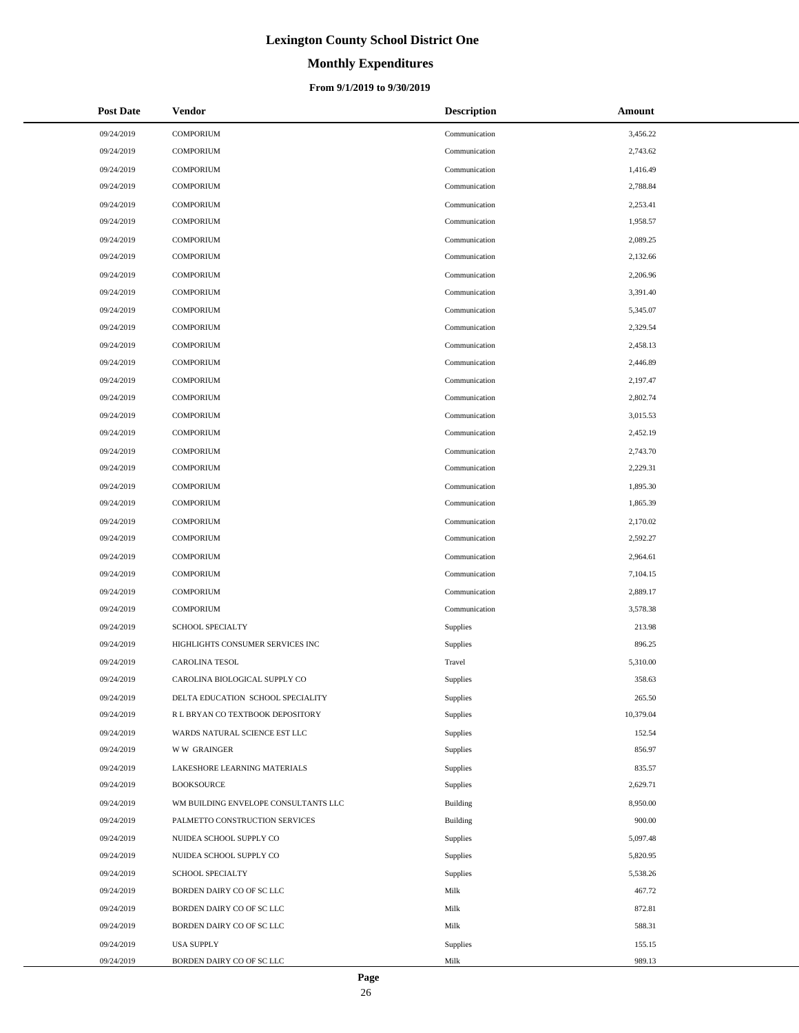# Lexington County School District One

## Monthly Expenditures

### From 9/1/2019 to 9/30/2019

| Post Date | Vendor | Description | Amount |
|---|---|---|---|
| 09/24/2019 | COMPORIUM | Communication | 3,456.22 |
| 09/24/2019 | COMPORIUM | Communication | 2,743.62 |
| 09/24/2019 | COMPORIUM | Communication | 1,416.49 |
| 09/24/2019 | COMPORIUM | Communication | 2,788.84 |
| 09/24/2019 | COMPORIUM | Communication | 2,253.41 |
| 09/24/2019 | COMPORIUM | Communication | 1,958.57 |
| 09/24/2019 | COMPORIUM | Communication | 2,089.25 |
| 09/24/2019 | COMPORIUM | Communication | 2,132.66 |
| 09/24/2019 | COMPORIUM | Communication | 2,206.96 |
| 09/24/2019 | COMPORIUM | Communication | 3,391.40 |
| 09/24/2019 | COMPORIUM | Communication | 5,345.07 |
| 09/24/2019 | COMPORIUM | Communication | 2,329.54 |
| 09/24/2019 | COMPORIUM | Communication | 2,458.13 |
| 09/24/2019 | COMPORIUM | Communication | 2,446.89 |
| 09/24/2019 | COMPORIUM | Communication | 2,197.47 |
| 09/24/2019 | COMPORIUM | Communication | 2,802.74 |
| 09/24/2019 | COMPORIUM | Communication | 3,015.53 |
| 09/24/2019 | COMPORIUM | Communication | 2,452.19 |
| 09/24/2019 | COMPORIUM | Communication | 2,743.70 |
| 09/24/2019 | COMPORIUM | Communication | 2,229.31 |
| 09/24/2019 | COMPORIUM | Communication | 1,895.30 |
| 09/24/2019 | COMPORIUM | Communication | 1,865.39 |
| 09/24/2019 | COMPORIUM | Communication | 2,170.02 |
| 09/24/2019 | COMPORIUM | Communication | 2,592.27 |
| 09/24/2019 | COMPORIUM | Communication | 2,964.61 |
| 09/24/2019 | COMPORIUM | Communication | 7,104.15 |
| 09/24/2019 | COMPORIUM | Communication | 2,889.17 |
| 09/24/2019 | COMPORIUM | Communication | 3,578.38 |
| 09/24/2019 | SCHOOL SPECIALTY | Supplies | 213.98 |
| 09/24/2019 | HIGHLIGHTS CONSUMER SERVICES INC | Supplies | 896.25 |
| 09/24/2019 | CAROLINA TESOL | Travel | 5,310.00 |
| 09/24/2019 | CAROLINA BIOLOGICAL SUPPLY CO | Supplies | 358.63 |
| 09/24/2019 | DELTA EDUCATION SCHOOL SPECIALITY | Supplies | 265.50 |
| 09/24/2019 | R L BRYAN CO TEXTBOOK DEPOSITORY | Supplies | 10,379.04 |
| 09/24/2019 | WARDS NATURAL SCIENCE EST LLC | Supplies | 152.54 |
| 09/24/2019 | W W GRAINGER | Supplies | 856.97 |
| 09/24/2019 | LAKESHORE LEARNING MATERIALS | Supplies | 835.57 |
| 09/24/2019 | BOOKSOURCE | Supplies | 2,629.71 |
| 09/24/2019 | WM BUILDING ENVELOPE CONSULTANTS LLC | Building | 8,950.00 |
| 09/24/2019 | PALMETTO CONSTRUCTION SERVICES | Building | 900.00 |
| 09/24/2019 | NUIDEA SCHOOL SUPPLY CO | Supplies | 5,097.48 |
| 09/24/2019 | NUIDEA SCHOOL SUPPLY CO | Supplies | 5,820.95 |
| 09/24/2019 | SCHOOL SPECIALTY | Supplies | 5,538.26 |
| 09/24/2019 | BORDEN DAIRY CO OF SC LLC | Milk | 467.72 |
| 09/24/2019 | BORDEN DAIRY CO OF SC LLC | Milk | 872.81 |
| 09/24/2019 | BORDEN DAIRY CO OF SC LLC | Milk | 588.31 |
| 09/24/2019 | USA SUPPLY | Supplies | 155.15 |
| 09/24/2019 | BORDEN DAIRY CO OF SC LLC | Milk | 989.13 |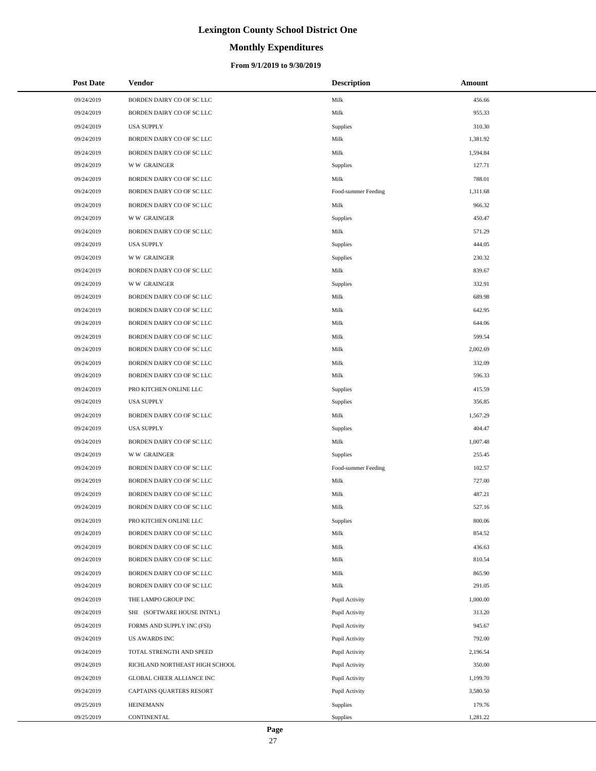# Lexington County School District One

## Monthly Expenditures

### From 9/1/2019 to 9/30/2019

| Post Date | Vendor | Description | Amount |
|---|---|---|---|
| 09/24/2019 | BORDEN DAIRY CO OF SC LLC | Milk | 456.66 |
| 09/24/2019 | BORDEN DAIRY CO OF SC LLC | Milk | 955.33 |
| 09/24/2019 | USA SUPPLY | Supplies | 310.30 |
| 09/24/2019 | BORDEN DAIRY CO OF SC LLC | Milk | 1,381.92 |
| 09/24/2019 | BORDEN DAIRY CO OF SC LLC | Milk | 1,594.84 |
| 09/24/2019 | W W GRAINGER | Supplies | 127.71 |
| 09/24/2019 | BORDEN DAIRY CO OF SC LLC | Milk | 788.01 |
| 09/24/2019 | BORDEN DAIRY CO OF SC LLC | Food-summer Feeding | 1,311.68 |
| 09/24/2019 | BORDEN DAIRY CO OF SC LLC | Milk | 966.32 |
| 09/24/2019 | W W GRAINGER | Supplies | 450.47 |
| 09/24/2019 | BORDEN DAIRY CO OF SC LLC | Milk | 571.29 |
| 09/24/2019 | USA SUPPLY | Supplies | 444.05 |
| 09/24/2019 | W W GRAINGER | Supplies | 230.32 |
| 09/24/2019 | BORDEN DAIRY CO OF SC LLC | Milk | 839.67 |
| 09/24/2019 | W W GRAINGER | Supplies | 332.91 |
| 09/24/2019 | BORDEN DAIRY CO OF SC LLC | Milk | 689.98 |
| 09/24/2019 | BORDEN DAIRY CO OF SC LLC | Milk | 642.95 |
| 09/24/2019 | BORDEN DAIRY CO OF SC LLC | Milk | 644.06 |
| 09/24/2019 | BORDEN DAIRY CO OF SC LLC | Milk | 599.54 |
| 09/24/2019 | BORDEN DAIRY CO OF SC LLC | Milk | 2,002.69 |
| 09/24/2019 | BORDEN DAIRY CO OF SC LLC | Milk | 332.09 |
| 09/24/2019 | BORDEN DAIRY CO OF SC LLC | Milk | 596.33 |
| 09/24/2019 | PRO KITCHEN ONLINE LLC | Supplies | 415.59 |
| 09/24/2019 | USA SUPPLY | Supplies | 356.85 |
| 09/24/2019 | BORDEN DAIRY CO OF SC LLC | Milk | 1,567.29 |
| 09/24/2019 | USA SUPPLY | Supplies | 404.47 |
| 09/24/2019 | BORDEN DAIRY CO OF SC LLC | Milk | 1,007.48 |
| 09/24/2019 | W W GRAINGER | Supplies | 255.45 |
| 09/24/2019 | BORDEN DAIRY CO OF SC LLC | Food-summer Feeding | 102.57 |
| 09/24/2019 | BORDEN DAIRY CO OF SC LLC | Milk | 727.00 |
| 09/24/2019 | BORDEN DAIRY CO OF SC LLC | Milk | 487.21 |
| 09/24/2019 | BORDEN DAIRY CO OF SC LLC | Milk | 527.16 |
| 09/24/2019 | PRO KITCHEN ONLINE LLC | Supplies | 800.06 |
| 09/24/2019 | BORDEN DAIRY CO OF SC LLC | Milk | 854.52 |
| 09/24/2019 | BORDEN DAIRY CO OF SC LLC | Milk | 436.63 |
| 09/24/2019 | BORDEN DAIRY CO OF SC LLC | Milk | 810.54 |
| 09/24/2019 | BORDEN DAIRY CO OF SC LLC | Milk | 865.90 |
| 09/24/2019 | BORDEN DAIRY CO OF SC LLC | Milk | 291.05 |
| 09/24/2019 | THE LAMPO GROUP INC | Pupil Activity | 1,000.00 |
| 09/24/2019 | SHI (SOFTWARE HOUSE INTN'L) | Pupil Activity | 313.20 |
| 09/24/2019 | FORMS AND SUPPLY INC (FSI) | Pupil Activity | 945.67 |
| 09/24/2019 | US AWARDS INC | Pupil Activity | 792.00 |
| 09/24/2019 | TOTAL STRENGTH AND SPEED | Pupil Activity | 2,196.54 |
| 09/24/2019 | RICHLAND NORTHEAST HIGH SCHOOL | Pupil Activity | 350.00 |
| 09/24/2019 | GLOBAL CHEER ALLIANCE INC | Pupil Activity | 1,199.70 |
| 09/24/2019 | CAPTAINS QUARTERS RESORT | Pupil Activity | 3,580.50 |
| 09/25/2019 | HEINEMANN | Supplies | 179.76 |
| 09/25/2019 | CONTINENTAL | Supplies | 1,281.22 |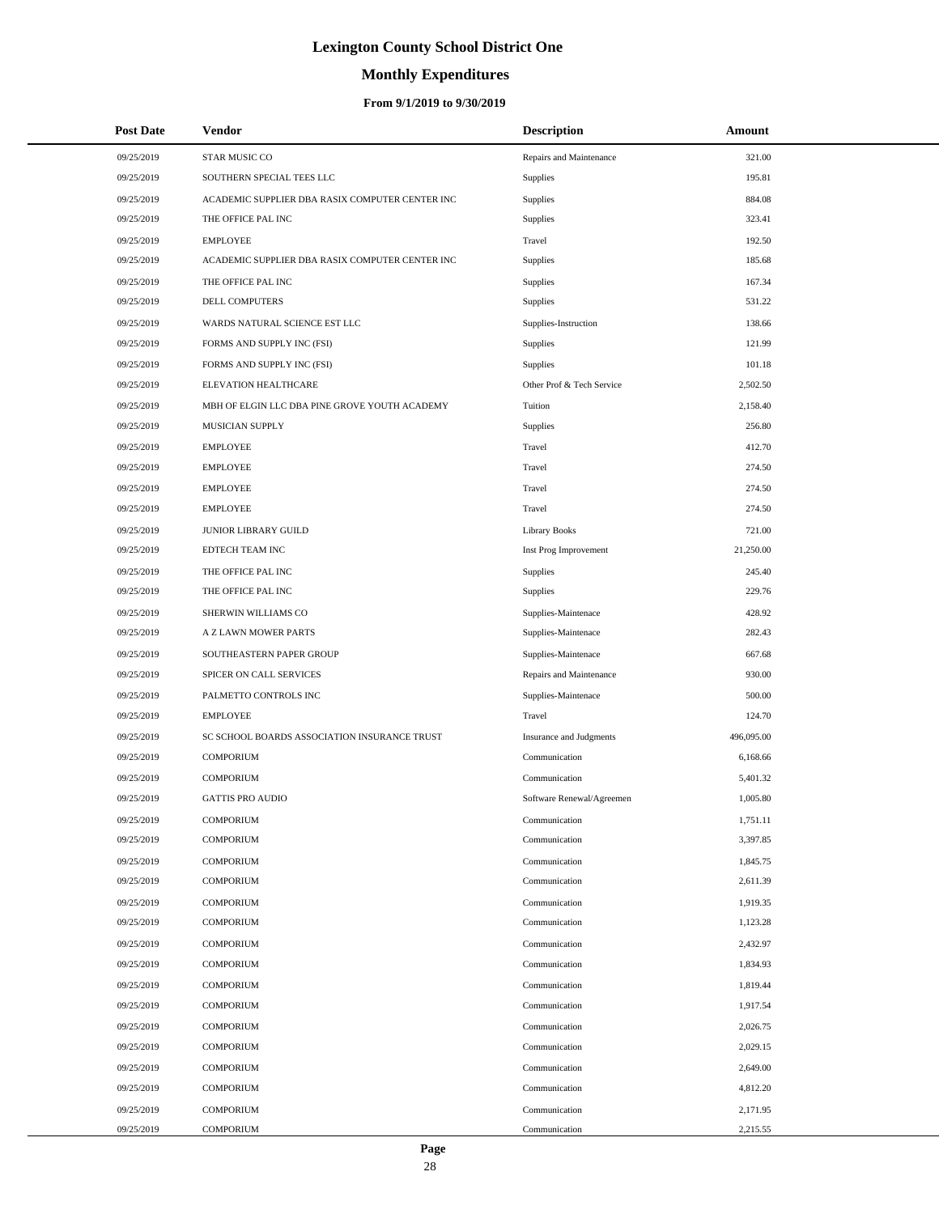# Lexington County School District One

## Monthly Expenditures

### From 9/1/2019 to 9/30/2019

| Post Date | Vendor | Description | Amount |
|---|---|---|---|
| 09/25/2019 | STAR MUSIC CO | Repairs and Maintenance | 321.00 |
| 09/25/2019 | SOUTHERN SPECIAL TEES LLC | Supplies | 195.81 |
| 09/25/2019 | ACADEMIC SUPPLIER DBA RASIX COMPUTER CENTER INC | Supplies | 884.08 |
| 09/25/2019 | THE OFFICE PAL INC | Supplies | 323.41 |
| 09/25/2019 | EMPLOYEE | Travel | 192.50 |
| 09/25/2019 | ACADEMIC SUPPLIER DBA RASIX COMPUTER CENTER INC | Supplies | 185.68 |
| 09/25/2019 | THE OFFICE PAL INC | Supplies | 167.34 |
| 09/25/2019 | DELL COMPUTERS | Supplies | 531.22 |
| 09/25/2019 | WARDS NATURAL SCIENCE EST LLC | Supplies-Instruction | 138.66 |
| 09/25/2019 | FORMS AND SUPPLY INC (FSI) | Supplies | 121.99 |
| 09/25/2019 | FORMS AND SUPPLY INC (FSI) | Supplies | 101.18 |
| 09/25/2019 | ELEVATION HEALTHCARE | Other Prof & Tech Service | 2,502.50 |
| 09/25/2019 | MBH OF ELGIN LLC DBA PINE GROVE YOUTH ACADEMY | Tuition | 2,158.40 |
| 09/25/2019 | MUSICIAN SUPPLY | Supplies | 256.80 |
| 09/25/2019 | EMPLOYEE | Travel | 412.70 |
| 09/25/2019 | EMPLOYEE | Travel | 274.50 |
| 09/25/2019 | EMPLOYEE | Travel | 274.50 |
| 09/25/2019 | EMPLOYEE | Travel | 274.50 |
| 09/25/2019 | JUNIOR LIBRARY GUILD | Library Books | 721.00 |
| 09/25/2019 | EDTECH TEAM INC | Inst Prog Improvement | 21,250.00 |
| 09/25/2019 | THE OFFICE PAL INC | Supplies | 245.40 |
| 09/25/2019 | THE OFFICE PAL INC | Supplies | 229.76 |
| 09/25/2019 | SHERWIN WILLIAMS CO | Supplies-Maintenace | 428.92 |
| 09/25/2019 | A Z LAWN MOWER PARTS | Supplies-Maintenace | 282.43 |
| 09/25/2019 | SOUTHEASTERN PAPER GROUP | Supplies-Maintenace | 667.68 |
| 09/25/2019 | SPICER ON CALL SERVICES | Repairs and Maintenance | 930.00 |
| 09/25/2019 | PALMETTO CONTROLS INC | Supplies-Maintenace | 500.00 |
| 09/25/2019 | EMPLOYEE | Travel | 124.70 |
| 09/25/2019 | SC SCHOOL BOARDS ASSOCIATION INSURANCE TRUST | Insurance and Judgments | 496,095.00 |
| 09/25/2019 | COMPORIUM | Communication | 6,168.66 |
| 09/25/2019 | COMPORIUM | Communication | 5,401.32 |
| 09/25/2019 | GATTIS PRO AUDIO | Software Renewal/Agreemen | 1,005.80 |
| 09/25/2019 | COMPORIUM | Communication | 1,751.11 |
| 09/25/2019 | COMPORIUM | Communication | 3,397.85 |
| 09/25/2019 | COMPORIUM | Communication | 1,845.75 |
| 09/25/2019 | COMPORIUM | Communication | 2,611.39 |
| 09/25/2019 | COMPORIUM | Communication | 1,919.35 |
| 09/25/2019 | COMPORIUM | Communication | 1,123.28 |
| 09/25/2019 | COMPORIUM | Communication | 2,432.97 |
| 09/25/2019 | COMPORIUM | Communication | 1,834.93 |
| 09/25/2019 | COMPORIUM | Communication | 1,819.44 |
| 09/25/2019 | COMPORIUM | Communication | 1,917.54 |
| 09/25/2019 | COMPORIUM | Communication | 2,026.75 |
| 09/25/2019 | COMPORIUM | Communication | 2,029.15 |
| 09/25/2019 | COMPORIUM | Communication | 2,649.00 |
| 09/25/2019 | COMPORIUM | Communication | 4,812.20 |
| 09/25/2019 | COMPORIUM | Communication | 2,171.95 |
| 09/25/2019 | COMPORIUM | Communication | 2,215.55 |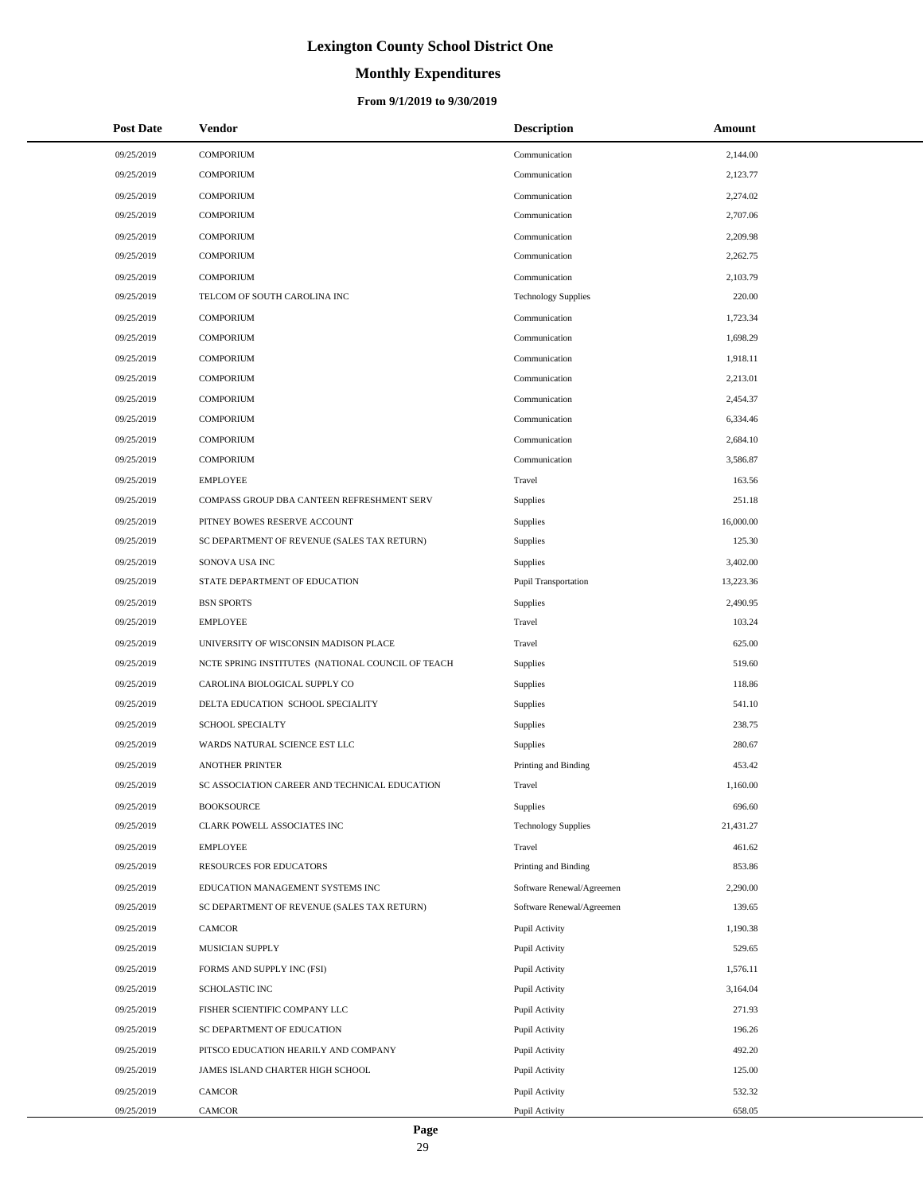# Lexington County School District One

## Monthly Expenditures

### From 9/1/2019 to 9/30/2019

| Post Date | Vendor | Description | Amount |
|---|---|---|---|
| 09/25/2019 | COMPORIUM | Communication | 2,144.00 |
| 09/25/2019 | COMPORIUM | Communication | 2,123.77 |
| 09/25/2019 | COMPORIUM | Communication | 2,274.02 |
| 09/25/2019 | COMPORIUM | Communication | 2,707.06 |
| 09/25/2019 | COMPORIUM | Communication | 2,209.98 |
| 09/25/2019 | COMPORIUM | Communication | 2,262.75 |
| 09/25/2019 | COMPORIUM | Communication | 2,103.79 |
| 09/25/2019 | TELCOM OF SOUTH CAROLINA INC | Technology Supplies | 220.00 |
| 09/25/2019 | COMPORIUM | Communication | 1,723.34 |
| 09/25/2019 | COMPORIUM | Communication | 1,698.29 |
| 09/25/2019 | COMPORIUM | Communication | 1,918.11 |
| 09/25/2019 | COMPORIUM | Communication | 2,213.01 |
| 09/25/2019 | COMPORIUM | Communication | 2,454.37 |
| 09/25/2019 | COMPORIUM | Communication | 6,334.46 |
| 09/25/2019 | COMPORIUM | Communication | 2,684.10 |
| 09/25/2019 | COMPORIUM | Communication | 3,586.87 |
| 09/25/2019 | EMPLOYEE | Travel | 163.56 |
| 09/25/2019 | COMPASS GROUP DBA CANTEEN REFRESHMENT SERV | Supplies | 251.18 |
| 09/25/2019 | PITNEY BOWES RESERVE ACCOUNT | Supplies | 16,000.00 |
| 09/25/2019 | SC DEPARTMENT OF REVENUE (SALES TAX RETURN) | Supplies | 125.30 |
| 09/25/2019 | SONOVA USA INC | Supplies | 3,402.00 |
| 09/25/2019 | STATE DEPARTMENT OF EDUCATION | Pupil Transportation | 13,223.36 |
| 09/25/2019 | BSN SPORTS | Supplies | 2,490.95 |
| 09/25/2019 | EMPLOYEE | Travel | 103.24 |
| 09/25/2019 | UNIVERSITY OF WISCONSIN MADISON PLACE | Travel | 625.00 |
| 09/25/2019 | NCTE SPRING INSTITUTES (NATIONAL COUNCIL OF TEACH | Supplies | 519.60 |
| 09/25/2019 | CAROLINA BIOLOGICAL SUPPLY CO | Supplies | 118.86 |
| 09/25/2019 | DELTA EDUCATION SCHOOL SPECIALITY | Supplies | 541.10 |
| 09/25/2019 | SCHOOL SPECIALTY | Supplies | 238.75 |
| 09/25/2019 | WARDS NATURAL SCIENCE EST LLC | Supplies | 280.67 |
| 09/25/2019 | ANOTHER PRINTER | Printing and Binding | 453.42 |
| 09/25/2019 | SC ASSOCIATION CAREER AND TECHNICAL EDUCATION | Travel | 1,160.00 |
| 09/25/2019 | BOOKSOURCE | Supplies | 696.60 |
| 09/25/2019 | CLARK POWELL ASSOCIATES INC | Technology Supplies | 21,431.27 |
| 09/25/2019 | EMPLOYEE | Travel | 461.62 |
| 09/25/2019 | RESOURCES FOR EDUCATORS | Printing and Binding | 853.86 |
| 09/25/2019 | EDUCATION MANAGEMENT SYSTEMS INC | Software Renewal/Agreemen | 2,290.00 |
| 09/25/2019 | SC DEPARTMENT OF REVENUE (SALES TAX RETURN) | Software Renewal/Agreemen | 139.65 |
| 09/25/2019 | CAMCOR | Pupil Activity | 1,190.38 |
| 09/25/2019 | MUSICIAN SUPPLY | Pupil Activity | 529.65 |
| 09/25/2019 | FORMS AND SUPPLY INC (FSI) | Pupil Activity | 1,576.11 |
| 09/25/2019 | SCHOLASTIC INC | Pupil Activity | 3,164.04 |
| 09/25/2019 | FISHER SCIENTIFIC COMPANY LLC | Pupil Activity | 271.93 |
| 09/25/2019 | SC DEPARTMENT OF EDUCATION | Pupil Activity | 196.26 |
| 09/25/2019 | PITSCO EDUCATION HEARILY AND COMPANY | Pupil Activity | 492.20 |
| 09/25/2019 | JAMES ISLAND CHARTER HIGH SCHOOL | Pupil Activity | 125.00 |
| 09/25/2019 | CAMCOR | Pupil Activity | 532.32 |
| 09/25/2019 | CAMCOR | Pupil Activity | 658.05 |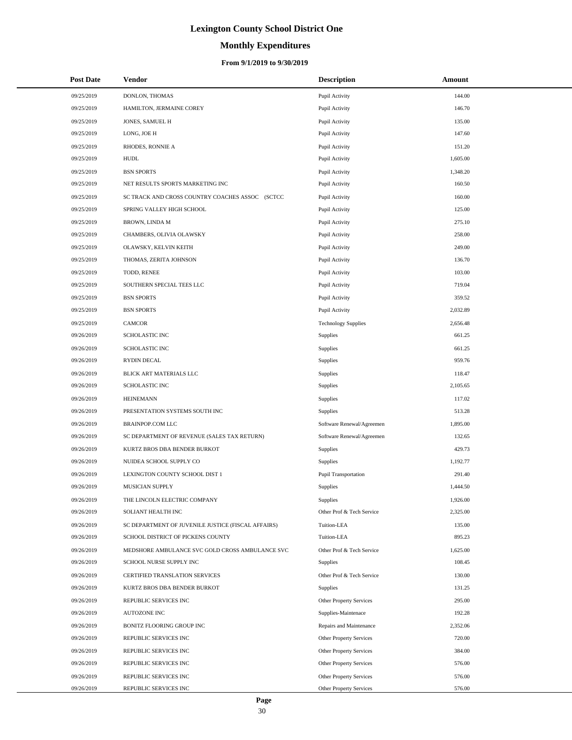# Lexington County School District One

## Monthly Expenditures

### From 9/1/2019 to 9/30/2019

| Post Date | Vendor | Description | Amount |
|---|---|---|---|
| 09/25/2019 | DONLON, THOMAS | Pupil Activity | 144.00 |
| 09/25/2019 | HAMILTON, JERMAINE COREY | Pupil Activity | 146.70 |
| 09/25/2019 | JONES, SAMUEL H | Pupil Activity | 135.00 |
| 09/25/2019 | LONG, JOE H | Pupil Activity | 147.60 |
| 09/25/2019 | RHODES, RONNIE A | Pupil Activity | 151.20 |
| 09/25/2019 | HUDL | Pupil Activity | 1,605.00 |
| 09/25/2019 | BSN SPORTS | Pupil Activity | 1,348.20 |
| 09/25/2019 | NET RESULTS SPORTS MARKETING INC | Pupil Activity | 160.50 |
| 09/25/2019 | SC TRACK AND CROSS COUNTRY COACHES ASSOC (SCTCC | Pupil Activity | 160.00 |
| 09/25/2019 | SPRING VALLEY HIGH SCHOOL | Pupil Activity | 125.00 |
| 09/25/2019 | BROWN, LINDA M | Pupil Activity | 275.10 |
| 09/25/2019 | CHAMBERS, OLIVIA OLAWSKY | Pupil Activity | 258.00 |
| 09/25/2019 | OLAWSKY, KELVIN KEITH | Pupil Activity | 249.00 |
| 09/25/2019 | THOMAS, ZERITA JOHNSON | Pupil Activity | 136.70 |
| 09/25/2019 | TODD, RENEE | Pupil Activity | 103.00 |
| 09/25/2019 | SOUTHERN SPECIAL TEES LLC | Pupil Activity | 719.04 |
| 09/25/2019 | BSN SPORTS | Pupil Activity | 359.52 |
| 09/25/2019 | BSN SPORTS | Pupil Activity | 2,032.89 |
| 09/25/2019 | CAMCOR | Technology Supplies | 2,656.48 |
| 09/26/2019 | SCHOLASTIC INC | Supplies | 661.25 |
| 09/26/2019 | SCHOLASTIC INC | Supplies | 661.25 |
| 09/26/2019 | RYDIN DECAL | Supplies | 959.76 |
| 09/26/2019 | BLICK ART MATERIALS LLC | Supplies | 118.47 |
| 09/26/2019 | SCHOLASTIC INC | Supplies | 2,105.65 |
| 09/26/2019 | HEINEMANN | Supplies | 117.02 |
| 09/26/2019 | PRESENTATION SYSTEMS SOUTH INC | Supplies | 513.28 |
| 09/26/2019 | BRAINPOP.COM LLC | Software Renewal/Agreemen | 1,895.00 |
| 09/26/2019 | SC DEPARTMENT OF REVENUE (SALES TAX RETURN) | Software Renewal/Agreemen | 132.65 |
| 09/26/2019 | KURTZ BROS DBA BENDER BURKOT | Supplies | 429.73 |
| 09/26/2019 | NUIDEA SCHOOL SUPPLY CO | Supplies | 1,192.77 |
| 09/26/2019 | LEXINGTON COUNTY SCHOOL DIST 1 | Pupil Transportation | 291.40 |
| 09/26/2019 | MUSICIAN SUPPLY | Supplies | 1,444.50 |
| 09/26/2019 | THE LINCOLN ELECTRIC COMPANY | Supplies | 1,926.00 |
| 09/26/2019 | SOLIANT HEALTH INC | Other Prof & Tech Service | 2,325.00 |
| 09/26/2019 | SC DEPARTMENT OF JUVENILE JUSTICE (FISCAL AFFAIRS) | Tuition-LEA | 135.00 |
| 09/26/2019 | SCHOOL DISTRICT OF PICKENS COUNTY | Tuition-LEA | 895.23 |
| 09/26/2019 | MEDSHORE AMBULANCE SVC GOLD CROSS AMBULANCE SVC | Other Prof & Tech Service | 1,625.00 |
| 09/26/2019 | SCHOOL NURSE SUPPLY INC | Supplies | 108.45 |
| 09/26/2019 | CERTIFIED TRANSLATION SERVICES | Other Prof & Tech Service | 130.00 |
| 09/26/2019 | KURTZ BROS DBA BENDER BURKOT | Supplies | 131.25 |
| 09/26/2019 | REPUBLIC SERVICES INC | Other Property Services | 295.00 |
| 09/26/2019 | AUTOZONE INC | Supplies-Maintenace | 192.28 |
| 09/26/2019 | BONITZ FLOORING GROUP INC | Repairs and Maintenance | 2,352.06 |
| 09/26/2019 | REPUBLIC SERVICES INC | Other Property Services | 720.00 |
| 09/26/2019 | REPUBLIC SERVICES INC | Other Property Services | 384.00 |
| 09/26/2019 | REPUBLIC SERVICES INC | Other Property Services | 576.00 |
| 09/26/2019 | REPUBLIC SERVICES INC | Other Property Services | 576.00 |
| 09/26/2019 | REPUBLIC SERVICES INC | Other Property Services | 576.00 |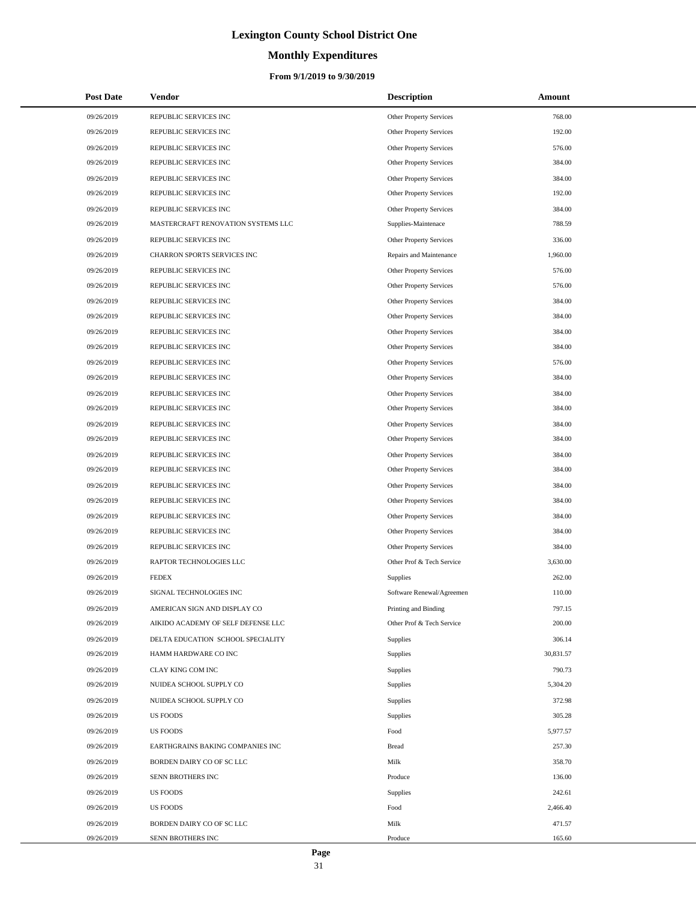# Lexington County School District One

## Monthly Expenditures

### From 9/1/2019 to 9/30/2019

| Post Date | Vendor | Description | Amount |
|---|---|---|---|
| 09/26/2019 | REPUBLIC SERVICES INC | Other Property Services | 768.00 |
| 09/26/2019 | REPUBLIC SERVICES INC | Other Property Services | 192.00 |
| 09/26/2019 | REPUBLIC SERVICES INC | Other Property Services | 576.00 |
| 09/26/2019 | REPUBLIC SERVICES INC | Other Property Services | 384.00 |
| 09/26/2019 | REPUBLIC SERVICES INC | Other Property Services | 384.00 |
| 09/26/2019 | REPUBLIC SERVICES INC | Other Property Services | 192.00 |
| 09/26/2019 | REPUBLIC SERVICES INC | Other Property Services | 384.00 |
| 09/26/2019 | MASTERCRAFT RENOVATION SYSTEMS LLC | Supplies-Maintenace | 788.59 |
| 09/26/2019 | REPUBLIC SERVICES INC | Other Property Services | 336.00 |
| 09/26/2019 | CHARRON SPORTS SERVICES INC | Repairs and Maintenance | 1,960.00 |
| 09/26/2019 | REPUBLIC SERVICES INC | Other Property Services | 576.00 |
| 09/26/2019 | REPUBLIC SERVICES INC | Other Property Services | 576.00 |
| 09/26/2019 | REPUBLIC SERVICES INC | Other Property Services | 384.00 |
| 09/26/2019 | REPUBLIC SERVICES INC | Other Property Services | 384.00 |
| 09/26/2019 | REPUBLIC SERVICES INC | Other Property Services | 384.00 |
| 09/26/2019 | REPUBLIC SERVICES INC | Other Property Services | 384.00 |
| 09/26/2019 | REPUBLIC SERVICES INC | Other Property Services | 576.00 |
| 09/26/2019 | REPUBLIC SERVICES INC | Other Property Services | 384.00 |
| 09/26/2019 | REPUBLIC SERVICES INC | Other Property Services | 384.00 |
| 09/26/2019 | REPUBLIC SERVICES INC | Other Property Services | 384.00 |
| 09/26/2019 | REPUBLIC SERVICES INC | Other Property Services | 384.00 |
| 09/26/2019 | REPUBLIC SERVICES INC | Other Property Services | 384.00 |
| 09/26/2019 | REPUBLIC SERVICES INC | Other Property Services | 384.00 |
| 09/26/2019 | REPUBLIC SERVICES INC | Other Property Services | 384.00 |
| 09/26/2019 | REPUBLIC SERVICES INC | Other Property Services | 384.00 |
| 09/26/2019 | REPUBLIC SERVICES INC | Other Property Services | 384.00 |
| 09/26/2019 | REPUBLIC SERVICES INC | Other Property Services | 384.00 |
| 09/26/2019 | REPUBLIC SERVICES INC | Other Property Services | 384.00 |
| 09/26/2019 | REPUBLIC SERVICES INC | Other Property Services | 384.00 |
| 09/26/2019 | RAPTOR TECHNOLOGIES LLC | Other Prof & Tech Service | 3,630.00 |
| 09/26/2019 | FEDEX | Supplies | 262.00 |
| 09/26/2019 | SIGNAL TECHNOLOGIES INC | Software Renewal/Agreemen | 110.00 |
| 09/26/2019 | AMERICAN SIGN AND DISPLAY CO | Printing and Binding | 797.15 |
| 09/26/2019 | AIKIDO ACADEMY OF SELF DEFENSE LLC | Other Prof & Tech Service | 200.00 |
| 09/26/2019 | DELTA EDUCATION SCHOOL SPECIALITY | Supplies | 306.14 |
| 09/26/2019 | HAMM HARDWARE CO INC | Supplies | 30,831.57 |
| 09/26/2019 | CLAY KING COM INC | Supplies | 790.73 |
| 09/26/2019 | NUIDEA SCHOOL SUPPLY CO | Supplies | 5,304.20 |
| 09/26/2019 | NUIDEA SCHOOL SUPPLY CO | Supplies | 372.98 |
| 09/26/2019 | US FOODS | Supplies | 305.28 |
| 09/26/2019 | US FOODS | Food | 5,977.57 |
| 09/26/2019 | EARTHGRAINS BAKING COMPANIES INC | Bread | 257.30 |
| 09/26/2019 | BORDEN DAIRY CO OF SC LLC | Milk | 358.70 |
| 09/26/2019 | SENN BROTHERS INC | Produce | 136.00 |
| 09/26/2019 | US FOODS | Supplies | 242.61 |
| 09/26/2019 | US FOODS | Food | 2,466.40 |
| 09/26/2019 | BORDEN DAIRY CO OF SC LLC | Milk | 471.57 |
| 09/26/2019 | SENN BROTHERS INC | Produce | 165.60 |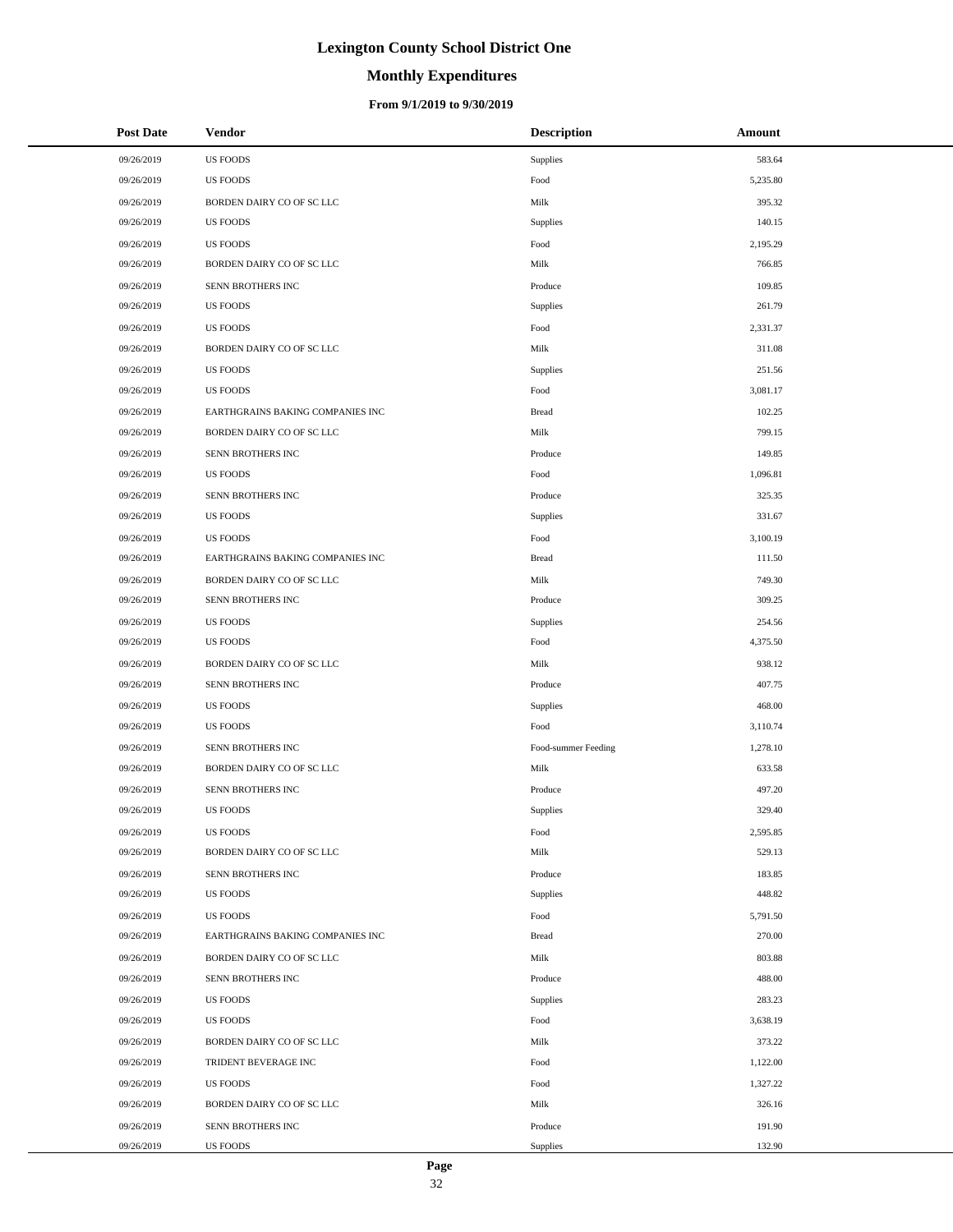# Lexington County School District One

## Monthly Expenditures

### From 9/1/2019 to 9/30/2019

| Post Date | Vendor | Description | Amount |
|---|---|---|---|
| 09/26/2019 | US FOODS | Supplies | 583.64 |
| 09/26/2019 | US FOODS | Food | 5,235.80 |
| 09/26/2019 | BORDEN DAIRY CO OF SC LLC | Milk | 395.32 |
| 09/26/2019 | US FOODS | Supplies | 140.15 |
| 09/26/2019 | US FOODS | Food | 2,195.29 |
| 09/26/2019 | BORDEN DAIRY CO OF SC LLC | Milk | 766.85 |
| 09/26/2019 | SENN BROTHERS INC | Produce | 109.85 |
| 09/26/2019 | US FOODS | Supplies | 261.79 |
| 09/26/2019 | US FOODS | Food | 2,331.37 |
| 09/26/2019 | BORDEN DAIRY CO OF SC LLC | Milk | 311.08 |
| 09/26/2019 | US FOODS | Supplies | 251.56 |
| 09/26/2019 | US FOODS | Food | 3,081.17 |
| 09/26/2019 | EARTHGRAINS BAKING COMPANIES INC | Bread | 102.25 |
| 09/26/2019 | BORDEN DAIRY CO OF SC LLC | Milk | 799.15 |
| 09/26/2019 | SENN BROTHERS INC | Produce | 149.85 |
| 09/26/2019 | US FOODS | Food | 1,096.81 |
| 09/26/2019 | SENN BROTHERS INC | Produce | 325.35 |
| 09/26/2019 | US FOODS | Supplies | 331.67 |
| 09/26/2019 | US FOODS | Food | 3,100.19 |
| 09/26/2019 | EARTHGRAINS BAKING COMPANIES INC | Bread | 111.50 |
| 09/26/2019 | BORDEN DAIRY CO OF SC LLC | Milk | 749.30 |
| 09/26/2019 | SENN BROTHERS INC | Produce | 309.25 |
| 09/26/2019 | US FOODS | Supplies | 254.56 |
| 09/26/2019 | US FOODS | Food | 4,375.50 |
| 09/26/2019 | BORDEN DAIRY CO OF SC LLC | Milk | 938.12 |
| 09/26/2019 | SENN BROTHERS INC | Produce | 407.75 |
| 09/26/2019 | US FOODS | Supplies | 468.00 |
| 09/26/2019 | US FOODS | Food | 3,110.74 |
| 09/26/2019 | SENN BROTHERS INC | Food-summer Feeding | 1,278.10 |
| 09/26/2019 | BORDEN DAIRY CO OF SC LLC | Milk | 633.58 |
| 09/26/2019 | SENN BROTHERS INC | Produce | 497.20 |
| 09/26/2019 | US FOODS | Supplies | 329.40 |
| 09/26/2019 | US FOODS | Food | 2,595.85 |
| 09/26/2019 | BORDEN DAIRY CO OF SC LLC | Milk | 529.13 |
| 09/26/2019 | SENN BROTHERS INC | Produce | 183.85 |
| 09/26/2019 | US FOODS | Supplies | 448.82 |
| 09/26/2019 | US FOODS | Food | 5,791.50 |
| 09/26/2019 | EARTHGRAINS BAKING COMPANIES INC | Bread | 270.00 |
| 09/26/2019 | BORDEN DAIRY CO OF SC LLC | Milk | 803.88 |
| 09/26/2019 | SENN BROTHERS INC | Produce | 488.00 |
| 09/26/2019 | US FOODS | Supplies | 283.23 |
| 09/26/2019 | US FOODS | Food | 3,638.19 |
| 09/26/2019 | BORDEN DAIRY CO OF SC LLC | Milk | 373.22 |
| 09/26/2019 | TRIDENT BEVERAGE INC | Food | 1,122.00 |
| 09/26/2019 | US FOODS | Food | 1,327.22 |
| 09/26/2019 | BORDEN DAIRY CO OF SC LLC | Milk | 326.16 |
| 09/26/2019 | SENN BROTHERS INC | Produce | 191.90 |
| 09/26/2019 | US FOODS | Supplies | 132.90 |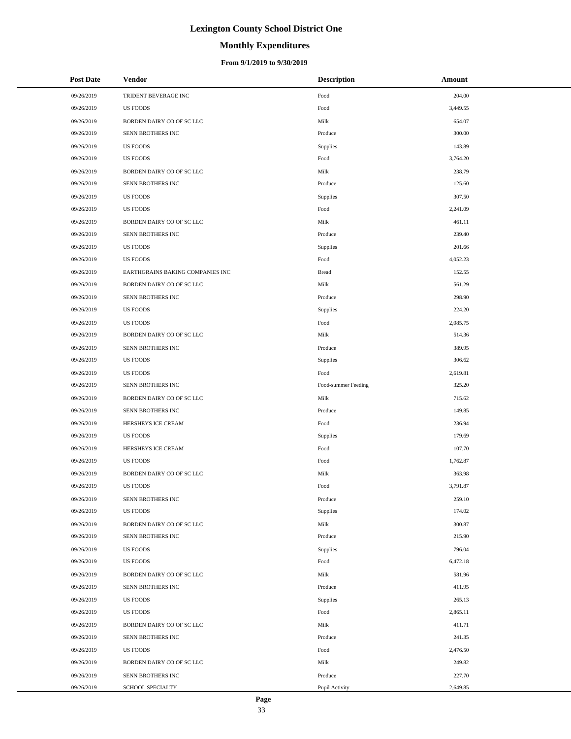# Lexington County School District One

## Monthly Expenditures

### From 9/1/2019 to 9/30/2019

| Post Date | Vendor | Description | Amount |
|---|---|---|---|
| 09/26/2019 | TRIDENT BEVERAGE INC | Food | 204.00 |
| 09/26/2019 | US FOODS | Food | 3,449.55 |
| 09/26/2019 | BORDEN DAIRY CO OF SC LLC | Milk | 654.07 |
| 09/26/2019 | SENN BROTHERS INC | Produce | 300.00 |
| 09/26/2019 | US FOODS | Supplies | 143.89 |
| 09/26/2019 | US FOODS | Food | 3,764.20 |
| 09/26/2019 | BORDEN DAIRY CO OF SC LLC | Milk | 238.79 |
| 09/26/2019 | SENN BROTHERS INC | Produce | 125.60 |
| 09/26/2019 | US FOODS | Supplies | 307.50 |
| 09/26/2019 | US FOODS | Food | 2,241.09 |
| 09/26/2019 | BORDEN DAIRY CO OF SC LLC | Milk | 461.11 |
| 09/26/2019 | SENN BROTHERS INC | Produce | 239.40 |
| 09/26/2019 | US FOODS | Supplies | 201.66 |
| 09/26/2019 | US FOODS | Food | 4,052.23 |
| 09/26/2019 | EARTHGRAINS BAKING COMPANIES INC | Bread | 152.55 |
| 09/26/2019 | BORDEN DAIRY CO OF SC LLC | Milk | 561.29 |
| 09/26/2019 | SENN BROTHERS INC | Produce | 298.90 |
| 09/26/2019 | US FOODS | Supplies | 224.20 |
| 09/26/2019 | US FOODS | Food | 2,085.75 |
| 09/26/2019 | BORDEN DAIRY CO OF SC LLC | Milk | 514.36 |
| 09/26/2019 | SENN BROTHERS INC | Produce | 389.95 |
| 09/26/2019 | US FOODS | Supplies | 306.62 |
| 09/26/2019 | US FOODS | Food | 2,619.81 |
| 09/26/2019 | SENN BROTHERS INC | Food-summer Feeding | 325.20 |
| 09/26/2019 | BORDEN DAIRY CO OF SC LLC | Milk | 715.62 |
| 09/26/2019 | SENN BROTHERS INC | Produce | 149.85 |
| 09/26/2019 | HERSHEYS ICE CREAM | Food | 236.94 |
| 09/26/2019 | US FOODS | Supplies | 179.69 |
| 09/26/2019 | HERSHEYS ICE CREAM | Food | 107.70 |
| 09/26/2019 | US FOODS | Food | 1,762.87 |
| 09/26/2019 | BORDEN DAIRY CO OF SC LLC | Milk | 363.98 |
| 09/26/2019 | US FOODS | Food | 3,791.87 |
| 09/26/2019 | SENN BROTHERS INC | Produce | 259.10 |
| 09/26/2019 | US FOODS | Supplies | 174.02 |
| 09/26/2019 | BORDEN DAIRY CO OF SC LLC | Milk | 300.87 |
| 09/26/2019 | SENN BROTHERS INC | Produce | 215.90 |
| 09/26/2019 | US FOODS | Supplies | 796.04 |
| 09/26/2019 | US FOODS | Food | 6,472.18 |
| 09/26/2019 | BORDEN DAIRY CO OF SC LLC | Milk | 581.96 |
| 09/26/2019 | SENN BROTHERS INC | Produce | 411.95 |
| 09/26/2019 | US FOODS | Supplies | 265.13 |
| 09/26/2019 | US FOODS | Food | 2,865.11 |
| 09/26/2019 | BORDEN DAIRY CO OF SC LLC | Milk | 411.71 |
| 09/26/2019 | SENN BROTHERS INC | Produce | 241.35 |
| 09/26/2019 | US FOODS | Food | 2,476.50 |
| 09/26/2019 | BORDEN DAIRY CO OF SC LLC | Milk | 249.82 |
| 09/26/2019 | SENN BROTHERS INC | Produce | 227.70 |
| 09/26/2019 | SCHOOL SPECIALTY | Pupil Activity | 2,649.85 |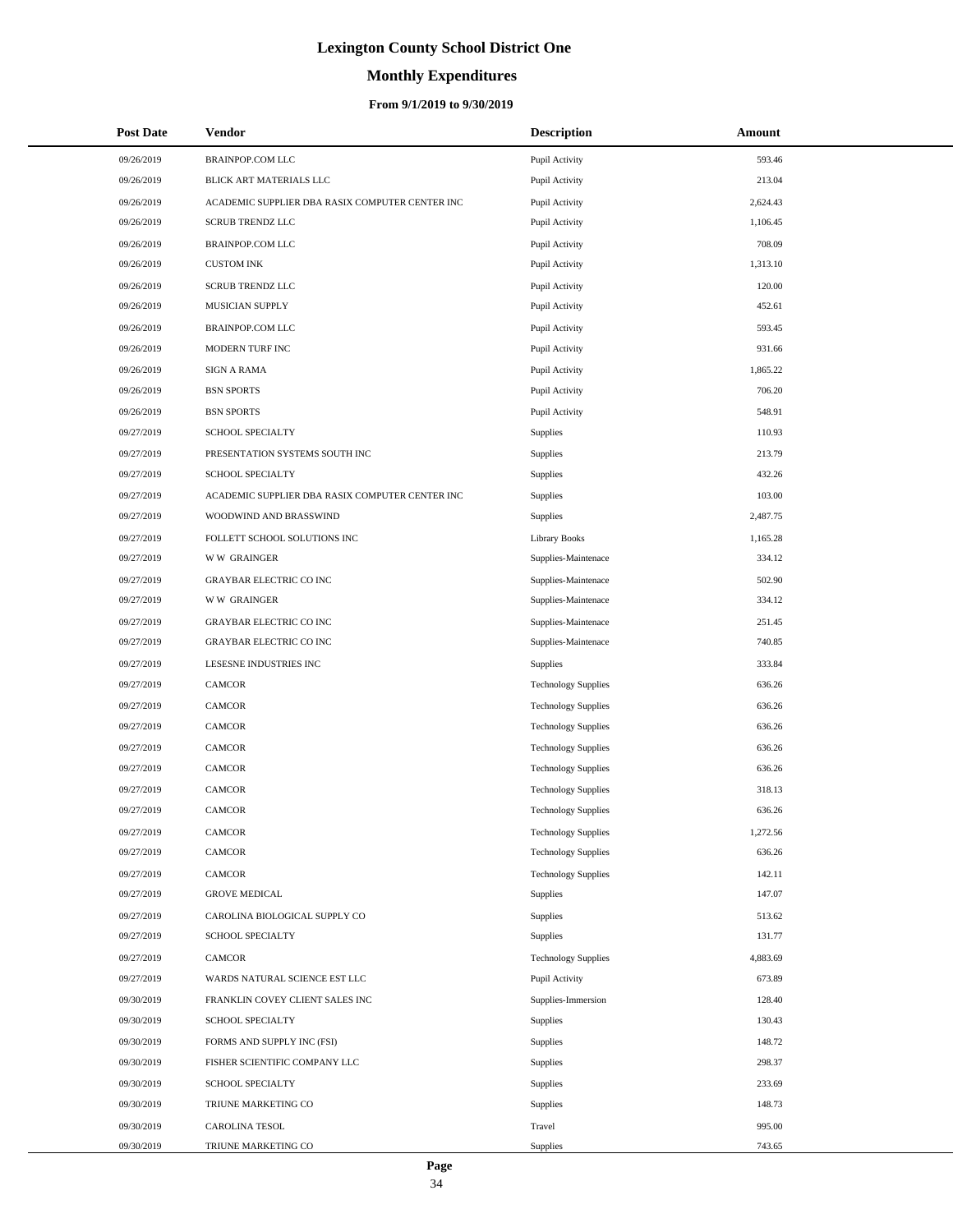# Lexington County School District One

## Monthly Expenditures

### From 9/1/2019 to 9/30/2019

| Post Date | Vendor | Description | Amount |
|---|---|---|---|
| 09/26/2019 | BRAINPOP.COM LLC | Pupil Activity | 593.46 |
| 09/26/2019 | BLICK ART MATERIALS LLC | Pupil Activity | 213.04 |
| 09/26/2019 | ACADEMIC SUPPLIER DBA RASIX COMPUTER CENTER INC | Pupil Activity | 2,624.43 |
| 09/26/2019 | SCRUB TRENDZ LLC | Pupil Activity | 1,106.45 |
| 09/26/2019 | BRAINPOP.COM LLC | Pupil Activity | 708.09 |
| 09/26/2019 | CUSTOM INK | Pupil Activity | 1,313.10 |
| 09/26/2019 | SCRUB TRENDZ LLC | Pupil Activity | 120.00 |
| 09/26/2019 | MUSICIAN SUPPLY | Pupil Activity | 452.61 |
| 09/26/2019 | BRAINPOP.COM LLC | Pupil Activity | 593.45 |
| 09/26/2019 | MODERN TURF INC | Pupil Activity | 931.66 |
| 09/26/2019 | SIGN A RAMA | Pupil Activity | 1,865.22 |
| 09/26/2019 | BSN SPORTS | Pupil Activity | 706.20 |
| 09/26/2019 | BSN SPORTS | Pupil Activity | 548.91 |
| 09/27/2019 | SCHOOL SPECIALTY | Supplies | 110.93 |
| 09/27/2019 | PRESENTATION SYSTEMS SOUTH INC | Supplies | 213.79 |
| 09/27/2019 | SCHOOL SPECIALTY | Supplies | 432.26 |
| 09/27/2019 | ACADEMIC SUPPLIER DBA RASIX COMPUTER CENTER INC | Supplies | 103.00 |
| 09/27/2019 | WOODWIND AND BRASSWIND | Supplies | 2,487.75 |
| 09/27/2019 | FOLLETT SCHOOL SOLUTIONS INC | Library Books | 1,165.28 |
| 09/27/2019 | W W GRAINGER | Supplies-Maintenace | 334.12 |
| 09/27/2019 | GRAYBAR ELECTRIC CO INC | Supplies-Maintenace | 502.90 |
| 09/27/2019 | W W GRAINGER | Supplies-Maintenace | 334.12 |
| 09/27/2019 | GRAYBAR ELECTRIC CO INC | Supplies-Maintenace | 251.45 |
| 09/27/2019 | GRAYBAR ELECTRIC CO INC | Supplies-Maintenace | 740.85 |
| 09/27/2019 | LESESNE INDUSTRIES INC | Supplies | 333.84 |
| 09/27/2019 | CAMCOR | Technology Supplies | 636.26 |
| 09/27/2019 | CAMCOR | Technology Supplies | 636.26 |
| 09/27/2019 | CAMCOR | Technology Supplies | 636.26 |
| 09/27/2019 | CAMCOR | Technology Supplies | 636.26 |
| 09/27/2019 | CAMCOR | Technology Supplies | 636.26 |
| 09/27/2019 | CAMCOR | Technology Supplies | 318.13 |
| 09/27/2019 | CAMCOR | Technology Supplies | 636.26 |
| 09/27/2019 | CAMCOR | Technology Supplies | 1,272.56 |
| 09/27/2019 | CAMCOR | Technology Supplies | 636.26 |
| 09/27/2019 | CAMCOR | Technology Supplies | 142.11 |
| 09/27/2019 | GROVE MEDICAL | Supplies | 147.07 |
| 09/27/2019 | CAROLINA BIOLOGICAL SUPPLY CO | Supplies | 513.62 |
| 09/27/2019 | SCHOOL SPECIALTY | Supplies | 131.77 |
| 09/27/2019 | CAMCOR | Technology Supplies | 4,883.69 |
| 09/27/2019 | WARDS NATURAL SCIENCE EST LLC | Pupil Activity | 673.89 |
| 09/30/2019 | FRANKLIN COVEY CLIENT SALES INC | Supplies-Immersion | 128.40 |
| 09/30/2019 | SCHOOL SPECIALTY | Supplies | 130.43 |
| 09/30/2019 | FORMS AND SUPPLY INC (FSI) | Supplies | 148.72 |
| 09/30/2019 | FISHER SCIENTIFIC COMPANY LLC | Supplies | 298.37 |
| 09/30/2019 | SCHOOL SPECIALTY | Supplies | 233.69 |
| 09/30/2019 | TRIUNE MARKETING CO | Supplies | 148.73 |
| 09/30/2019 | CAROLINA TESOL | Travel | 995.00 |
| 09/30/2019 | TRIUNE MARKETING CO | Supplies | 743.65 |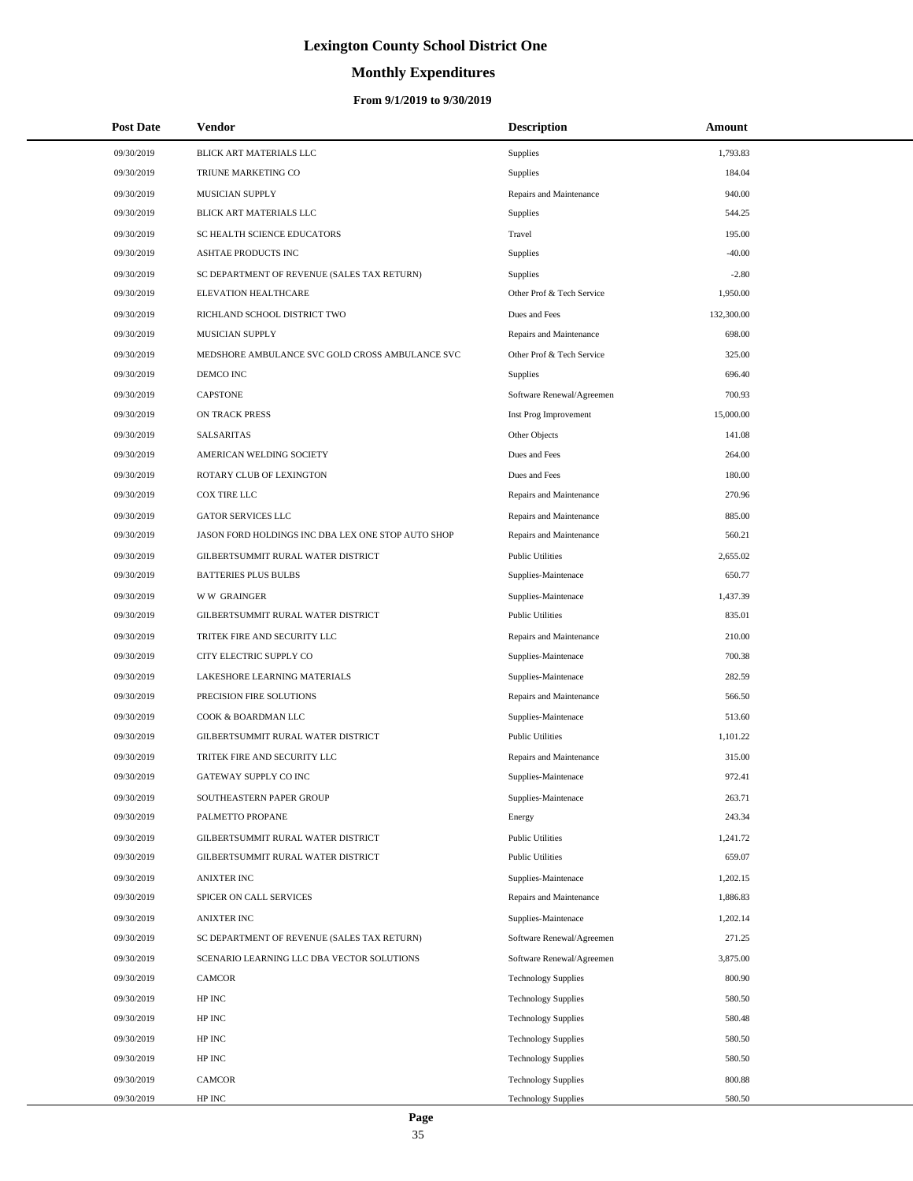# Lexington County School District One

## Monthly Expenditures

### From 9/1/2019 to 9/30/2019

| Post Date | Vendor | Description | Amount |
|---|---|---|---|
| 09/30/2019 | BLICK ART MATERIALS LLC | Supplies | 1,793.83 |
| 09/30/2019 | TRIUNE MARKETING CO | Supplies | 184.04 |
| 09/30/2019 | MUSICIAN SUPPLY | Repairs and Maintenance | 940.00 |
| 09/30/2019 | BLICK ART MATERIALS LLC | Supplies | 544.25 |
| 09/30/2019 | SC HEALTH SCIENCE EDUCATORS | Travel | 195.00 |
| 09/30/2019 | ASHTAE PRODUCTS INC | Supplies | -40.00 |
| 09/30/2019 | SC DEPARTMENT OF REVENUE (SALES TAX RETURN) | Supplies | -2.80 |
| 09/30/2019 | ELEVATION HEALTHCARE | Other Prof & Tech Service | 1,950.00 |
| 09/30/2019 | RICHLAND SCHOOL DISTRICT TWO | Dues and Fees | 132,300.00 |
| 09/30/2019 | MUSICIAN SUPPLY | Repairs and Maintenance | 698.00 |
| 09/30/2019 | MEDSHORE AMBULANCE SVC GOLD CROSS AMBULANCE SVC | Other Prof & Tech Service | 325.00 |
| 09/30/2019 | DEMCO INC | Supplies | 696.40 |
| 09/30/2019 | CAPSTONE | Software Renewal/Agreemen | 700.93 |
| 09/30/2019 | ON TRACK PRESS | Inst Prog Improvement | 15,000.00 |
| 09/30/2019 | SALSARITAS | Other Objects | 141.08 |
| 09/30/2019 | AMERICAN WELDING SOCIETY | Dues and Fees | 264.00 |
| 09/30/2019 | ROTARY CLUB OF LEXINGTON | Dues and Fees | 180.00 |
| 09/30/2019 | COX TIRE LLC | Repairs and Maintenance | 270.96 |
| 09/30/2019 | GATOR SERVICES LLC | Repairs and Maintenance | 885.00 |
| 09/30/2019 | JASON FORD HOLDINGS INC DBA LEX ONE STOP AUTO SHOP | Repairs and Maintenance | 560.21 |
| 09/30/2019 | GILBERTSUMMIT RURAL WATER DISTRICT | Public Utilities | 2,655.02 |
| 09/30/2019 | BATTERIES PLUS BULBS | Supplies-Maintenace | 650.77 |
| 09/30/2019 | W W GRAINGER | Supplies-Maintenace | 1,437.39 |
| 09/30/2019 | GILBERTSUMMIT RURAL WATER DISTRICT | Public Utilities | 835.01 |
| 09/30/2019 | TRITEK FIRE AND SECURITY LLC | Repairs and Maintenance | 210.00 |
| 09/30/2019 | CITY ELECTRIC SUPPLY CO | Supplies-Maintenace | 700.38 |
| 09/30/2019 | LAKESHORE LEARNING MATERIALS | Supplies-Maintenace | 282.59 |
| 09/30/2019 | PRECISION FIRE SOLUTIONS | Repairs and Maintenance | 566.50 |
| 09/30/2019 | COOK & BOARDMAN LLC | Supplies-Maintenace | 513.60 |
| 09/30/2019 | GILBERTSUMMIT RURAL WATER DISTRICT | Public Utilities | 1,101.22 |
| 09/30/2019 | TRITEK FIRE AND SECURITY LLC | Repairs and Maintenance | 315.00 |
| 09/30/2019 | GATEWAY SUPPLY CO INC | Supplies-Maintenace | 972.41 |
| 09/30/2019 | SOUTHEASTERN PAPER GROUP | Supplies-Maintenace | 263.71 |
| 09/30/2019 | PALMETTO PROPANE | Energy | 243.34 |
| 09/30/2019 | GILBERTSUMMIT RURAL WATER DISTRICT | Public Utilities | 1,241.72 |
| 09/30/2019 | GILBERTSUMMIT RURAL WATER DISTRICT | Public Utilities | 659.07 |
| 09/30/2019 | ANIXTER INC | Supplies-Maintenace | 1,202.15 |
| 09/30/2019 | SPICER ON CALL SERVICES | Repairs and Maintenance | 1,886.83 |
| 09/30/2019 | ANIXTER INC | Supplies-Maintenace | 1,202.14 |
| 09/30/2019 | SC DEPARTMENT OF REVENUE (SALES TAX RETURN) | Software Renewal/Agreemen | 271.25 |
| 09/30/2019 | SCENARIO LEARNING LLC DBA VECTOR SOLUTIONS | Software Renewal/Agreemen | 3,875.00 |
| 09/30/2019 | CAMCOR | Technology Supplies | 800.90 |
| 09/30/2019 | HP INC | Technology Supplies | 580.50 |
| 09/30/2019 | HP INC | Technology Supplies | 580.48 |
| 09/30/2019 | HP INC | Technology Supplies | 580.50 |
| 09/30/2019 | HP INC | Technology Supplies | 580.50 |
| 09/30/2019 | CAMCOR | Technology Supplies | 800.88 |
| 09/30/2019 | HP INC | Technology Supplies | 580.50 |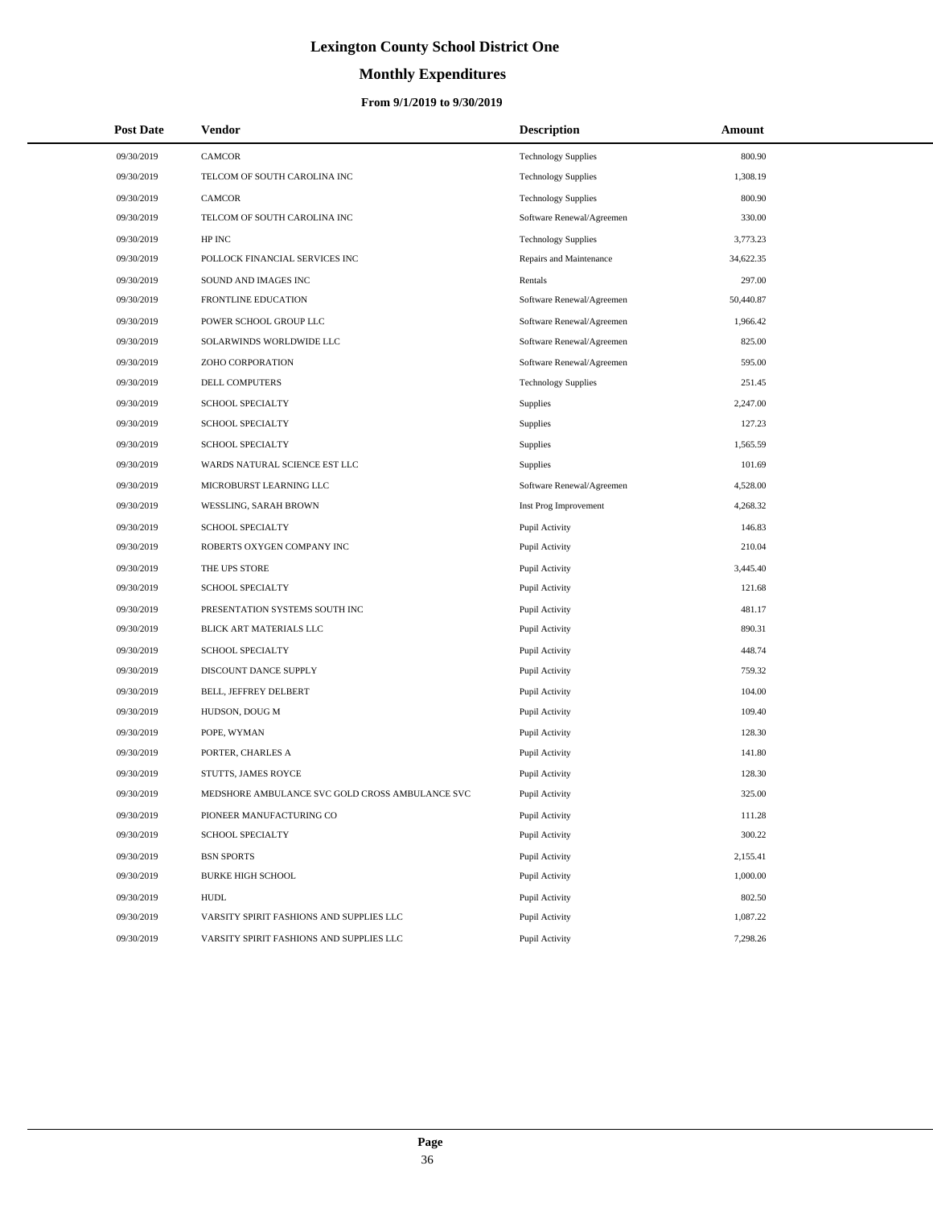# Lexington County School District One

## Monthly Expenditures

### From 9/1/2019 to 9/30/2019

| Post Date | Vendor | Description | Amount |
|---|---|---|---|
| 09/30/2019 | CAMCOR | Technology Supplies | 800.90 |
| 09/30/2019 | TELCOM OF SOUTH CAROLINA INC | Technology Supplies | 1,308.19 |
| 09/30/2019 | CAMCOR | Technology Supplies | 800.90 |
| 09/30/2019 | TELCOM OF SOUTH CAROLINA INC | Software Renewal/Agreemen | 330.00 |
| 09/30/2019 | HP INC | Technology Supplies | 3,773.23 |
| 09/30/2019 | POLLOCK FINANCIAL SERVICES INC | Repairs and Maintenance | 34,622.35 |
| 09/30/2019 | SOUND AND IMAGES INC | Rentals | 297.00 |
| 09/30/2019 | FRONTLINE EDUCATION | Software Renewal/Agreemen | 50,440.87 |
| 09/30/2019 | POWER SCHOOL GROUP LLC | Software Renewal/Agreemen | 1,966.42 |
| 09/30/2019 | SOLARWINDS WORLDWIDE LLC | Software Renewal/Agreemen | 825.00 |
| 09/30/2019 | ZOHO CORPORATION | Software Renewal/Agreemen | 595.00 |
| 09/30/2019 | DELL COMPUTERS | Technology Supplies | 251.45 |
| 09/30/2019 | SCHOOL SPECIALTY | Supplies | 2,247.00 |
| 09/30/2019 | SCHOOL SPECIALTY | Supplies | 127.23 |
| 09/30/2019 | SCHOOL SPECIALTY | Supplies | 1,565.59 |
| 09/30/2019 | WARDS NATURAL SCIENCE EST LLC | Supplies | 101.69 |
| 09/30/2019 | MICROBURST LEARNING LLC | Software Renewal/Agreemen | 4,528.00 |
| 09/30/2019 | WESSLING, SARAH BROWN | Inst Prog Improvement | 4,268.32 |
| 09/30/2019 | SCHOOL SPECIALTY | Pupil Activity | 146.83 |
| 09/30/2019 | ROBERTS OXYGEN COMPANY INC | Pupil Activity | 210.04 |
| 09/30/2019 | THE UPS STORE | Pupil Activity | 3,445.40 |
| 09/30/2019 | SCHOOL SPECIALTY | Pupil Activity | 121.68 |
| 09/30/2019 | PRESENTATION SYSTEMS SOUTH INC | Pupil Activity | 481.17 |
| 09/30/2019 | BLICK ART MATERIALS LLC | Pupil Activity | 890.31 |
| 09/30/2019 | SCHOOL SPECIALTY | Pupil Activity | 448.74 |
| 09/30/2019 | DISCOUNT DANCE SUPPLY | Pupil Activity | 759.32 |
| 09/30/2019 | BELL, JEFFREY DELBERT | Pupil Activity | 104.00 |
| 09/30/2019 | HUDSON, DOUG M | Pupil Activity | 109.40 |
| 09/30/2019 | POPE, WYMAN | Pupil Activity | 128.30 |
| 09/30/2019 | PORTER, CHARLES A | Pupil Activity | 141.80 |
| 09/30/2019 | STUTTS, JAMES ROYCE | Pupil Activity | 128.30 |
| 09/30/2019 | MEDSHORE AMBULANCE SVC GOLD CROSS AMBULANCE SVC | Pupil Activity | 325.00 |
| 09/30/2019 | PIONEER MANUFACTURING CO | Pupil Activity | 111.28 |
| 09/30/2019 | SCHOOL SPECIALTY | Pupil Activity | 300.22 |
| 09/30/2019 | BSN SPORTS | Pupil Activity | 2,155.41 |
| 09/30/2019 | BURKE HIGH SCHOOL | Pupil Activity | 1,000.00 |
| 09/30/2019 | HUDL | Pupil Activity | 802.50 |
| 09/30/2019 | VARSITY SPIRIT FASHIONS AND SUPPLIES LLC | Pupil Activity | 1,087.22 |
| 09/30/2019 | VARSITY SPIRIT FASHIONS AND SUPPLIES LLC | Pupil Activity | 7,298.26 |